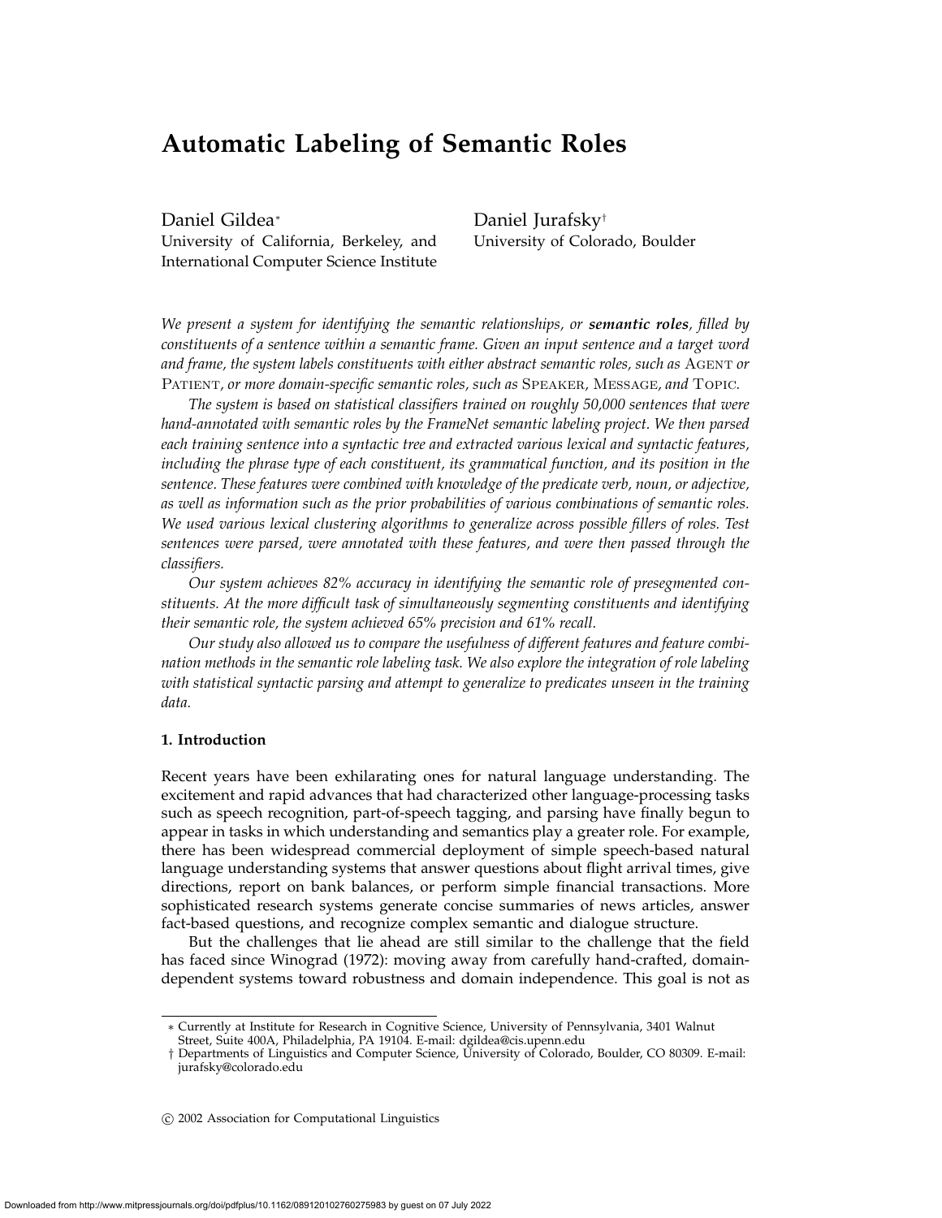# Automatic Labeling of Semantic Roles

Daniel Gildea[*]
University of California, Berkeley, and International Computer Science Institute

Daniel Jurafsky[†]
University of Colorado, Boulder

*We present a system for identifying the semantic relationships, or **semantic roles**, filled by constituents of a sentence within a semantic frame. Given an input sentence and a target word and frame, the system labels constituents with either abstract semantic roles, such as* AGENT *or* PATIENT, *or more domain-specific semantic roles, such as* SPEAKER, MESSAGE, *and* TOPIC.

*The system is based on statistical classifiers trained on roughly 50,000 sentences that were hand-annotated with semantic roles by the FrameNet semantic labeling project. We then parsed each training sentence into a syntactic tree and extracted various lexical and syntactic features, including the phrase type of each constituent, its grammatical function, and its position in the sentence. These features were combined with knowledge of the predicate verb, noun, or adjective, as well as information such as the prior probabilities of various combinations of semantic roles. We used various lexical clustering algorithms to generalize across possible fillers of roles. Test sentences were parsed, were annotated with these features, and were then passed through the classifiers.*

*Our system achieves 82% accuracy in identifying the semantic role of presegmented constituents. At the more difficult task of simultaneously segmenting constituents and identifying their semantic role, the system achieved 65% precision and 61% recall.*

*Our study also allowed us to compare the usefulness of different features and feature combination methods in the semantic role labeling task. We also explore the integration of role labeling with statistical syntactic parsing and attempt to generalize to predicates unseen in the training data.*

## 1. Introduction

Recent years have been exhilarating ones for natural language understanding. The excitement and rapid advances that had characterized other language-processing tasks such as speech recognition, part-of-speech tagging, and parsing have finally begun to appear in tasks in which understanding and semantics play a greater role. For example, there has been widespread commercial deployment of simple speech-based natural language understanding systems that answer questions about flight arrival times, give directions, report on bank balances, or perform simple financial transactions. More sophisticated research systems generate concise summaries of news articles, answer fact-based questions, and recognize complex semantic and dialogue structure.

But the challenges that lie ahead are still similar to the challenge that the field has faced since Winograd (1972): moving away from carefully hand-crafted, domain-dependent systems toward robustness and domain independence. This goal is not as

---

[*] Currently at Institute for Research in Cognitive Science, University of Pennsylvania, 3401 Walnut Street, Suite 400A, Philadelphia, PA 19104. E-mail: dgildea@cis.upenn.edu

[†] Departments of Linguistics and Computer Science, University of Colorado, Boulder, CO 80309. E-mail: jurafsky@colorado.edu

© 2002 Association for Computational Linguistics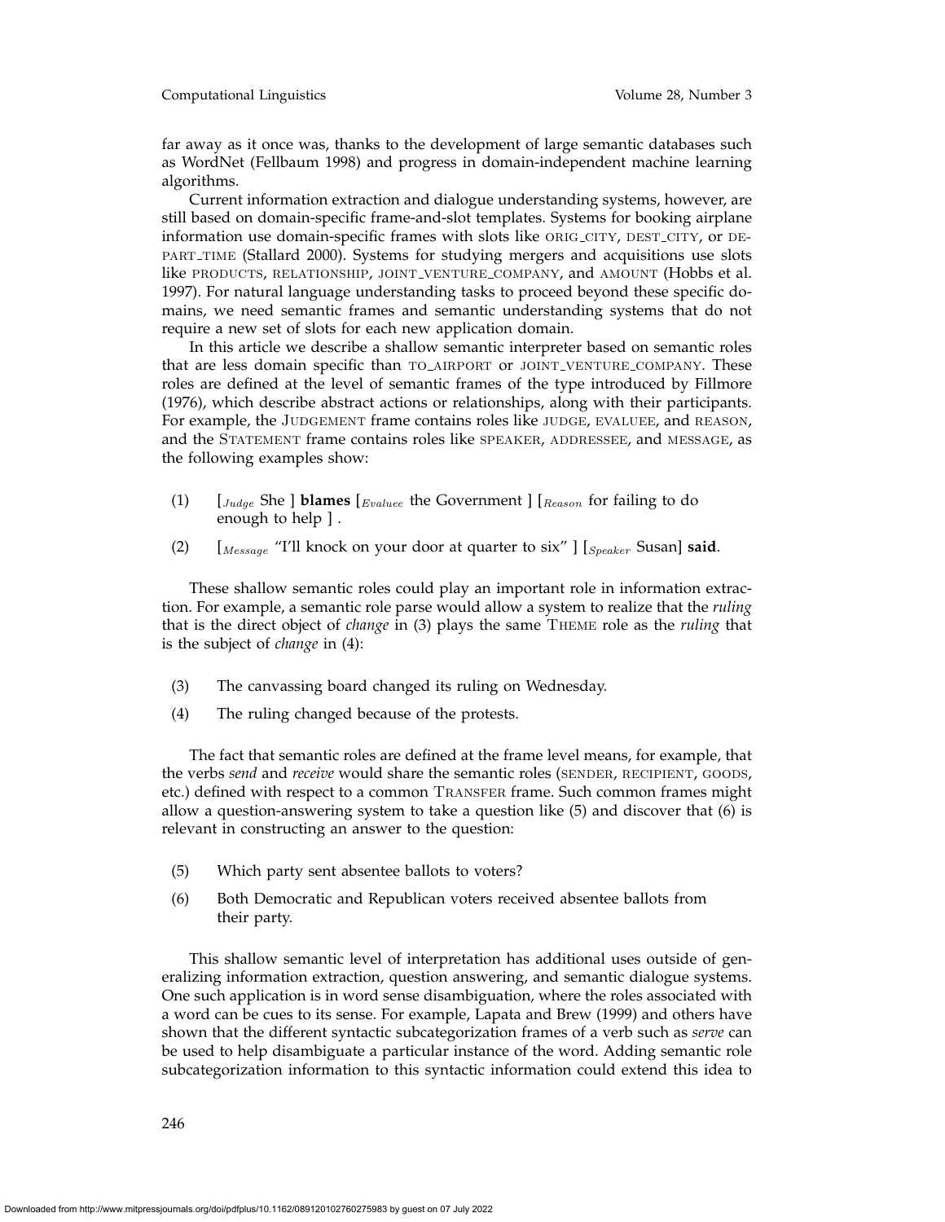far away as it once was, thanks to the development of large semantic databases such as WordNet (Fellbaum 1998) and progress in domain-independent machine learning algorithms.

Current information extraction and dialogue understanding systems, however, are still based on domain-specific frame-and-slot templates. Systems for booking airplane information use domain-specific frames with slots like ORIG_CITY, DEST_CITY, or DEPART_TIME (Stallard 2000). Systems for studying mergers and acquisitions use slots like PRODUCTS, RELATIONSHIP, JOINT_VENTURE_COMPANY, and AMOUNT (Hobbs et al. 1997). For natural language understanding tasks to proceed beyond these specific domains, we need semantic frames and semantic understanding systems that do not require a new set of slots for each new application domain.

In this article we describe a shallow semantic interpreter based on semantic roles that are less domain specific than TO_AIRPORT or JOINT_VENTURE_COMPANY. These roles are defined at the level of semantic frames of the type introduced by Fillmore (1976), which describe abstract actions or relationships, along with their participants. For example, the JUDGEMENT frame contains roles like JUDGE, EVALUEE, and REASON, and the STATEMENT frame contains roles like SPEAKER, ADDRESSEE, and MESSAGE, as the following examples show:

(1) [$_{Judge}$ She ] **blames** [$_{Evaluee}$ the Government ] [$_{Reason}$ for failing to do enough to help ] .

(2) [$_{Message}$ "I'll knock on your door at quarter to six" ] [$_{Speaker}$ Susan] **said**.

These shallow semantic roles could play an important role in information extraction. For example, a semantic role parse would allow a system to realize that the *ruling* that is the direct object of *change* in (3) plays the same THEME role as the *ruling* that is the subject of *change* in (4):

(3) The canvassing board changed its ruling on Wednesday.

(4) The ruling changed because of the protests.

The fact that semantic roles are defined at the frame level means, for example, that the verbs *send* and *receive* would share the semantic roles (SENDER, RECIPIENT, GOODS, etc.) defined with respect to a common TRANSFER frame. Such common frames might allow a question-answering system to take a question like (5) and discover that (6) is relevant in constructing an answer to the question:

(5) Which party sent absentee ballots to voters?

(6) Both Democratic and Republican voters received absentee ballots from their party.

This shallow semantic level of interpretation has additional uses outside of generalizing information extraction, question answering, and semantic dialogue systems. One such application is in word sense disambiguation, where the roles associated with a word can be cues to its sense. For example, Lapata and Brew (1999) and others have shown that the different syntactic subcategorization frames of a verb such as *serve* can be used to help disambiguate a particular instance of the word. Adding semantic role subcategorization information to this syntactic information could extend this idea to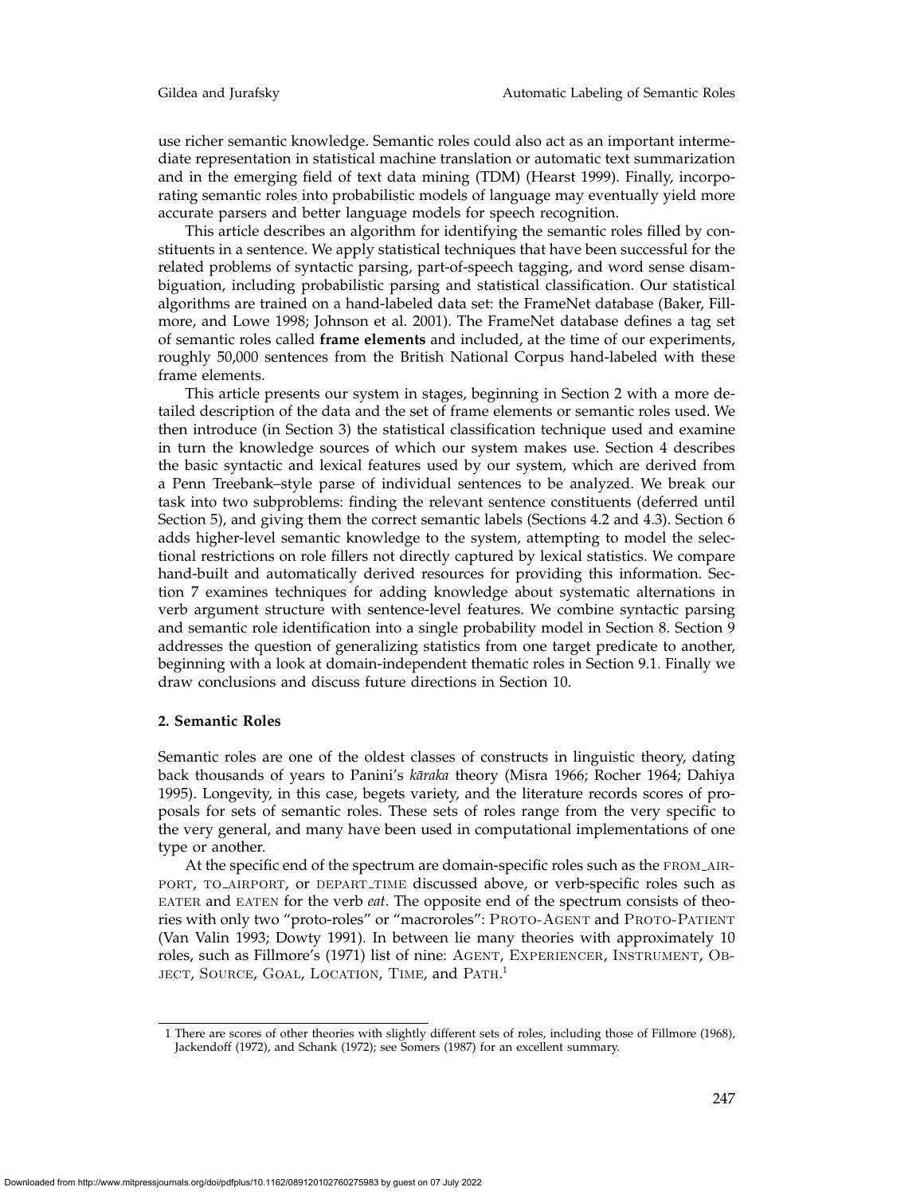use richer semantic knowledge. Semantic roles could also act as an important intermediate representation in statistical machine translation or automatic text summarization and in the emerging field of text data mining (TDM) (Hearst 1999). Finally, incorporating semantic roles into probabilistic models of language may eventually yield more accurate parsers and better language models for speech recognition.

This article describes an algorithm for identifying the semantic roles filled by constituents in a sentence. We apply statistical techniques that have been successful for the related problems of syntactic parsing, part-of-speech tagging, and word sense disambiguation, including probabilistic parsing and statistical classification. Our statistical algorithms are trained on a hand-labeled data set: the FrameNet database (Baker, Fillmore, and Lowe 1998; Johnson et al. 2001). The FrameNet database defines a tag set of semantic roles called **frame elements** and included, at the time of our experiments, roughly 50,000 sentences from the British National Corpus hand-labeled with these frame elements.

This article presents our system in stages, beginning in Section 2 with a more detailed description of the data and the set of frame elements or semantic roles used. We then introduce (in Section 3) the statistical classification technique used and examine in turn the knowledge sources of which our system makes use. Section 4 describes the basic syntactic and lexical features used by our system, which are derived from a Penn Treebank–style parse of individual sentences to be analyzed. We break our task into two subproblems: finding the relevant sentence constituents (deferred until Section 5), and giving them the correct semantic labels (Sections 4.2 and 4.3). Section 6 adds higher-level semantic knowledge to the system, attempting to model the selectional restrictions on role fillers not directly captured by lexical statistics. We compare hand-built and automatically derived resources for providing this information. Section 7 examines techniques for adding knowledge about systematic alternations in verb argument structure with sentence-level features. We combine syntactic parsing and semantic role identification into a single probability model in Section 8. Section 9 addresses the question of generalizing statistics from one target predicate to another, beginning with a look at domain-independent thematic roles in Section 9.1. Finally we draw conclusions and discuss future directions in Section 10.

## 2. Semantic Roles

Semantic roles are one of the oldest classes of constructs in linguistic theory, dating back thousands of years to Panini's *kāraka* theory (Misra 1966; Rocher 1964; Dahiya 1995). Longevity, in this case, begets variety, and the literature records scores of proposals for sets of semantic roles. These sets of roles range from the very specific to the very general, and many have been used in computational implementations of one type or another.

At the specific end of the spectrum are domain-specific roles such as the FROM_AIRPORT, TO_AIRPORT, or DEPART_TIME discussed above, or verb-specific roles such as EATER and EATEN for the verb *eat*. The opposite end of the spectrum consists of theories with only two "proto-roles" or "macroroles": PROTO-AGENT and PROTO-PATIENT (Van Valin 1993; Dowty 1991). In between lie many theories with approximately 10 roles, such as Fillmore's (1971) list of nine: AGENT, EXPERIENCER, INSTRUMENT, OBJECT, SOURCE, GOAL, LOCATION, TIME, and PATH.[1]

[1] There are scores of other theories with slightly different sets of roles, including those of Fillmore (1968), Jackendoff (1972), and Schank (1972); see Somers (1987) for an excellent summary.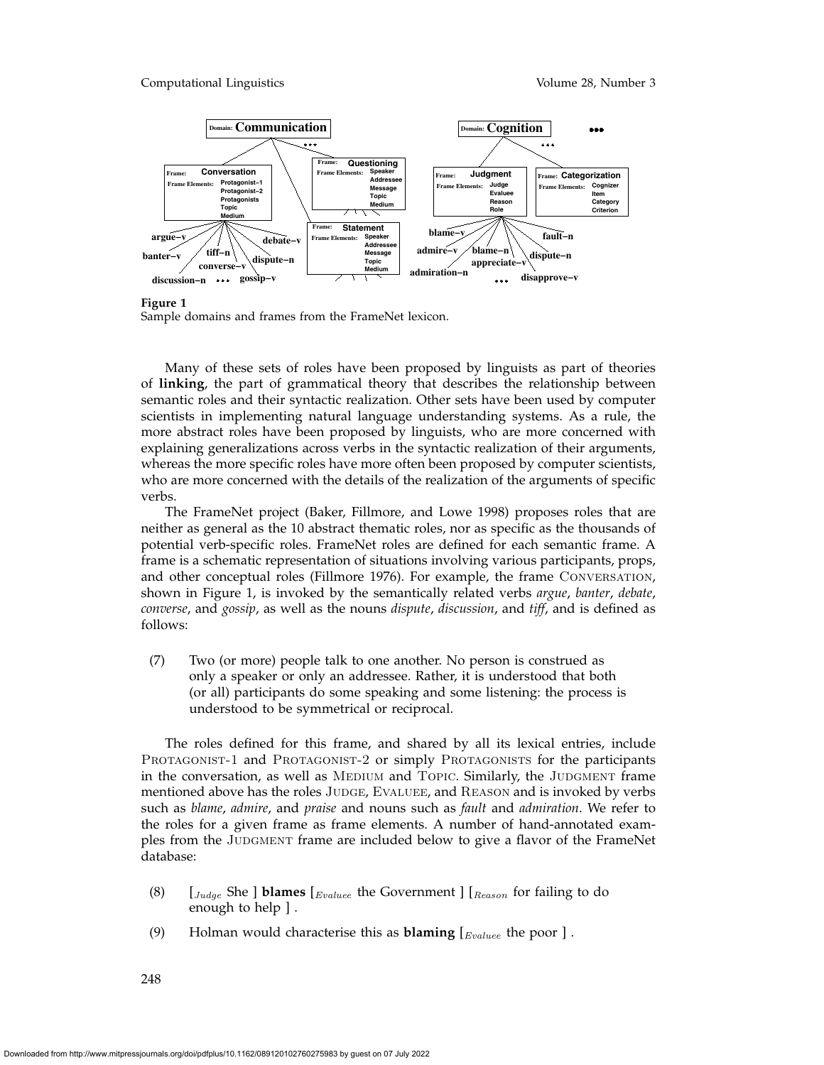**Figure 1**
Sample domains and frames from the FrameNet lexicon.

Many of these sets of roles have been proposed by linguists as part of theories of **linking**, the part of grammatical theory that describes the relationship between semantic roles and their syntactic realization. Other sets have been used by computer scientists in implementing natural language understanding systems. As a rule, the more abstract roles have been proposed by linguists, who are more concerned with explaining generalizations across verbs in the syntactic realization of their arguments, whereas the more specific roles have more often been proposed by computer scientists, who are more concerned with the details of the realization of the arguments of specific verbs.

The FrameNet project (Baker, Fillmore, and Lowe 1998) proposes roles that are neither as general as the 10 abstract thematic roles, nor as specific as the thousands of potential verb-specific roles. FrameNet roles are defined for each semantic frame. A frame is a schematic representation of situations involving various participants, props, and other conceptual roles (Fillmore 1976). For example, the frame CONVERSATION, shown in Figure 1, is invoked by the semantically related verbs *argue*, *banter*, *debate*, *converse*, and *gossip*, as well as the nouns *dispute*, *discussion*, and *tiff*, and is defined as follows:

(7) Two (or more) people talk to one another. No person is construed as only a speaker or only an addressee. Rather, it is understood that both (or all) participants do some speaking and some listening: the process is understood to be symmetrical or reciprocal.

The roles defined for this frame, and shared by all its lexical entries, include PROTAGONIST-1 and PROTAGONIST-2 or simply PROTAGONISTS for the participants in the conversation, as well as MEDIUM and TOPIC. Similarly, the JUDGMENT frame mentioned above has the roles JUDGE, EVALUEE, and REASON and is invoked by verbs such as *blame*, *admire*, and *praise* and nouns such as *fault* and *admiration*. We refer to the roles for a given frame as frame elements. A number of hand-annotated examples from the JUDGMENT frame are included below to give a flavor of the FrameNet database:

(8) [$_{Judge}$ She ] **blames** [$_{Evaluee}$ the Government ] [$_{Reason}$ for failing to do enough to help ] .

(9) Holman would characterise this as **blaming** [$_{Evaluee}$ the poor ] .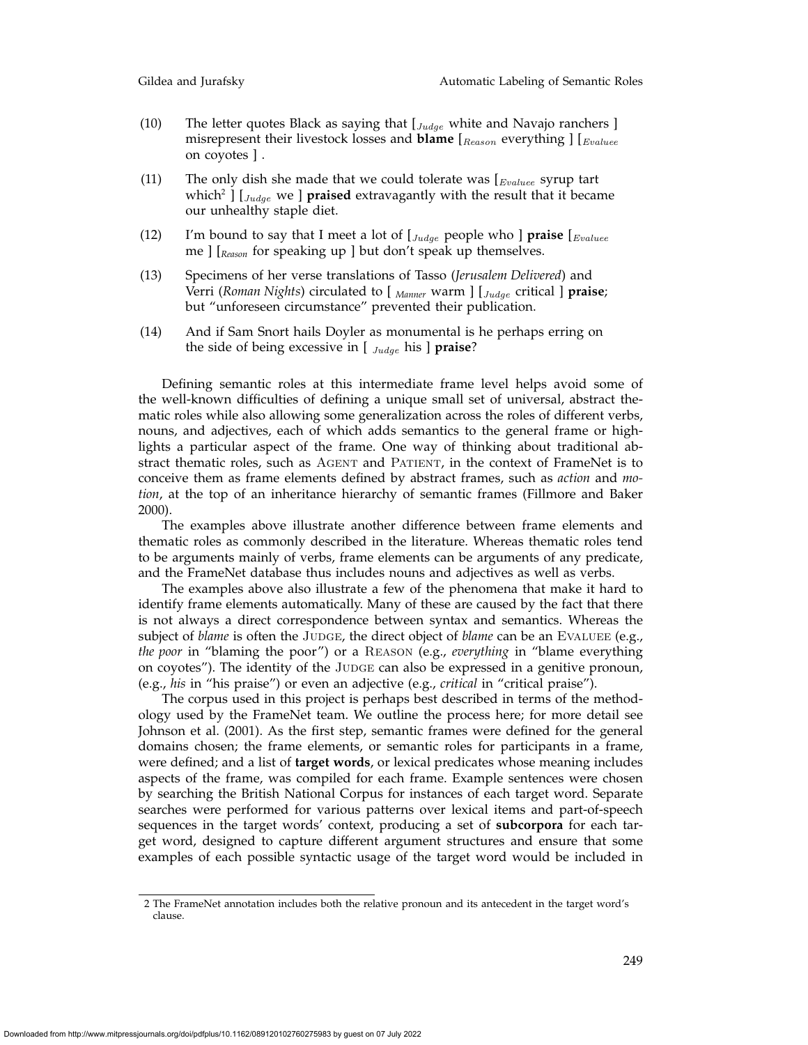(10) The letter quotes Black as saying that [$_{Judge}$ white and Navajo ranchers ] misrepresent their livestock losses and **blame** [$_{Reason}$ everything ] [$_{Evaluee}$ on coyotes ] .

(11) The only dish she made that we could tolerate was [$_{Evaluee}$ syrup tart which[2] ] [$_{Judge}$ we ] **praised** extravagantly with the result that it became our unhealthy staple diet.

(12) I'm bound to say that I meet a lot of [$_{Judge}$ people who ] **praise** [$_{Evaluee}$ me ] [$_{Reason}$ for speaking up ] but don't speak up themselves.

(13) Specimens of her verse translations of Tasso (*Jerusalem Delivered*) and Verri (*Roman Nights*) circulated to [ $_{Manner}$ warm ] [$_{Judge}$ critical ] **praise**; but "unforeseen circumstance" prevented their publication.

(14) And if Sam Snort hails Doyler as monumental is he perhaps erring on the side of being excessive in [ $_{Judge}$ his ] **praise**?

Defining semantic roles at this intermediate frame level helps avoid some of the well-known difficulties of defining a unique small set of universal, abstract thematic roles while also allowing some generalization across the roles of different verbs, nouns, and adjectives, each of which adds semantics to the general frame or highlights a particular aspect of the frame. One way of thinking about traditional abstract thematic roles, such as AGENT and PATIENT, in the context of FrameNet is to conceive them as frame elements defined by abstract frames, such as *action* and *motion*, at the top of an inheritance hierarchy of semantic frames (Fillmore and Baker 2000).

The examples above illustrate another difference between frame elements and thematic roles as commonly described in the literature. Whereas thematic roles tend to be arguments mainly of verbs, frame elements can be arguments of any predicate, and the FrameNet database thus includes nouns and adjectives as well as verbs.

The examples above also illustrate a few of the phenomena that make it hard to identify frame elements automatically. Many of these are caused by the fact that there is not always a direct correspondence between syntax and semantics. Whereas the subject of *blame* is often the JUDGE, the direct object of *blame* can be an EVALUEE (e.g., *the poor* in "blaming the poor") or a REASON (e.g., *everything* in "blame everything on coyotes"). The identity of the JUDGE can also be expressed in a genitive pronoun, (e.g., *his* in "his praise") or even an adjective (e.g., *critical* in "critical praise").

The corpus used in this project is perhaps best described in terms of the methodology used by the FrameNet team. We outline the process here; for more detail see Johnson et al. (2001). As the first step, semantic frames were defined for the general domains chosen; the frame elements, or semantic roles for participants in a frame, were defined; and a list of **target words**, or lexical predicates whose meaning includes aspects of the frame, was compiled for each frame. Example sentences were chosen by searching the British National Corpus for instances of each target word. Separate searches were performed for various patterns over lexical items and part-of-speech sequences in the target words' context, producing a set of **subcorpora** for each target word, designed to capture different argument structures and ensure that some examples of each possible syntactic usage of the target word would be included in

2 The FrameNet annotation includes both the relative pronoun and its antecedent in the target word's clause.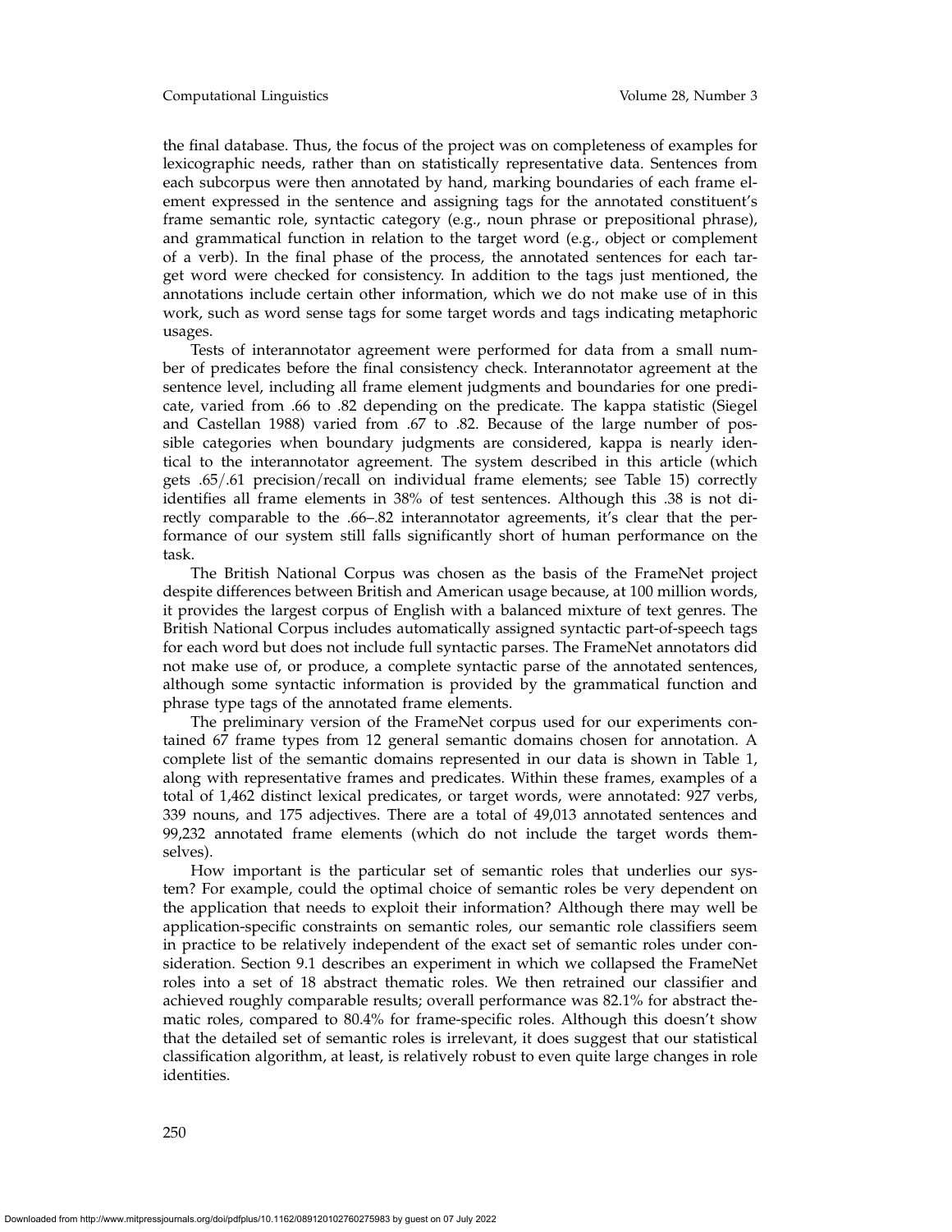the final database. Thus, the focus of the project was on completeness of examples for lexicographic needs, rather than on statistically representative data. Sentences from each subcorpus were then annotated by hand, marking boundaries of each frame element expressed in the sentence and assigning tags for the annotated constituent's frame semantic role, syntactic category (e.g., noun phrase or prepositional phrase), and grammatical function in relation to the target word (e.g., object or complement of a verb). In the final phase of the process, the annotated sentences for each target word were checked for consistency. In addition to the tags just mentioned, the annotations include certain other information, which we do not make use of in this work, such as word sense tags for some target words and tags indicating metaphoric usages.

Tests of interannotator agreement were performed for data from a small number of predicates before the final consistency check. Interannotator agreement at the sentence level, including all frame element judgments and boundaries for one predicate, varied from .66 to .82 depending on the predicate. The kappa statistic (Siegel and Castellan 1988) varied from .67 to .82. Because of the large number of possible categories when boundary judgments are considered, kappa is nearly identical to the interannotator agreement. The system described in this article (which gets .65/.61 precision/recall on individual frame elements; see Table 15) correctly identifies all frame elements in 38% of test sentences. Although this .38 is not directly comparable to the .66–.82 interannotator agreements, it's clear that the performance of our system still falls significantly short of human performance on the task.

The British National Corpus was chosen as the basis of the FrameNet project despite differences between British and American usage because, at 100 million words, it provides the largest corpus of English with a balanced mixture of text genres. The British National Corpus includes automatically assigned syntactic part-of-speech tags for each word but does not include full syntactic parses. The FrameNet annotators did not make use of, or produce, a complete syntactic parse of the annotated sentences, although some syntactic information is provided by the grammatical function and phrase type tags of the annotated frame elements.

The preliminary version of the FrameNet corpus used for our experiments contained 67 frame types from 12 general semantic domains chosen for annotation. A complete list of the semantic domains represented in our data is shown in Table 1, along with representative frames and predicates. Within these frames, examples of a total of 1,462 distinct lexical predicates, or target words, were annotated: 927 verbs, 339 nouns, and 175 adjectives. There are a total of 49,013 annotated sentences and 99,232 annotated frame elements (which do not include the target words themselves).

How important is the particular set of semantic roles that underlies our system? For example, could the optimal choice of semantic roles be very dependent on the application that needs to exploit their information? Although there may well be application-specific constraints on semantic roles, our semantic role classifiers seem in practice to be relatively independent of the exact set of semantic roles under consideration. Section 9.1 describes an experiment in which we collapsed the FrameNet roles into a set of 18 abstract thematic roles. We then retrained our classifier and achieved roughly comparable results; overall performance was 82.1% for abstract thematic roles, compared to 80.4% for frame-specific roles. Although this doesn't show that the detailed set of semantic roles is irrelevant, it does suggest that our statistical classification algorithm, at least, is relatively robust to even quite large changes in role identities.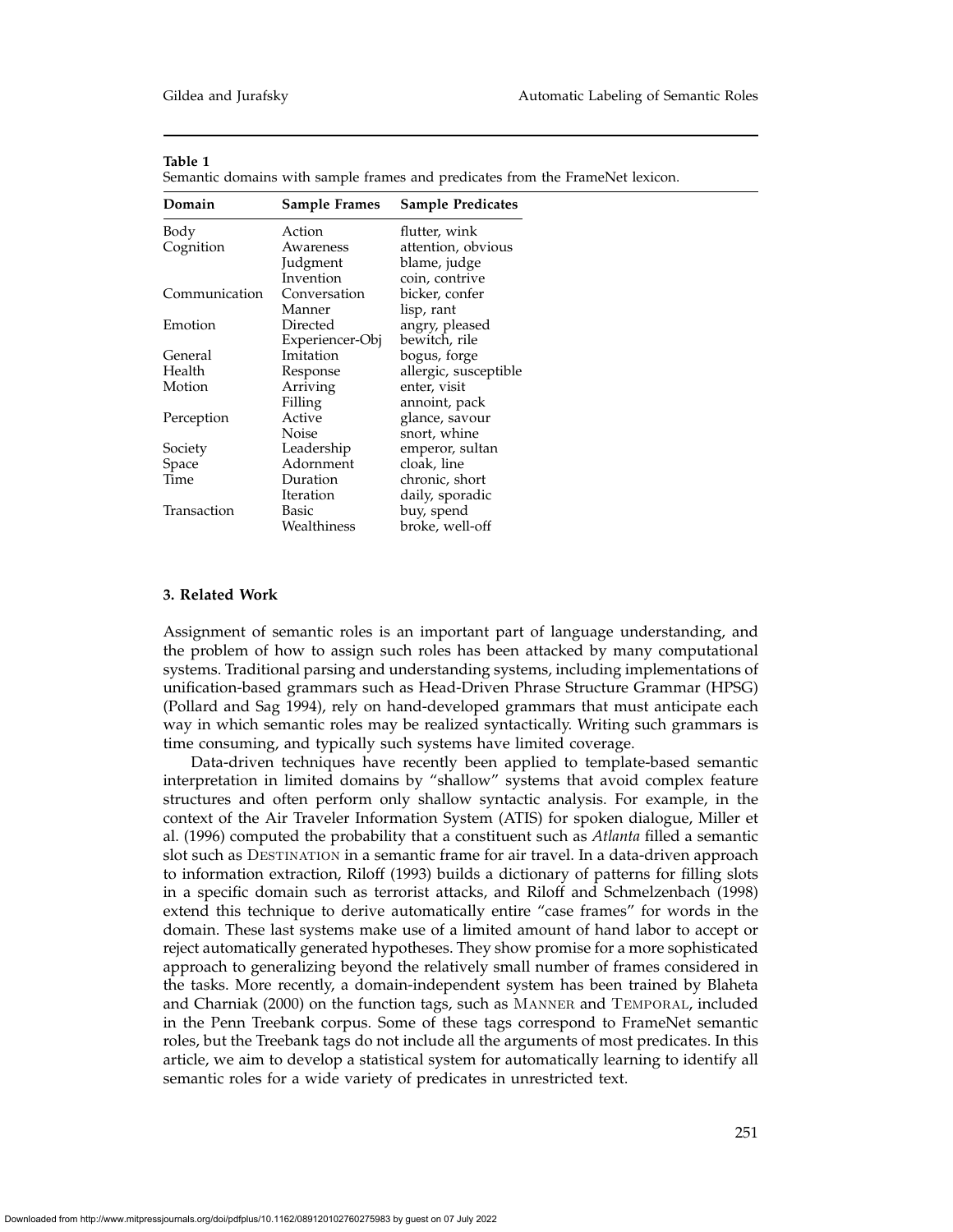**Table 1**
Semantic domains with sample frames and predicates from the FrameNet lexicon.

| Domain | Sample Frames | Sample Predicates |
|---|---|---|
| Body | Action | flutter, wink |
| Cognition | Awareness | attention, obvious |
| | Judgment | blame, judge |
| | Invention | coin, contrive |
| Communication | Conversation | bicker, confer |
| | Manner | lisp, rant |
| Emotion | Directed | angry, pleased |
| | Experiencer-Obj | bewitch, rile |
| General | Imitation | bogus, forge |
| Health | Response | allergic, susceptible |
| Motion | Arriving | enter, visit |
| | Filling | annoint, pack |
| Perception | Active | glance, savour |
| | Noise | snort, whine |
| Society | Leadership | emperor, sultan |
| Space | Adornment | cloak, line |
| Time | Duration | chronic, short |
| | Iteration | daily, sporadic |
| Transaction | Basic | buy, spend |
| | Wealthiness | broke, well-off |

## 3. Related Work

Assignment of semantic roles is an important part of language understanding, and the problem of how to assign such roles has been attacked by many computational systems. Traditional parsing and understanding systems, including implementations of unification-based grammars such as Head-Driven Phrase Structure Grammar (HPSG) (Pollard and Sag 1994), rely on hand-developed grammars that must anticipate each way in which semantic roles may be realized syntactically. Writing such grammars is time consuming, and typically such systems have limited coverage.

Data-driven techniques have recently been applied to template-based semantic interpretation in limited domains by "shallow" systems that avoid complex feature structures and often perform only shallow syntactic analysis. For example, in the context of the Air Traveler Information System (ATIS) for spoken dialogue, Miller et al. (1996) computed the probability that a constituent such as *Atlanta* filled a semantic slot such as DESTINATION in a semantic frame for air travel. In a data-driven approach to information extraction, Riloff (1993) builds a dictionary of patterns for filling slots in a specific domain such as terrorist attacks, and Riloff and Schmelzenbach (1998) extend this technique to derive automatically entire "case frames" for words in the domain. These last systems make use of a limited amount of hand labor to accept or reject automatically generated hypotheses. They show promise for a more sophisticated approach to generalizing beyond the relatively small number of frames considered in the tasks. More recently, a domain-independent system has been trained by Blaheta and Charniak (2000) on the function tags, such as MANNER and TEMPORAL, included in the Penn Treebank corpus. Some of these tags correspond to FrameNet semantic roles, but the Treebank tags do not include all the arguments of most predicates. In this article, we aim to develop a statistical system for automatically learning to identify all semantic roles for a wide variety of predicates in unrestricted text.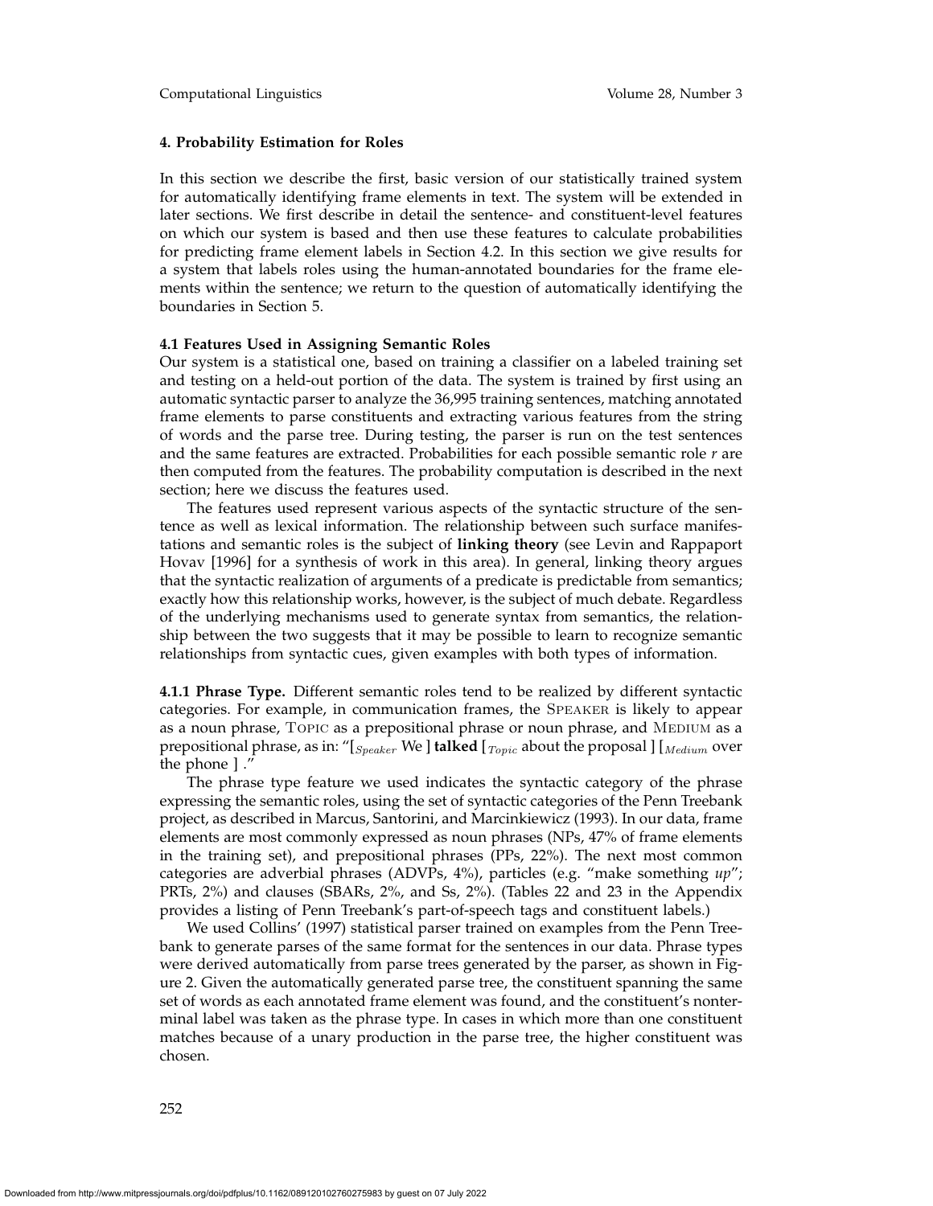## 4. Probability Estimation for Roles

In this section we describe the first, basic version of our statistically trained system for automatically identifying frame elements in text. The system will be extended in later sections. We first describe in detail the sentence- and constituent-level features on which our system is based and then use these features to calculate probabilities for predicting frame element labels in Section 4.2. In this section we give results for a system that labels roles using the human-annotated boundaries for the frame elements within the sentence; we return to the question of automatically identifying the boundaries in Section 5.

### 4.1 Features Used in Assigning Semantic Roles

Our system is a statistical one, based on training a classifier on a labeled training set and testing on a held-out portion of the data. The system is trained by first using an automatic syntactic parser to analyze the 36,995 training sentences, matching annotated frame elements to parse constituents and extracting various features from the string of words and the parse tree. During testing, the parser is run on the test sentences and the same features are extracted. Probabilities for each possible semantic role *r* are then computed from the features. The probability computation is described in the next section; here we discuss the features used.

The features used represent various aspects of the syntactic structure of the sentence as well as lexical information. The relationship between such surface manifestations and semantic roles is the subject of **linking theory** (see Levin and Rappaport Hovav [1996] for a synthesis of work in this area). In general, linking theory argues that the syntactic realization of arguments of a predicate is predictable from semantics; exactly how this relationship works, however, is the subject of much debate. Regardless of the underlying mechanisms used to generate syntax from semantics, the relationship between the two suggests that it may be possible to learn to recognize semantic relationships from syntactic cues, given examples with both types of information.

**4.1.1 Phrase Type.** Different semantic roles tend to be realized by different syntactic categories. For example, in communication frames, the SPEAKER is likely to appear as a noun phrase, TOPIC as a prepositional phrase or noun phrase, and MEDIUM as a prepositional phrase, as in: "[$_{Speaker}$ We ] **talked** [$_{Topic}$ about the proposal ] [$_{Medium}$ over the phone ] ."

The phrase type feature we used indicates the syntactic category of the phrase expressing the semantic roles, using the set of syntactic categories of the Penn Treebank project, as described in Marcus, Santorini, and Marcinkiewicz (1993). In our data, frame elements are most commonly expressed as noun phrases (NPs, 47% of frame elements in the training set), and prepositional phrases (PPs, 22%). The next most common categories are adverbial phrases (ADVPs, 4%), particles (e.g. "make something *up*"; PRTs, 2%) and clauses (SBARs, 2%, and Ss, 2%). (Tables 22 and 23 in the Appendix provides a listing of Penn Treebank's part-of-speech tags and constituent labels.)

We used Collins' (1997) statistical parser trained on examples from the Penn Treebank to generate parses of the same format for the sentences in our data. Phrase types were derived automatically from parse trees generated by the parser, as shown in Figure 2. Given the automatically generated parse tree, the constituent spanning the same set of words as each annotated frame element was found, and the constituent's nonterminal label was taken as the phrase type. In cases in which more than one constituent matches because of a unary production in the parse tree, the higher constituent was chosen.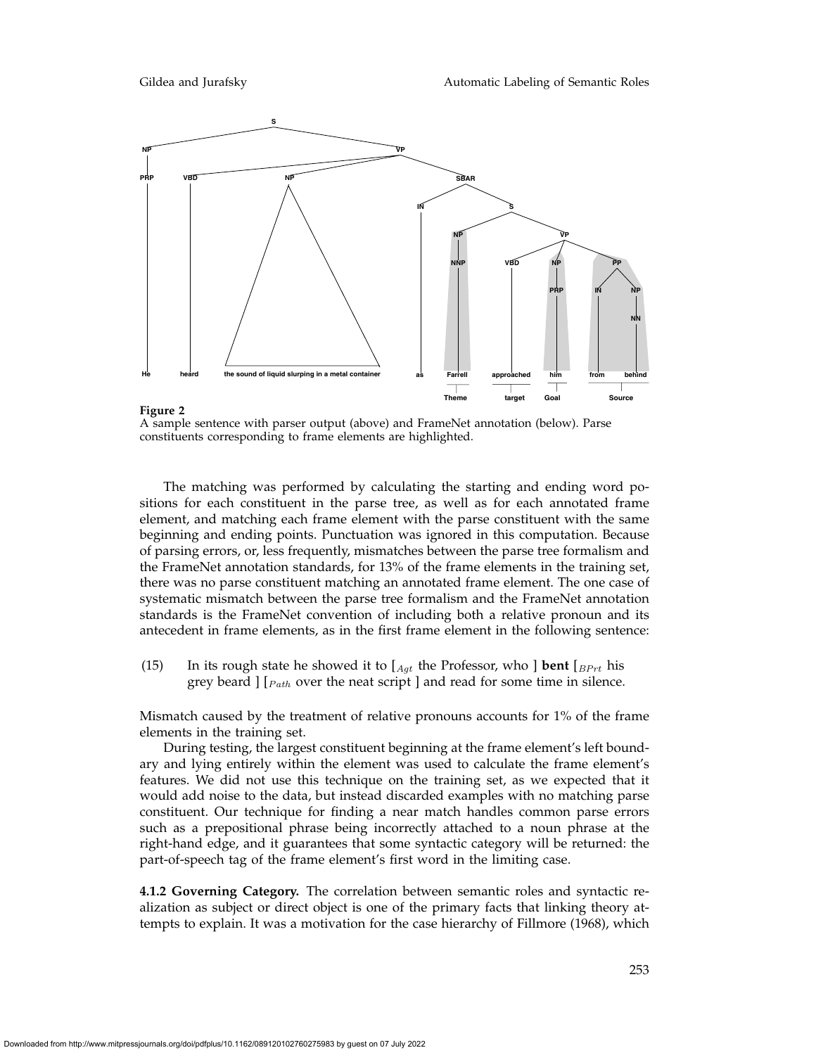S

NP VP

PRP VBD NP SBAR

IN S

NP VP

NNP VBD NP PP

PRP IN NP

NN

He heard the sound of liquid slurping in a metal container as Farrell approached him from behind

Theme target Goal Source

**Figure 2**
A sample sentence with parser output (above) and FrameNet annotation (below). Parse constituents corresponding to frame elements are highlighted.

The matching was performed by calculating the starting and ending word positions for each constituent in the parse tree, as well as for each annotated frame element, and matching each frame element with the parse constituent with the same beginning and ending points. Punctuation was ignored in this computation. Because of parsing errors, or, less frequently, mismatches between the parse tree formalism and the FrameNet annotation standards, for 13% of the frame elements in the training set, there was no parse constituent matching an annotated frame element. The one case of systematic mismatch between the parse tree formalism and the FrameNet annotation standards is the FrameNet convention of including both a relative pronoun and its antecedent in frame elements, as in the first frame element in the following sentence:

(15) In its rough state he showed it to [$_{Agt}$ the Professor, who ] **bent** [$_{BPrt}$ his grey beard ] [$_{Path}$ over the neat script ] and read for some time in silence.

Mismatch caused by the treatment of relative pronouns accounts for 1% of the frame elements in the training set.

During testing, the largest constituent beginning at the frame element's left boundary and lying entirely within the element was used to calculate the frame element's features. We did not use this technique on the training set, as we expected that it would add noise to the data, but instead discarded examples with no matching parse constituent. Our technique for finding a near match handles common parse errors such as a prepositional phrase being incorrectly attached to a noun phrase at the right-hand edge, and it guarantees that some syntactic category will be returned: the part-of-speech tag of the frame element's first word in the limiting case.

**4.1.2 Governing Category.** The correlation between semantic roles and syntactic realization as subject or direct object is one of the primary facts that linking theory attempts to explain. It was a motivation for the case hierarchy of Fillmore (1968), which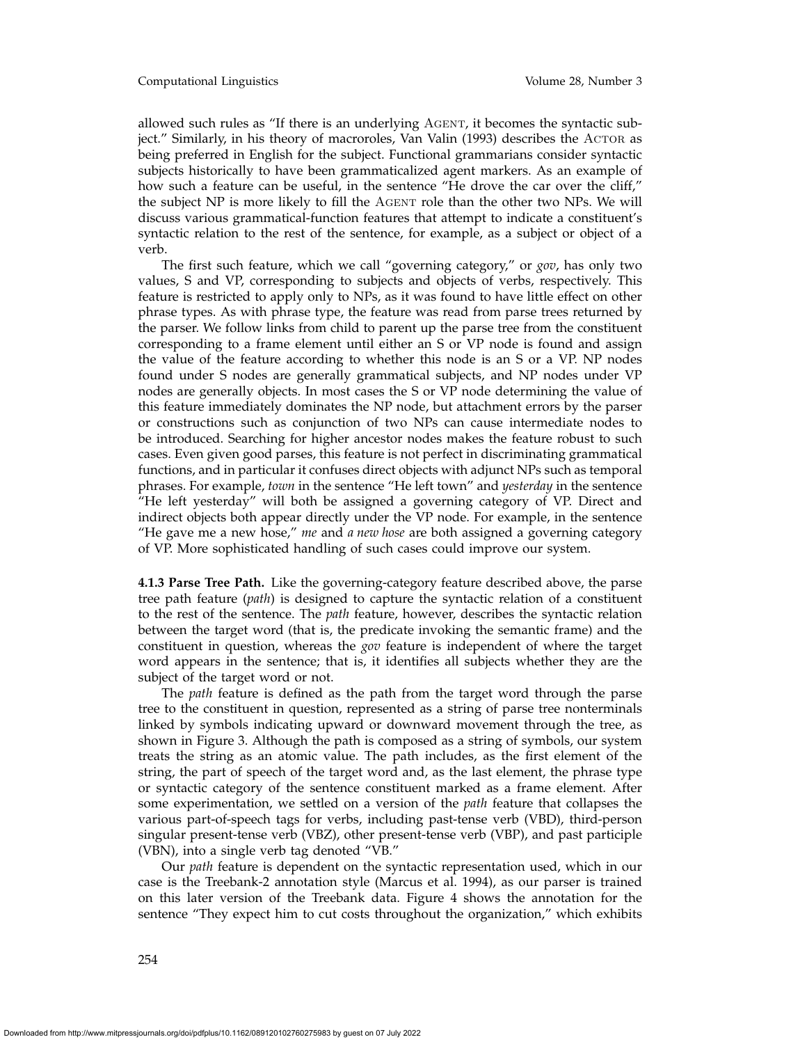allowed such rules as "If there is an underlying AGENT, it becomes the syntactic subject." Similarly, in his theory of macroroles, Van Valin (1993) describes the ACTOR as being preferred in English for the subject. Functional grammarians consider syntactic subjects historically to have been grammaticalized agent markers. As an example of how such a feature can be useful, in the sentence "He drove the car over the cliff," the subject NP is more likely to fill the AGENT role than the other two NPs. We will discuss various grammatical-function features that attempt to indicate a constituent's syntactic relation to the rest of the sentence, for example, as a subject or object of a verb.

The first such feature, which we call "governing category," or *gov*, has only two values, S and VP, corresponding to subjects and objects of verbs, respectively. This feature is restricted to apply only to NPs, as it was found to have little effect on other phrase types. As with phrase type, the feature was read from parse trees returned by the parser. We follow links from child to parent up the parse tree from the constituent corresponding to a frame element until either an S or VP node is found and assign the value of the feature according to whether this node is an S or a VP. NP nodes found under S nodes are generally grammatical subjects, and NP nodes under VP nodes are generally objects. In most cases the S or VP node determining the value of this feature immediately dominates the NP node, but attachment errors by the parser or constructions such as conjunction of two NPs can cause intermediate nodes to be introduced. Searching for higher ancestor nodes makes the feature robust to such cases. Even given good parses, this feature is not perfect in discriminating grammatical functions, and in particular it confuses direct objects with adjunct NPs such as temporal phrases. For example, *town* in the sentence "He left town" and *yesterday* in the sentence "He left yesterday" will both be assigned a governing category of VP. Direct and indirect objects both appear directly under the VP node. For example, in the sentence "He gave me a new hose," *me* and *a new hose* are both assigned a governing category of VP. More sophisticated handling of such cases could improve our system.

**4.1.3 Parse Tree Path.** Like the governing-category feature described above, the parse tree path feature (*path*) is designed to capture the syntactic relation of a constituent to the rest of the sentence. The *path* feature, however, describes the syntactic relation between the target word (that is, the predicate invoking the semantic frame) and the constituent in question, whereas the *gov* feature is independent of where the target word appears in the sentence; that is, it identifies all subjects whether they are the subject of the target word or not.

The *path* feature is defined as the path from the target word through the parse tree to the constituent in question, represented as a string of parse tree nonterminals linked by symbols indicating upward or downward movement through the tree, as shown in Figure 3. Although the path is composed as a string of symbols, our system treats the string as an atomic value. The path includes, as the first element of the string, the part of speech of the target word and, as the last element, the phrase type or syntactic category of the sentence constituent marked as a frame element. After some experimentation, we settled on a version of the *path* feature that collapses the various part-of-speech tags for verbs, including past-tense verb (VBD), third-person singular present-tense verb (VBZ), other present-tense verb (VBP), and past participle (VBN), into a single verb tag denoted "VB."

Our *path* feature is dependent on the syntactic representation used, which in our case is the Treebank-2 annotation style (Marcus et al. 1994), as our parser is trained on this later version of the Treebank data. Figure 4 shows the annotation for the sentence "They expect him to cut costs throughout the organization," which exhibits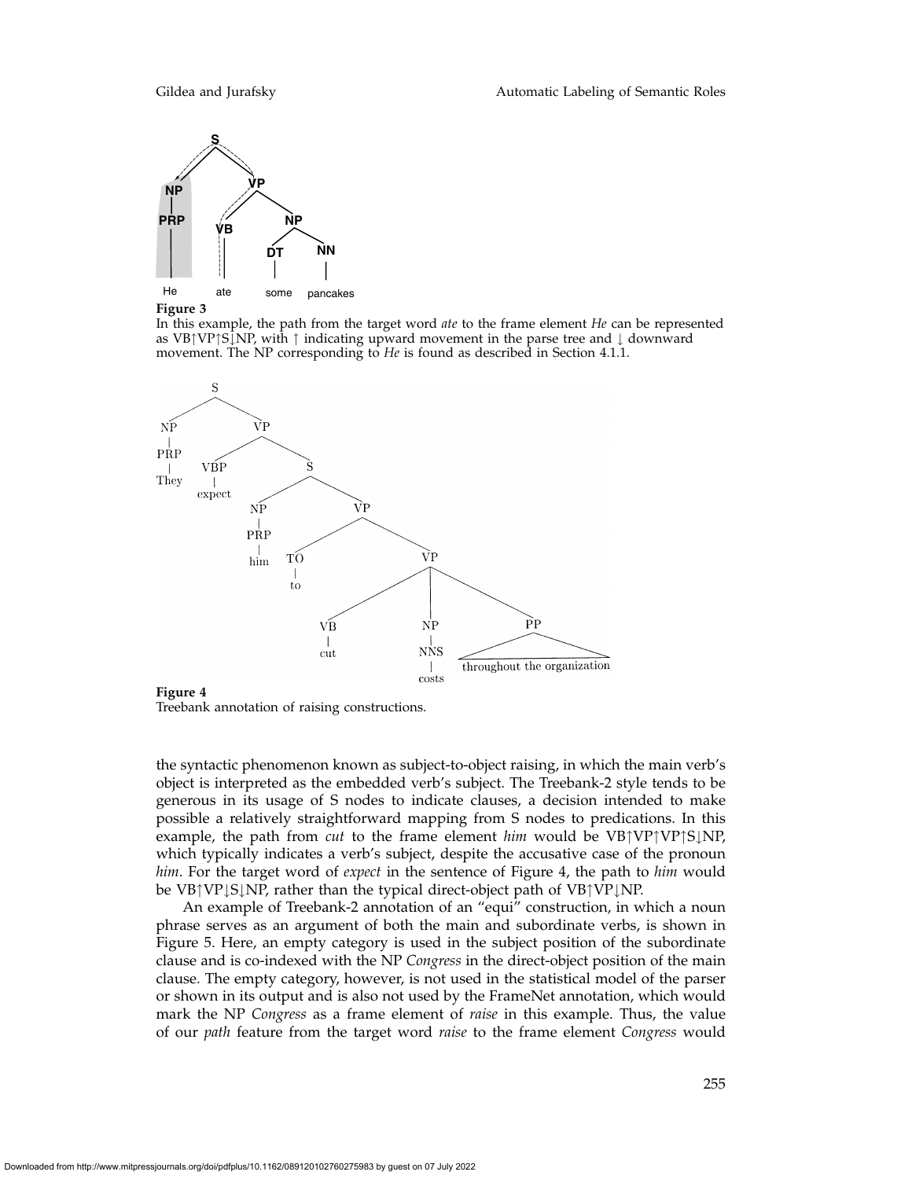**Figure 3**
In this example, the path from the target word *ate* to the frame element *He* can be represented as VB↑VP↑S↓NP, with ↑ indicating upward movement in the parse tree and ↓ downward movement. The NP corresponding to *He* is found as described in Section 4.1.1.

**Figure 4**
Treebank annotation of raising constructions.

the syntactic phenomenon known as subject-to-object raising, in which the main verb's object is interpreted as the embedded verb's subject. The Treebank-2 style tends to be generous in its usage of S nodes to indicate clauses, a decision intended to make possible a relatively straightforward mapping from S nodes to predications. In this example, the path from *cut* to the frame element *him* would be VB↑VP↑VP↑S↓NP, which typically indicates a verb's subject, despite the accusative case of the pronoun *him*. For the target word of *expect* in the sentence of Figure 4, the path to *him* would be VB↑VP↓S↓NP, rather than the typical direct-object path of VB↑VP↓NP.

An example of Treebank-2 annotation of an "equi" construction, in which a noun phrase serves as an argument of both the main and subordinate verbs, is shown in Figure 5. Here, an empty category is used in the subject position of the subordinate clause and is co-indexed with the NP *Congress* in the direct-object position of the main clause. The empty category, however, is not used in the statistical model of the parser or shown in its output and is also not used by the FrameNet annotation, which would mark the NP *Congress* as a frame element of *raise* in this example. Thus, the value of our *path* feature from the target word *raise* to the frame element *Congress* would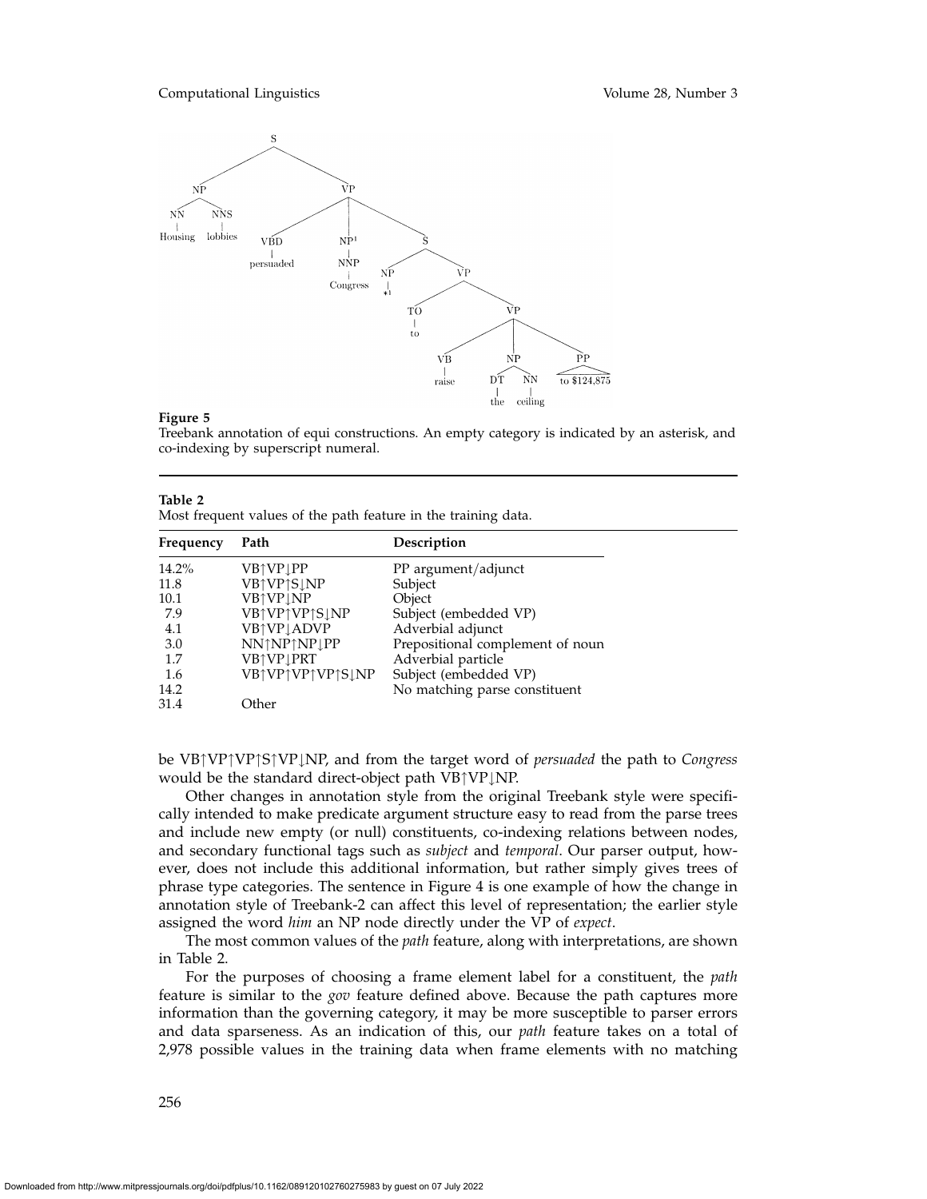**Figure 5**
Treebank annotation of equi constructions. An empty category is indicated by an asterisk, and co-indexing by superscript numeral.

**Table 2**
Most frequent values of the path feature in the training data.

| Frequency | Path | Description |
|---|---|---|
| 14.2% | VB↑VP↓PP | PP argument/adjunct |
| 11.8 | VB↑VP↑S↓NP | Subject |
| 10.1 | VB↑VP↓NP | Object |
| 7.9 | VB↑VP↑VP↑S↓NP | Subject (embedded VP) |
| 4.1 | VB↑VP↓ADVP | Adverbial adjunct |
| 3.0 | NN↑NP↑NP↓PP | Prepositional complement of noun |
| 1.7 | VB↑VP↓PRT | Adverbial particle |
| 1.6 | VB↑VP↑VP↑VP↑S↓NP | Subject (embedded VP) |
| 14.2 | | No matching parse constituent |
| 31.4 | Other | |

be VB↑VP↑VP↑S↑VP↓NP, and from the target word of *persuaded* the path to *Congress* would be the standard direct-object path VB↑VP↓NP.

Other changes in annotation style from the original Treebank style were specifically intended to make predicate argument structure easy to read from the parse trees and include new empty (or null) constituents, co-indexing relations between nodes, and secondary functional tags such as *subject* and *temporal*. Our parser output, however, does not include this additional information, but rather simply gives trees of phrase type categories. The sentence in Figure 4 is one example of how the change in annotation style of Treebank-2 can affect this level of representation; the earlier style assigned the word *him* an NP node directly under the VP of *expect*.

The most common values of the *path* feature, along with interpretations, are shown in Table 2.

For the purposes of choosing a frame element label for a constituent, the *path* feature is similar to the *gov* feature defined above. Because the path captures more information than the governing category, it may be more susceptible to parser errors and data sparseness. As an indication of this, our *path* feature takes on a total of 2,978 possible values in the training data when frame elements with no matching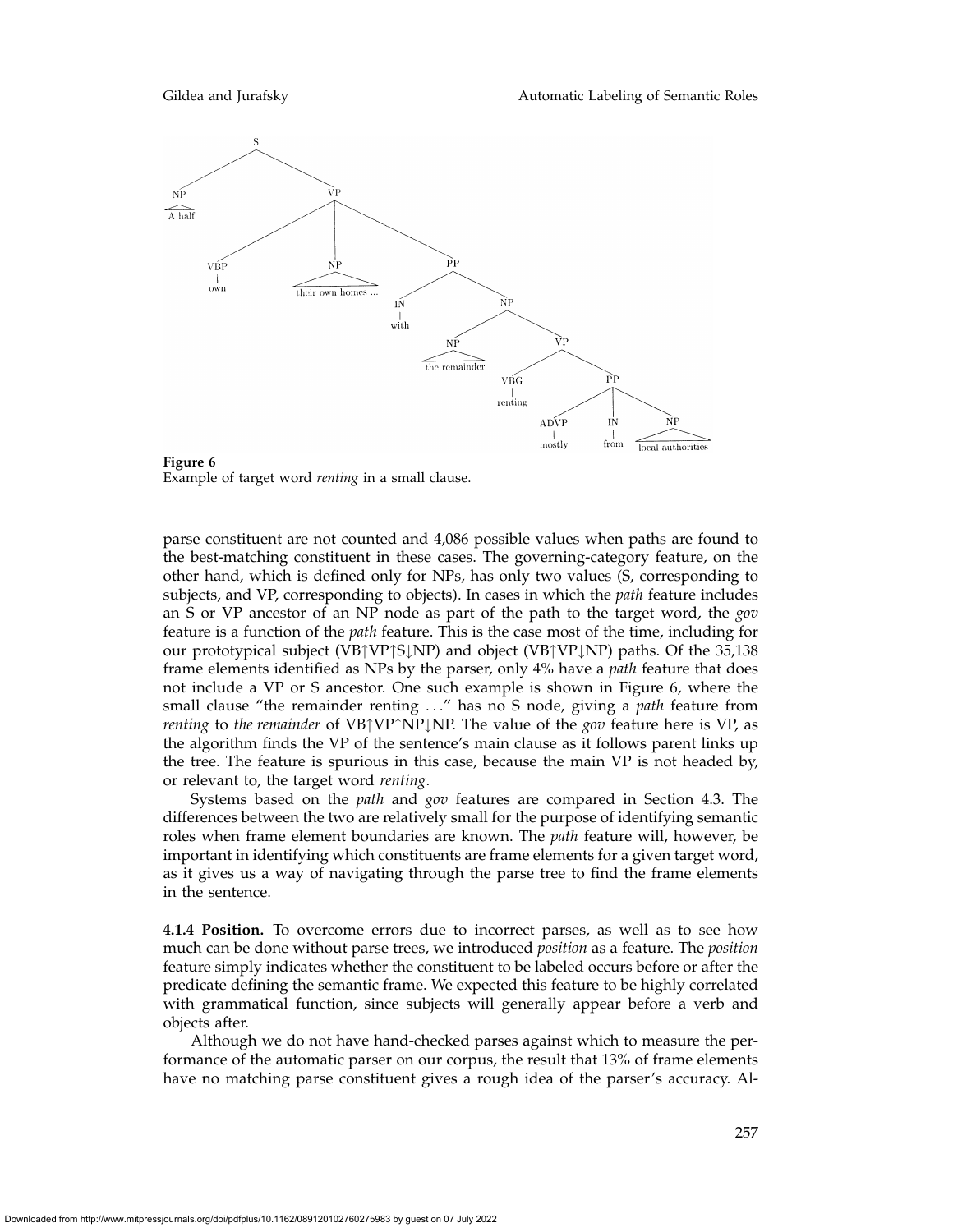S

NP

A half

VP

VBP

own

NP

their own homes ...

PP

IN

with

NP

NP

the remainder

VP

VBG

renting

PP

ADVP

mostly

IN

from

NP

local authorities

**Figure 6**
Example of target word *renting* in a small clause.

parse constituent are not counted and 4,086 possible values when paths are found to the best-matching constituent in these cases. The governing-category feature, on the other hand, which is defined only for NPs, has only two values (S, corresponding to subjects, and VP, corresponding to objects). In cases in which the *path* feature includes an S or VP ancestor of an NP node as part of the path to the target word, the *gov* feature is a function of the *path* feature. This is the case most of the time, including for our prototypical subject (VB↑VP↑S↓NP) and object (VB↑VP↓NP) paths. Of the 35,138 frame elements identified as NPs by the parser, only 4% have a *path* feature that does not include a VP or S ancestor. One such example is shown in Figure 6, where the small clause "the remainder renting ..." has no S node, giving a *path* feature from *renting* to *the remainder* of VB↑VP↑NP↓NP. The value of the *gov* feature here is VP, as the algorithm finds the VP of the sentence's main clause as it follows parent links up the tree. The feature is spurious in this case, because the main VP is not headed by, or relevant to, the target word *renting*.

Systems based on the *path* and *gov* features are compared in Section 4.3. The differences between the two are relatively small for the purpose of identifying semantic roles when frame element boundaries are known. The *path* feature will, however, be important in identifying which constituents are frame elements for a given target word, as it gives us a way of navigating through the parse tree to find the frame elements in the sentence.

**4.1.4 Position.** To overcome errors due to incorrect parses, as well as to see how much can be done without parse trees, we introduced *position* as a feature. The *position* feature simply indicates whether the constituent to be labeled occurs before or after the predicate defining the semantic frame. We expected this feature to be highly correlated with grammatical function, since subjects will generally appear before a verb and objects after.

Although we do not have hand-checked parses against which to measure the performance of the automatic parser on our corpus, the result that 13% of frame elements have no matching parse constituent gives a rough idea of the parser's accuracy. Al-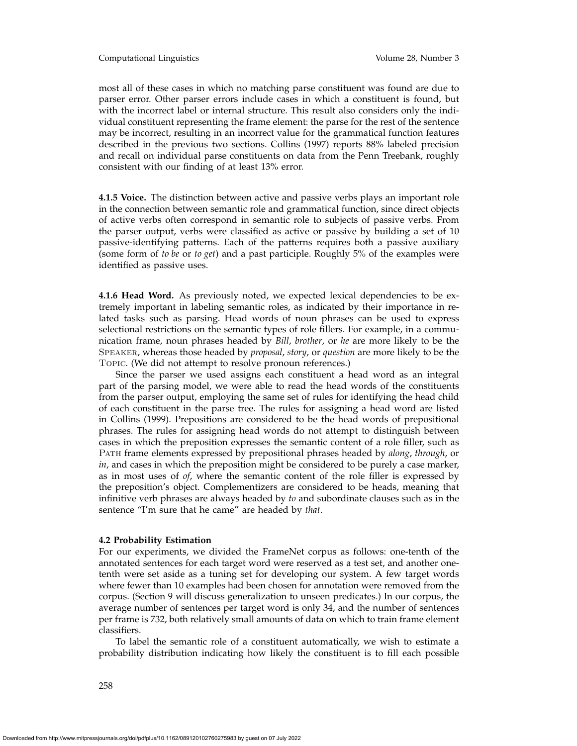most all of these cases in which no matching parse constituent was found are due to parser error. Other parser errors include cases in which a constituent is found, but with the incorrect label or internal structure. This result also considers only the individual constituent representing the frame element: the parse for the rest of the sentence may be incorrect, resulting in an incorrect value for the grammatical function features described in the previous two sections. Collins (1997) reports 88% labeled precision and recall on individual parse constituents on data from the Penn Treebank, roughly consistent with our finding of at least 13% error.

**4.1.5 Voice.** The distinction between active and passive verbs plays an important role in the connection between semantic role and grammatical function, since direct objects of active verbs often correspond in semantic role to subjects of passive verbs. From the parser output, verbs were classified as active or passive by building a set of 10 passive-identifying patterns. Each of the patterns requires both a passive auxiliary (some form of *to be* or *to get*) and a past participle. Roughly 5% of the examples were identified as passive uses.

**4.1.6 Head Word.** As previously noted, we expected lexical dependencies to be extremely important in labeling semantic roles, as indicated by their importance in related tasks such as parsing. Head words of noun phrases can be used to express selectional restrictions on the semantic types of role fillers. For example, in a communication frame, noun phrases headed by *Bill*, *brother*, or *he* are more likely to be the Speaker, whereas those headed by *proposal*, *story*, or *question* are more likely to be the Topic. (We did not attempt to resolve pronoun references.)

Since the parser we used assigns each constituent a head word as an integral part of the parsing model, we were able to read the head words of the constituents from the parser output, employing the same set of rules for identifying the head child of each constituent in the parse tree. The rules for assigning a head word are listed in Collins (1999). Prepositions are considered to be the head words of prepositional phrases. The rules for assigning head words do not attempt to distinguish between cases in which the preposition expresses the semantic content of a role filler, such as Path frame elements expressed by prepositional phrases headed by *along*, *through*, or *in*, and cases in which the preposition might be considered to be purely a case marker, as in most uses of *of*, where the semantic content of the role filler is expressed by the preposition's object. Complementizers are considered to be heads, meaning that infinitive verb phrases are always headed by *to* and subordinate clauses such as in the sentence "I'm sure that he came" are headed by *that*.

### 4.2 Probability Estimation

For our experiments, we divided the FrameNet corpus as follows: one-tenth of the annotated sentences for each target word were reserved as a test set, and another one-tenth were set aside as a tuning set for developing our system. A few target words where fewer than 10 examples had been chosen for annotation were removed from the corpus. (Section 9 will discuss generalization to unseen predicates.) In our corpus, the average number of sentences per target word is only 34, and the number of sentences per frame is 732, both relatively small amounts of data on which to train frame element classifiers.

To label the semantic role of a constituent automatically, we wish to estimate a probability distribution indicating how likely the constituent is to fill each possible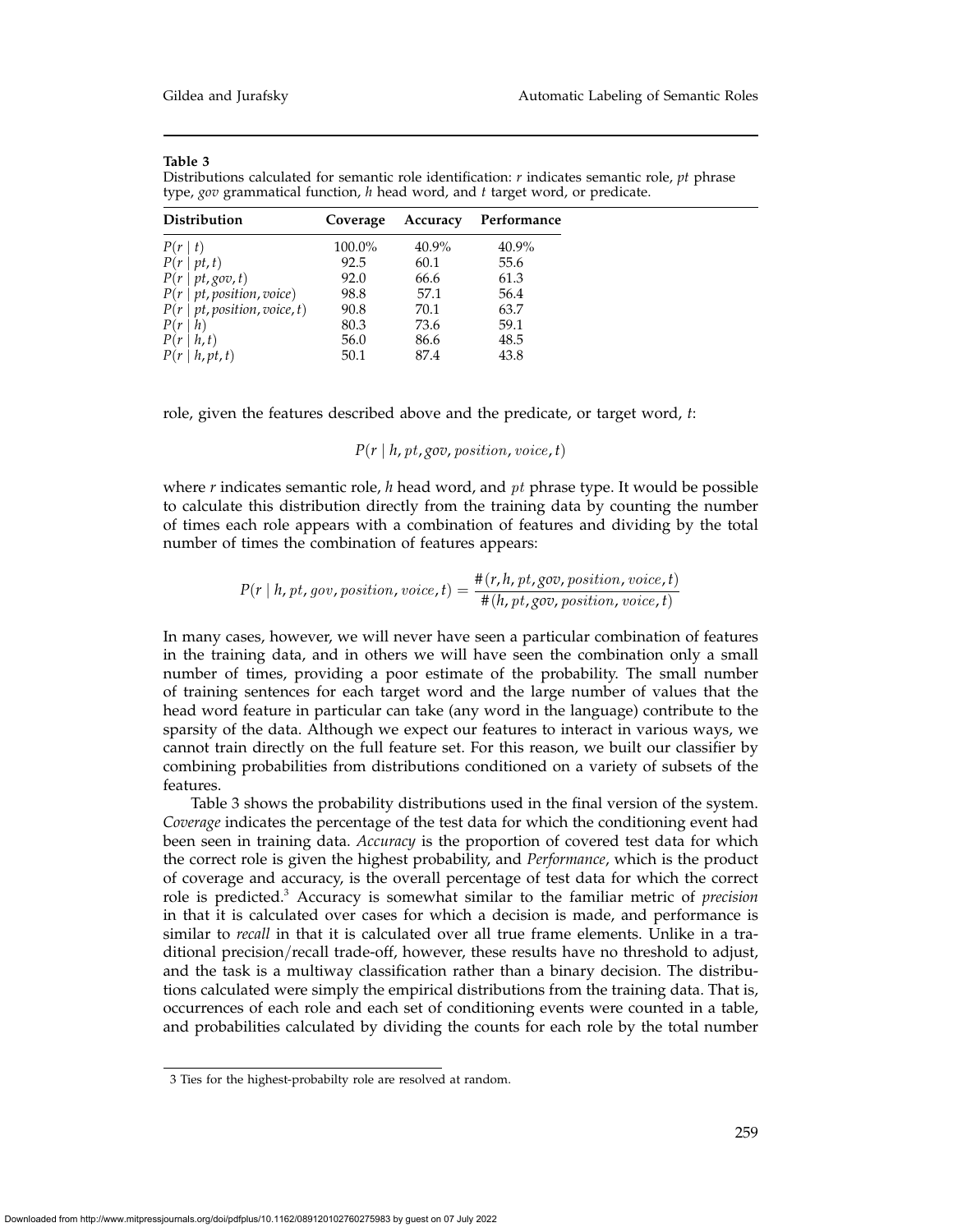**Table 3**
Distributions calculated for semantic role identification: *r* indicates semantic role, *pt* phrase type, *gov* grammatical function, *h* head word, and *t* target word, or predicate.

| Distribution | Coverage | Accuracy | Performance |
|---|---|---|---|
| $P(r \mid t)$ | 100.0% | 40.9% | 40.9% |
| $P(r \mid pt, t)$ | 92.5 | 60.1 | 55.6 |
| $P(r \mid pt, gov, t)$ | 92.0 | 66.6 | 61.3 |
| $P(r \mid pt, position, voice)$ | 98.8 | 57.1 | 56.4 |
| $P(r \mid pt, position, voice, t)$ | 90.8 | 70.1 | 63.7 |
| $P(r \mid h)$ | 80.3 | 73.6 | 59.1 |
| $P(r \mid h, t)$ | 56.0 | 86.6 | 48.5 |
| $P(r \mid h, pt, t)$ | 50.1 | 87.4 | 43.8 |

role, given the features described above and the predicate, or target word, *t*:

$$P(r \mid h, pt, gov, position, voice, t)$$

where *r* indicates semantic role, *h* head word, and *pt* phrase type. It would be possible to calculate this distribution directly from the training data by counting the number of times each role appears with a combination of features and dividing by the total number of times the combination of features appears:

$$P(r \mid h, pt, gov, position, voice, t) = \frac{\#(r, h, pt, gov, position, voice, t)}{\#(h, pt, gov, position, voice, t)}$$

In many cases, however, we will never have seen a particular combination of features in the training data, and in others we will have seen the combination only a small number of times, providing a poor estimate of the probability. The small number of training sentences for each target word and the large number of values that the head word feature in particular can take (any word in the language) contribute to the sparsity of the data. Although we expect our features to interact in various ways, we cannot train directly on the full feature set. For this reason, we built our classifier by combining probabilities from distributions conditioned on a variety of subsets of the features.

Table 3 shows the probability distributions used in the final version of the system. *Coverage* indicates the percentage of the test data for which the conditioning event had been seen in training data. *Accuracy* is the proportion of covered test data for which the correct role is given the highest probability, and *Performance*, which is the product of coverage and accuracy, is the overall percentage of test data for which the correct role is predicted.[3] Accuracy is somewhat similar to the familiar metric of *precision* in that it is calculated over cases for which a decision is made, and performance is similar to *recall* in that it is calculated over all true frame elements. Unlike in a traditional precision/recall trade-off, however, these results have no threshold to adjust, and the task is a multiway classification rather than a binary decision. The distributions calculated were simply the empirical distributions from the training data. That is, occurrences of each role and each set of conditioning events were counted in a table, and probabilities calculated by dividing the counts for each role by the total number

3 Ties for the highest-probabilty role are resolved at random.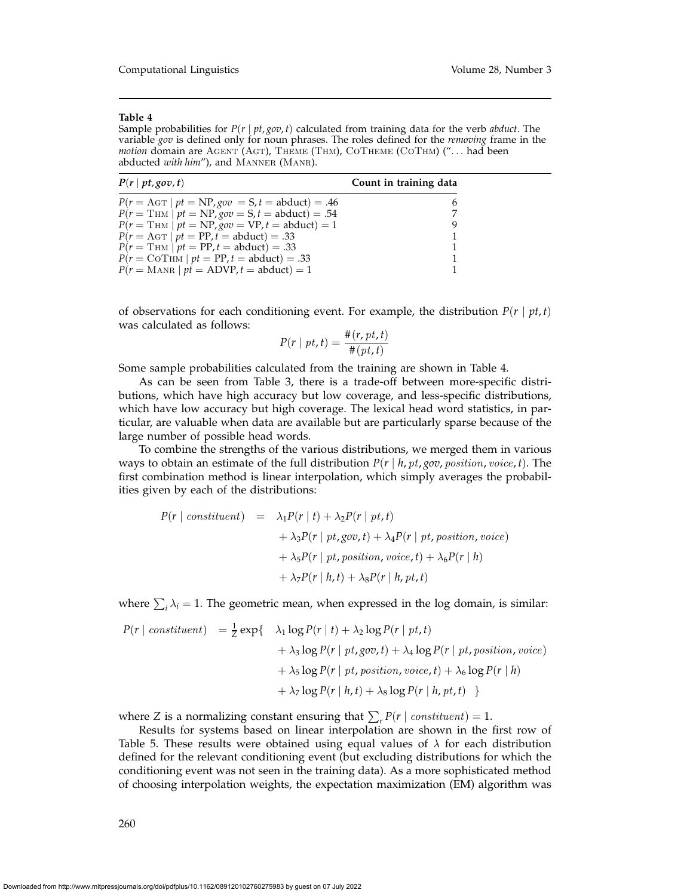**Table 4**

Sample probabilities for $P(r \mid pt, gov, t)$ calculated from training data for the verb *abduct*. The variable *gov* is defined only for noun phrases. The roles defined for the *removing* frame in the *motion* domain are AGENT (AGT), THEME (THM), COTHEME (COTHM) ("... had been abducted *with him*"), and MANNER (MANR).

| $P(r \mid pt, gov, t)$ | Count in training data |
|---|---|
| $P(r = \text{AGT} \mid pt = \text{NP}, gov = \text{S}, t = \text{abduct}) = .46$ | 6 |
| $P(r = \text{THM} \mid pt = \text{NP}, gov = \text{S}, t = \text{abduct}) = .54$ | 7 |
| $P(r = \text{THM} \mid pt = \text{NP}, gov = \text{VP}, t = \text{abduct}) = 1$ | 9 |
| $P(r = \text{AGT} \mid pt = \text{PP}, t = \text{abduct}) = .33$ | 1 |
| $P(r = \text{THM} \mid pt = \text{PP}, t = \text{abduct}) = .33$ | 1 |
| $P(r = \text{COTHM} \mid pt = \text{PP}, t = \text{abduct}) = .33$ | 1 |
| $P(r = \text{MANR} \mid pt = \text{ADVP}, t = \text{abduct}) = 1$ | 1 |

of observations for each conditioning event. For example, the distribution $P(r \mid pt, t)$ was calculated as follows:

$$P(r \mid pt, t) = \frac{\#(r, pt, t)}{\#(pt, t)}$$

Some sample probabilities calculated from the training are shown in Table 4.

As can be seen from Table 3, there is a trade-off between more-specific distributions, which have high accuracy but low coverage, and less-specific distributions, which have low accuracy but high coverage. The lexical head word statistics, in particular, are valuable when data are available but are particularly sparse because of the large number of possible head words.

To combine the strengths of the various distributions, we merged them in various ways to obtain an estimate of the full distribution $P(r \mid h, pt, gov, position, voice, t)$. The first combination method is linear interpolation, which simply averages the probabilities given by each of the distributions:

$$\begin{aligned} P(r \mid constituent) \;=\; & \lambda_1 P(r \mid t) + \lambda_2 P(r \mid pt, t) \\ & + \lambda_3 P(r \mid pt, gov, t) + \lambda_4 P(r \mid pt, position, voice) \\ & + \lambda_5 P(r \mid pt, position, voice, t) + \lambda_6 P(r \mid h) \\ & + \lambda_7 P(r \mid h, t) + \lambda_8 P(r \mid h, pt, t) \end{aligned}$$

where $\sum_i \lambda_i = 1$. The geometric mean, when expressed in the log domain, is similar:

$$\begin{aligned} P(r \mid constituent) \;=\; \frac{1}{Z} \exp\{ \; & \lambda_1 \log P(r \mid t) + \lambda_2 \log P(r \mid pt, t) \\ & + \lambda_3 \log P(r \mid pt, gov, t) + \lambda_4 \log P(r \mid pt, position, voice) \\ & + \lambda_5 \log P(r \mid pt, position, voice, t) + \lambda_6 \log P(r \mid h) \\ & + \lambda_7 \log P(r \mid h, t) + \lambda_8 \log P(r \mid h, pt, t) \;\; \} \end{aligned}$$

where $Z$ is a normalizing constant ensuring that $\sum_r P(r \mid constituent) = 1$.

Results for systems based on linear interpolation are shown in the first row of Table 5. These results were obtained using equal values of $\lambda$ for each distribution defined for the relevant conditioning event (but excluding distributions for which the conditioning event was not seen in the training data). As a more sophisticated method of choosing interpolation weights, the expectation maximization (EM) algorithm was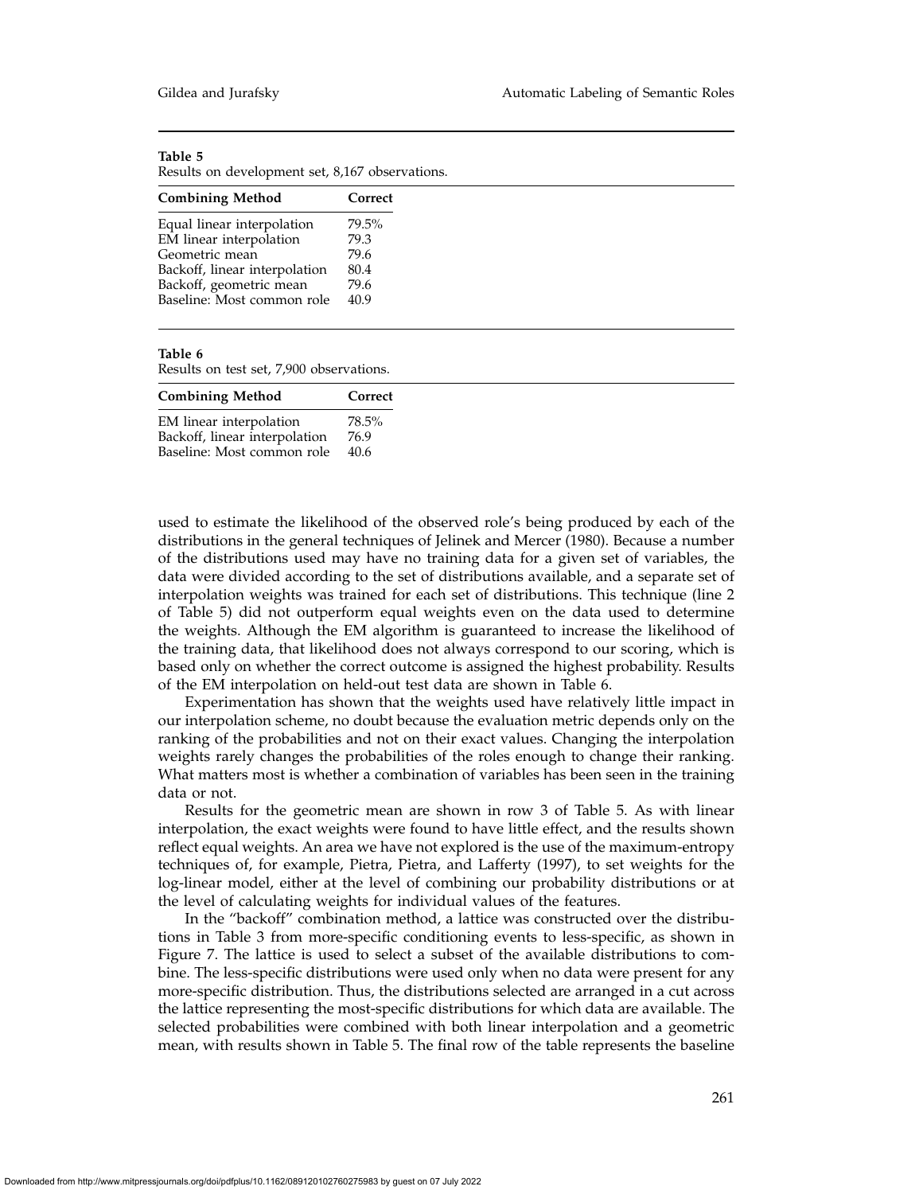**Table 5**
Results on development set, 8,167 observations.

| Combining Method | Correct |
|---|---|
| Equal linear interpolation | 79.5% |
| EM linear interpolation | 79.3 |
| Geometric mean | 79.6 |
| Backoff, linear interpolation | 80.4 |
| Backoff, geometric mean | 79.6 |
| Baseline: Most common role | 40.9 |

**Table 6**
Results on test set, 7,900 observations.

| Combining Method | Correct |
|---|---|
| EM linear interpolation | 78.5% |
| Backoff, linear interpolation | 76.9 |
| Baseline: Most common role | 40.6 |

used to estimate the likelihood of the observed role's being produced by each of the distributions in the general techniques of Jelinek and Mercer (1980). Because a number of the distributions used may have no training data for a given set of variables, the data were divided according to the set of distributions available, and a separate set of interpolation weights was trained for each set of distributions. This technique (line 2 of Table 5) did not outperform equal weights even on the data used to determine the weights. Although the EM algorithm is guaranteed to increase the likelihood of the training data, that likelihood does not always correspond to our scoring, which is based only on whether the correct outcome is assigned the highest probability. Results of the EM interpolation on held-out test data are shown in Table 6.

Experimentation has shown that the weights used have relatively little impact in our interpolation scheme, no doubt because the evaluation metric depends only on the ranking of the probabilities and not on their exact values. Changing the interpolation weights rarely changes the probabilities of the roles enough to change their ranking. What matters most is whether a combination of variables has been seen in the training data or not.

Results for the geometric mean are shown in row 3 of Table 5. As with linear interpolation, the exact weights were found to have little effect, and the results shown reflect equal weights. An area we have not explored is the use of the maximum-entropy techniques of, for example, Pietra, Pietra, and Lafferty (1997), to set weights for the log-linear model, either at the level of combining our probability distributions or at the level of calculating weights for individual values of the features.

In the "backoff" combination method, a lattice was constructed over the distributions in Table 3 from more-specific conditioning events to less-specific, as shown in Figure 7. The lattice is used to select a subset of the available distributions to combine. The less-specific distributions were used only when no data were present for any more-specific distribution. Thus, the distributions selected are arranged in a cut across the lattice representing the most-specific distributions for which data are available. The selected probabilities were combined with both linear interpolation and a geometric mean, with results shown in Table 5. The final row of the table represents the baseline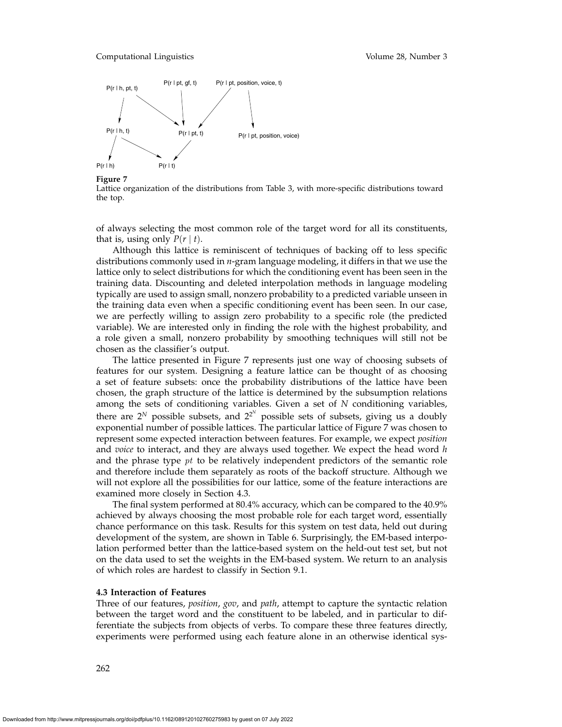**Figure 7**
Lattice organization of the distributions from Table 3, with more-specific distributions toward the top.

of always selecting the most common role of the target word for all its constituents, that is, using only $P(r \mid t)$.

Although this lattice is reminiscent of techniques of backing off to less specific distributions commonly used in *n*-gram language modeling, it differs in that we use the lattice only to select distributions for which the conditioning event has been seen in the training data. Discounting and deleted interpolation methods in language modeling typically are used to assign small, nonzero probability to a predicted variable unseen in the training data even when a specific conditioning event has been seen. In our case, we are perfectly willing to assign zero probability to a specific role (the predicted variable). We are interested only in finding the role with the highest probability, and a role given a small, nonzero probability by smoothing techniques will still not be chosen as the classifier's output.

The lattice presented in Figure 7 represents just one way of choosing subsets of features for our system. Designing a feature lattice can be thought of as choosing a set of feature subsets: once the probability distributions of the lattice have been chosen, the graph structure of the lattice is determined by the subsumption relations among the sets of conditioning variables. Given a set of $N$ conditioning variables, there are $2^N$ possible subsets, and $2^{2^N}$ possible sets of subsets, giving us a doubly exponential number of possible lattices. The particular lattice of Figure 7 was chosen to represent some expected interaction between features. For example, we expect *position* and *voice* to interact, and they are always used together. We expect the head word $h$ and the phrase type $pt$ to be relatively independent predictors of the semantic role and therefore include them separately as roots of the backoff structure. Although we will not explore all the possibilities for our lattice, some of the feature interactions are examined more closely in Section 4.3.

The final system performed at 80.4% accuracy, which can be compared to the 40.9% achieved by always choosing the most probable role for each target word, essentially chance performance on this task. Results for this system on test data, held out during development of the system, are shown in Table 6. Surprisingly, the EM-based interpolation performed better than the lattice-based system on the held-out test set, but not on the data used to set the weights in the EM-based system. We return to an analysis of which roles are hardest to classify in Section 9.1.

### 4.3 Interaction of Features

Three of our features, *position*, *gov*, and *path*, attempt to capture the syntactic relation between the target word and the constituent to be labeled, and in particular to differentiate the subjects from objects of verbs. To compare these three features directly, experiments were performed using each feature alone in an otherwise identical sys-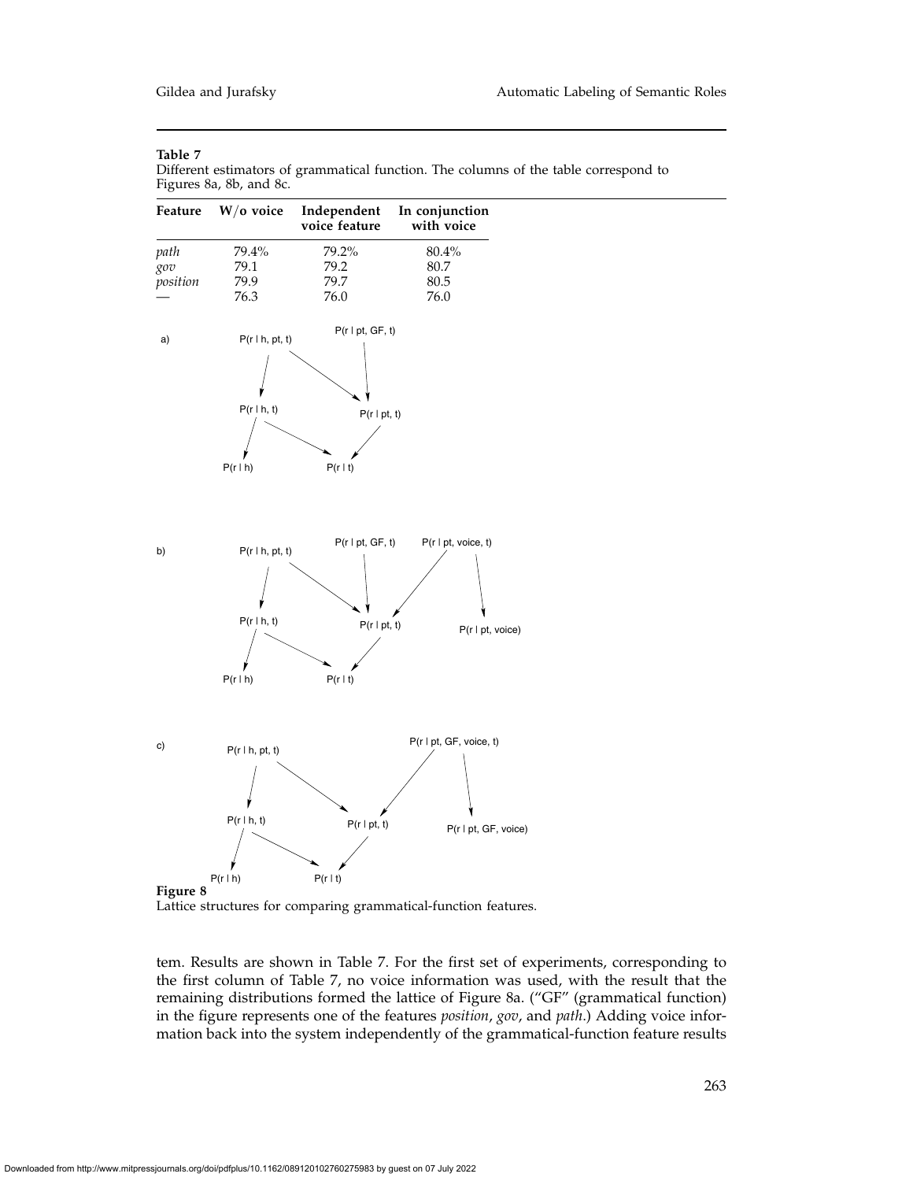**Table 7**
Different estimators of grammatical function. The columns of the table correspond to Figures 8a, 8b, and 8c.

| Feature | W/o voice | Independent voice feature | In conjunction with voice |
|---|---|---|---|
| *path* | 79.4% | 79.2% | 80.4% |
| *gov* | 79.1 | 79.2 | 80.7 |
| *position* | 79.9 | 79.7 | 80.5 |
| — | 76.3 | 76.0 | 76.0 |

a)

P(r | h, pt, t) → P(r | h, t), P(r | pt, t)
P(r | pt, GF, t) → P(r | pt, t)
P(r | h, t) → P(r | h), P(r | t)
P(r | pt, t) → P(r | t)

b)

P(r | h, pt, t) → P(r | h, t), P(r | pt, t)
P(r | pt, GF, t) → P(r | pt, t)
P(r | pt, voice, t) → P(r | pt, t), P(r | pt, voice)
P(r | h, t) → P(r | h), P(r | t)
P(r | pt, t) → P(r | t)

c)

P(r | h, pt, t) → P(r | h, t), P(r | pt, t)
P(r | pt, GF, voice, t) → P(r | pt, t), P(r | pt, GF, voice)
P(r | h, t) → P(r | h), P(r | t)
P(r | pt, t) → P(r | t)

**Figure 8**
Lattice structures for comparing grammatical-function features.

tem. Results are shown in Table 7. For the first set of experiments, corresponding to the first column of Table 7, no voice information was used, with the result that the remaining distributions formed the lattice of Figure 8a. ("GF" (grammatical function) in the figure represents one of the features *position*, *gov*, and *path*.) Adding voice information back into the system independently of the grammatical-function feature results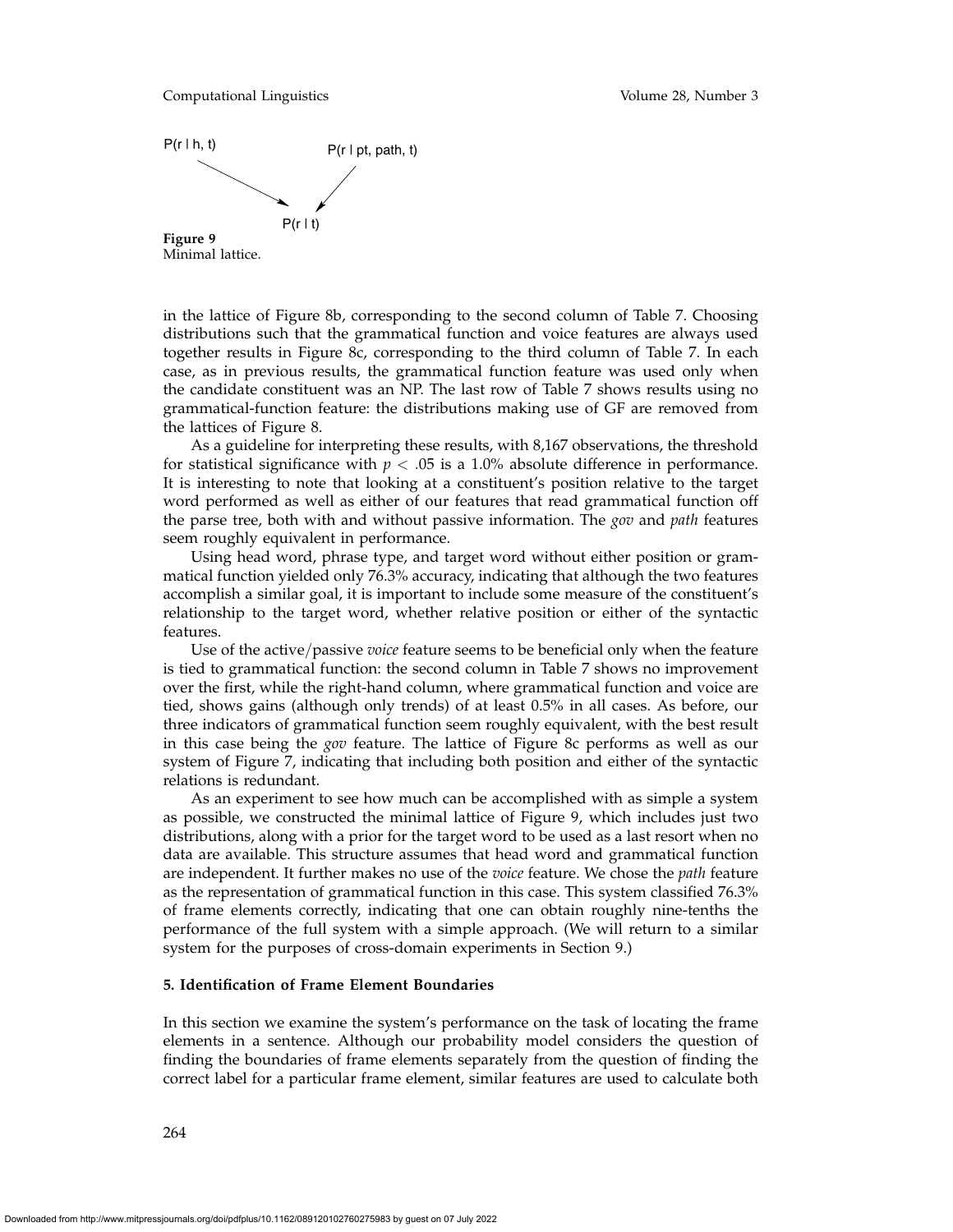$P(r \mid h, t)$ → $P(r \mid t)$ ← $P(r \mid pt, path, t)$

**Figure 9**
Minimal lattice.

in the lattice of Figure 8b, corresponding to the second column of Table 7. Choosing distributions such that the grammatical function and voice features are always used together results in Figure 8c, corresponding to the third column of Table 7. In each case, as in previous results, the grammatical function feature was used only when the candidate constituent was an NP. The last row of Table 7 shows results using no grammatical-function feature: the distributions making use of GF are removed from the lattices of Figure 8.

As a guideline for interpreting these results, with 8,167 observations, the threshold for statistical significance with $p < .05$ is a 1.0% absolute difference in performance. It is interesting to note that looking at a constituent's position relative to the target word performed as well as either of our features that read grammatical function off the parse tree, both with and without passive information. The *gov* and *path* features seem roughly equivalent in performance.

Using head word, phrase type, and target word without either position or grammatical function yielded only 76.3% accuracy, indicating that although the two features accomplish a similar goal, it is important to include some measure of the constituent's relationship to the target word, whether relative position or either of the syntactic features.

Use of the active/passive *voice* feature seems to be beneficial only when the feature is tied to grammatical function: the second column in Table 7 shows no improvement over the first, while the right-hand column, where grammatical function and voice are tied, shows gains (although only trends) of at least 0.5% in all cases. As before, our three indicators of grammatical function seem roughly equivalent, with the best result in this case being the *gov* feature. The lattice of Figure 8c performs as well as our system of Figure 7, indicating that including both position and either of the syntactic relations is redundant.

As an experiment to see how much can be accomplished with as simple a system as possible, we constructed the minimal lattice of Figure 9, which includes just two distributions, along with a prior for the target word to be used as a last resort when no data are available. This structure assumes that head word and grammatical function are independent. It further makes no use of the *voice* feature. We chose the *path* feature as the representation of grammatical function in this case. This system classified 76.3% of frame elements correctly, indicating that one can obtain roughly nine-tenths the performance of the full system with a simple approach. (We will return to a similar system for the purposes of cross-domain experiments in Section 9.)

## 5. Identification of Frame Element Boundaries

In this section we examine the system's performance on the task of locating the frame elements in a sentence. Although our probability model considers the question of finding the boundaries of frame elements separately from the question of finding the correct label for a particular frame element, similar features are used to calculate both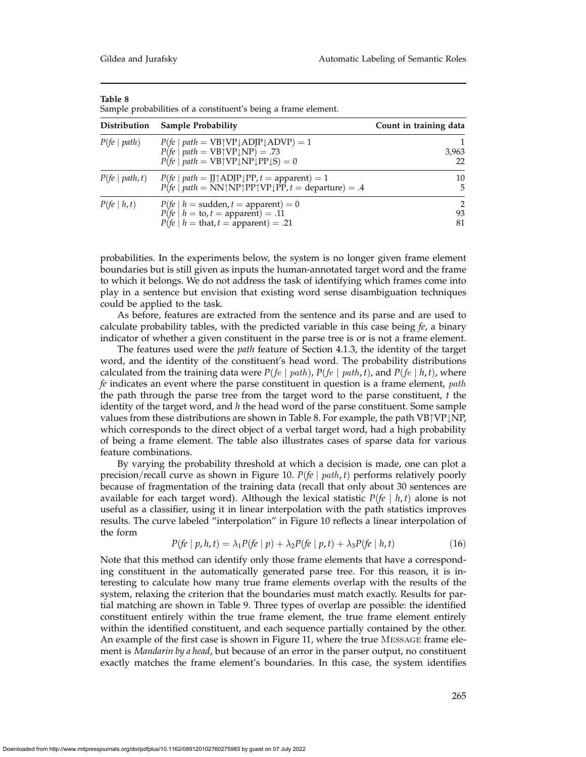**Table 8**
Sample probabilities of a constituent's being a frame element.

| Distribution | Sample Probability | Count in training data |
|---|---|---|
| $P(fe \mid path)$ | $P(fe \mid path = \text{VB}\uparrow\text{VP}\downarrow\text{ADJP}\downarrow\text{ADVP}) = 1$ | 1 |
| | $P(fe \mid path = \text{VB}\uparrow\text{VP}\downarrow\text{NP}) = .73$ | 3,963 |
| | $P(fe \mid path = \text{VB}\uparrow\text{VP}\downarrow\text{NP}\downarrow\text{PP}\downarrow\text{S}) = 0$ | 22 |
| $P(fe \mid path, t)$ | $P(fe \mid path = \text{JJ}\uparrow\text{ADJP}\downarrow\text{PP}, t = \text{apparent}) = 1$ | 10 |
| | $P(fe \mid path = \text{NN}\uparrow\text{NP}\uparrow\text{PP}\uparrow\text{VP}\downarrow\text{PP}, t = \text{departure}) = .4$ | 5 |
| $P(fe \mid h, t)$ | $P(fe \mid h = \text{sudden}, t = \text{apparent}) = 0$ | 2 |
| | $P(fe \mid h = \text{to}, t = \text{apparent}) = .11$ | 93 |
| | $P(fe \mid h = \text{that}, t = \text{apparent}) = .21$ | 81 |

probabilities. In the experiments below, the system is no longer given frame element boundaries but is still given as inputs the human-annotated target word and the frame to which it belongs. We do not address the task of identifying which frames come into play in a sentence but envision that existing word sense disambiguation techniques could be applied to the task.

As before, features are extracted from the sentence and its parse and are used to calculate probability tables, with the predicted variable in this case being *fe*, a binary indicator of whether a given constituent in the parse tree is or is not a frame element.

The features used were the *path* feature of Section 4.1.3, the identity of the target word, and the identity of the constituent's head word. The probability distributions calculated from the training data were $P(fe \mid path)$, $P(fe \mid path, t)$, and $P(fe \mid h, t)$, where *fe* indicates an event where the parse constituent in question is a frame element, *path* the path through the parse tree from the target word to the parse constituent, $t$ the identity of the target word, and $h$ the head word of the parse constituent. Some sample values from these distributions are shown in Table 8. For example, the path VB↑VP↓NP, which corresponds to the direct object of a verbal target word, had a high probability of being a frame element. The table also illustrates cases of sparse data for various feature combinations.

By varying the probability threshold at which a decision is made, one can plot a precision/recall curve as shown in Figure 10. $P(fe \mid path, t)$ performs relatively poorly because of fragmentation of the training data (recall that only about 30 sentences are available for each target word). Although the lexical statistic $P(fe \mid h, t)$ alone is not useful as a classifier, using it in linear interpolation with the path statistics improves results. The curve labeled "interpolation" in Figure 10 reflects a linear interpolation of the form

$$P(fe \mid p, h, t) = \lambda_1 P(fe \mid p) + \lambda_2 P(fe \mid p, t) + \lambda_3 P(fe \mid h, t) \tag{16}$$

Note that this method can identify only those frame elements that have a corresponding constituent in the automatically generated parse tree. For this reason, it is interesting to calculate how many true frame elements overlap with the results of the system, relaxing the criterion that the boundaries must match exactly. Results for partial matching are shown in Table 9. Three types of overlap are possible: the identified constituent entirely within the true frame element, the true frame element entirely within the identified constituent, and each sequence partially contained by the other. An example of the first case is shown in Figure 11, where the true MESSAGE frame element is *Mandarin by a head*, but because of an error in the parser output, no constituent exactly matches the frame element's boundaries. In this case, the system identifies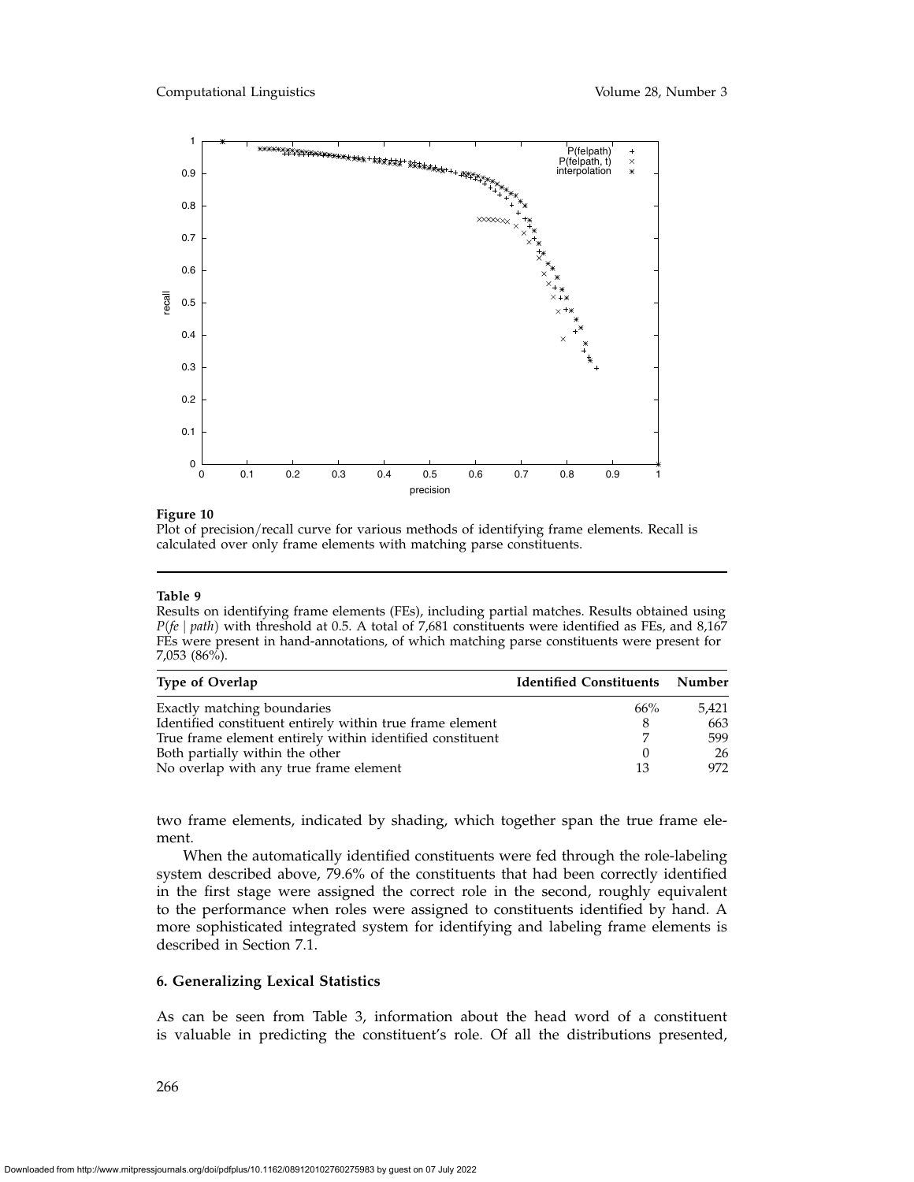**Figure 10**
Plot of precision/recall curve for various methods of identifying frame elements. Recall is calculated over only frame elements with matching parse constituents.

**Table 9**
Results on identifying frame elements (FEs), including partial matches. Results obtained using $P(fe \mid path)$ with threshold at 0.5. A total of 7,681 constituents were identified as FEs, and 8,167 FEs were present in hand-annotations, of which matching parse constituents were present for 7,053 (86%).

| Type of Overlap | Identified Constituents | Number |
|---|---|---|
| Exactly matching boundaries | 66% | 5,421 |
| Identified constituent entirely within true frame element | 8 | 663 |
| True frame element entirely within identified constituent | 7 | 599 |
| Both partially within the other | 0 | 26 |
| No overlap with any true frame element | 13 | 972 |

two frame elements, indicated by shading, which together span the true frame element.

When the automatically identified constituents were fed through the role-labeling system described above, 79.6% of the constituents that had been correctly identified in the first stage were assigned the correct role in the second, roughly equivalent to the performance when roles were assigned to constituents identified by hand. A more sophisticated integrated system for identifying and labeling frame elements is described in Section 7.1.

## 6. Generalizing Lexical Statistics

As can be seen from Table 3, information about the head word of a constituent is valuable in predicting the constituent's role. Of all the distributions presented,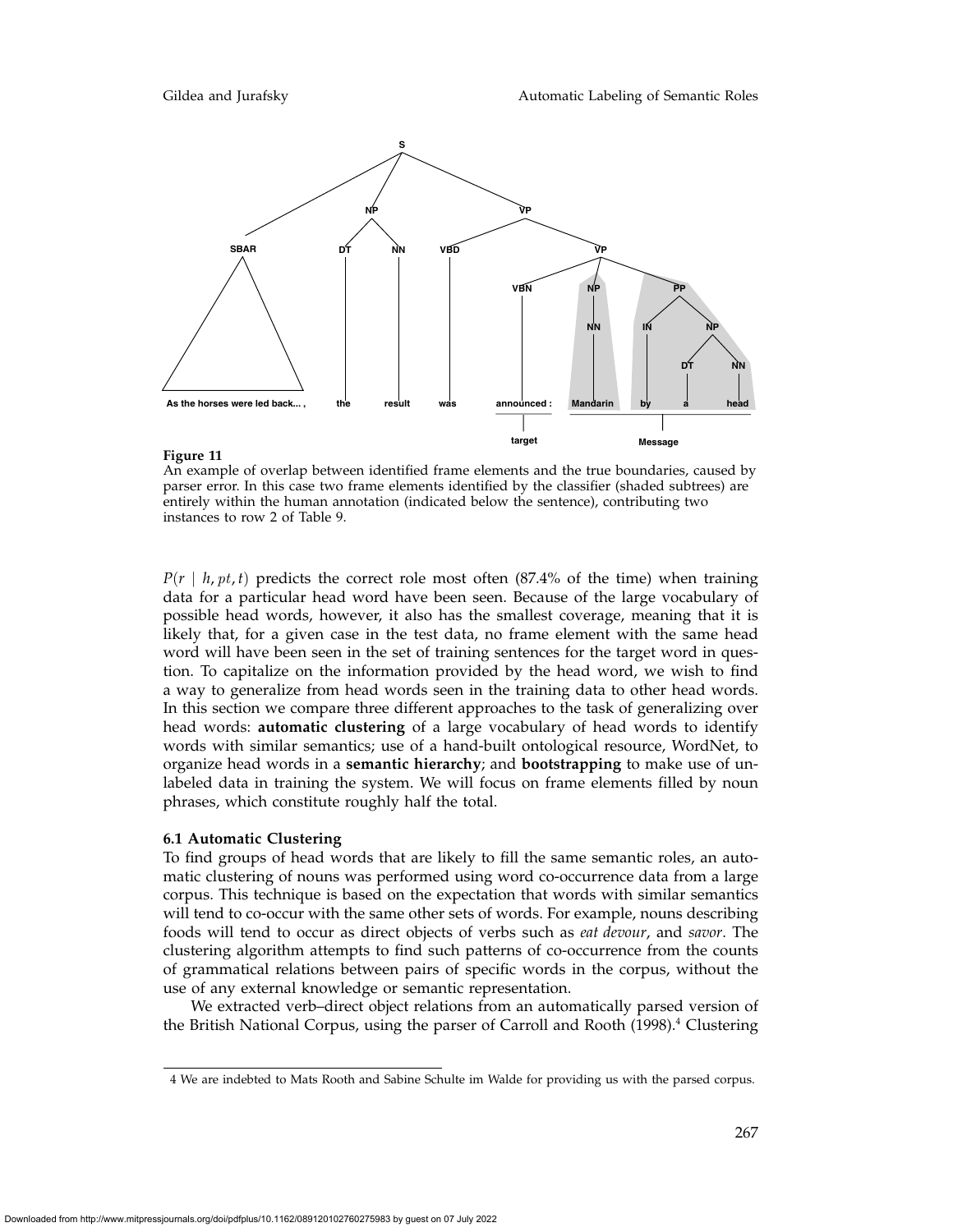S

NP

VP

SBAR

DT

NN

VBD

VP

VBN

NP

PP

NN

IN

NP

DT

NN

As the horses were led back... ,

the

result

was

announced :

Mandarin

by

a

head

target

Message

**Figure 11**

An example of overlap between identified frame elements and the true boundaries, caused by parser error. In this case two frame elements identified by the classifier (shaded subtrees) are entirely within the human annotation (indicated below the sentence), contributing two instances to row 2 of Table 9.

$P(r \mid h, pt, t)$ predicts the correct role most often (87.4% of the time) when training data for a particular head word have been seen. Because of the large vocabulary of possible head words, however, it also has the smallest coverage, meaning that it is likely that, for a given case in the test data, no frame element with the same head word will have been seen in the set of training sentences for the target word in question. To capitalize on the information provided by the head word, we wish to find a way to generalize from head words seen in the training data to other head words. In this section we compare three different approaches to the task of generalizing over head words: **automatic clustering** of a large vocabulary of head words to identify words with similar semantics; use of a hand-built ontological resource, WordNet, to organize head words in a **semantic hierarchy**; and **bootstrapping** to make use of unlabeled data in training the system. We will focus on frame elements filled by noun phrases, which constitute roughly half the total.

### 6.1 Automatic Clustering

To find groups of head words that are likely to fill the same semantic roles, an automatic clustering of nouns was performed using word co-occurrence data from a large corpus. This technique is based on the expectation that words with similar semantics will tend to co-occur with the same other sets of words. For example, nouns describing foods will tend to occur as direct objects of verbs such as *eat devour*, and *savor*. The clustering algorithm attempts to find such patterns of co-occurrence from the counts of grammatical relations between pairs of specific words in the corpus, without the use of any external knowledge or semantic representation.

We extracted verb–direct object relations from an automatically parsed version of the British National Corpus, using the parser of Carroll and Rooth (1998).[4] Clustering

4 We are indebted to Mats Rooth and Sabine Schulte im Walde for providing us with the parsed corpus.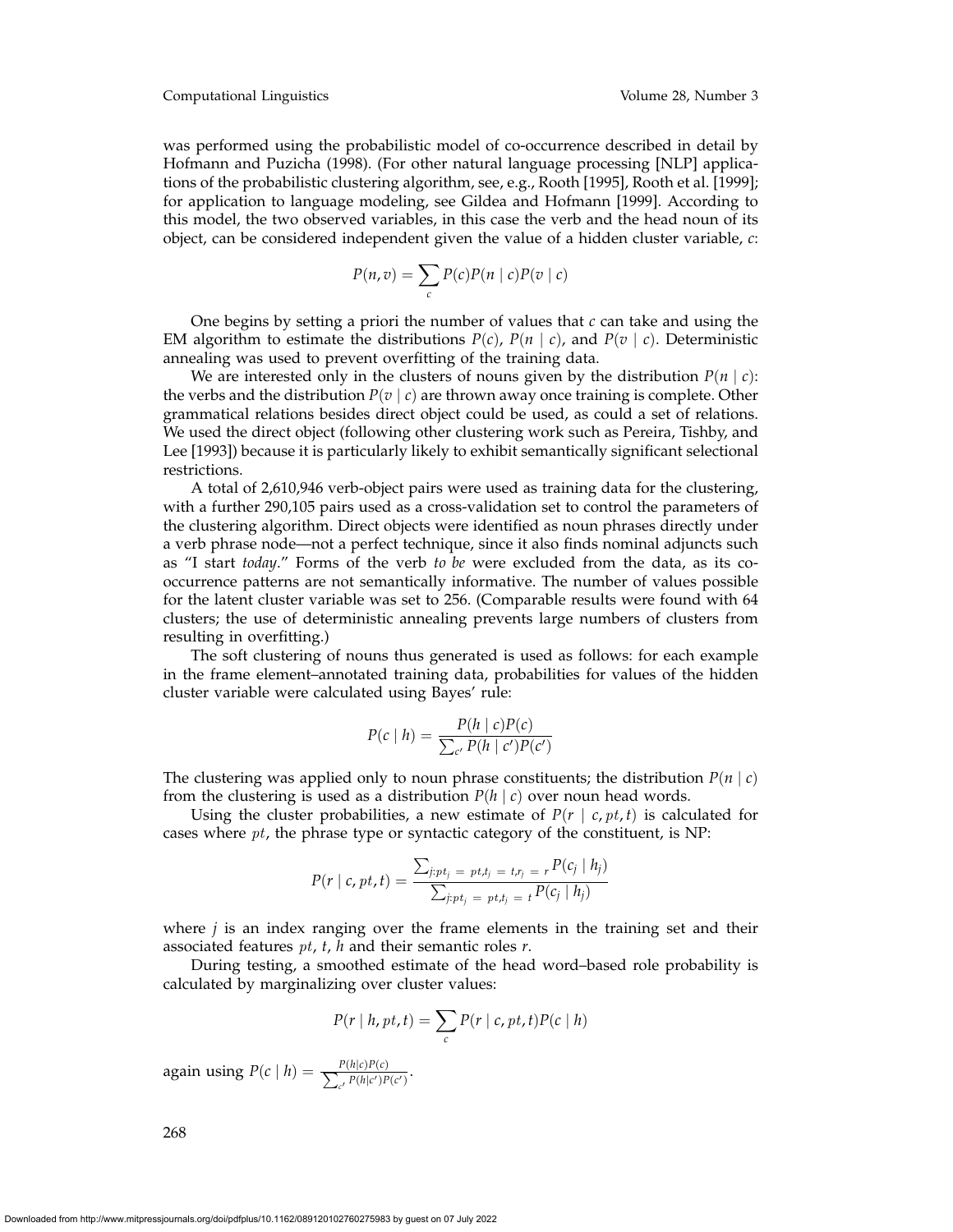was performed using the probabilistic model of co-occurrence described in detail by Hofmann and Puzicha (1998). (For other natural language processing [NLP] applications of the probabilistic clustering algorithm, see, e.g., Rooth [1995], Rooth et al. [1999]; for application to language modeling, see Gildea and Hofmann [1999]. According to this model, the two observed variables, in this case the verb and the head noun of its object, can be considered independent given the value of a hidden cluster variable, $c$:

$$P(n, v) = \sum_{c} P(c)P(n \mid c)P(v \mid c)$$

One begins by setting a priori the number of values that $c$ can take and using the EM algorithm to estimate the distributions $P(c)$, $P(n \mid c)$, and $P(v \mid c)$. Deterministic annealing was used to prevent overfitting of the training data.

We are interested only in the clusters of nouns given by the distribution $P(n \mid c)$: the verbs and the distribution $P(v \mid c)$ are thrown away once training is complete. Other grammatical relations besides direct object could be used, as could a set of relations. We used the direct object (following other clustering work such as Pereira, Tishby, and Lee [1993]) because it is particularly likely to exhibit semantically significant selectional restrictions.

A total of 2,610,946 verb-object pairs were used as training data for the clustering, with a further 290,105 pairs used as a cross-validation set to control the parameters of the clustering algorithm. Direct objects were identified as noun phrases directly under a verb phrase node—not a perfect technique, since it also finds nominal adjuncts such as "I start *today*." Forms of the verb *to be* were excluded from the data, as its co-occurrence patterns are not semantically informative. The number of values possible for the latent cluster variable was set to 256. (Comparable results were found with 64 clusters; the use of deterministic annealing prevents large numbers of clusters from resulting in overfitting.)

The soft clustering of nouns thus generated is used as follows: for each example in the frame element–annotated training data, probabilities for values of the hidden cluster variable were calculated using Bayes' rule:

$$P(c \mid h) = \frac{P(h \mid c)P(c)}{\sum_{c'} P(h \mid c')P(c')}$$

The clustering was applied only to noun phrase constituents; the distribution $P(n \mid c)$ from the clustering is used as a distribution $P(h \mid c)$ over noun head words.

Using the cluster probabilities, a new estimate of $P(r \mid c, pt, t)$ is calculated for cases where $pt$, the phrase type or syntactic category of the constituent, is NP:

$$P(r \mid c, pt, t) = \frac{\sum_{j:pt_j = pt, t_j = t, r_j = r} P(c_j \mid h_j)}{\sum_{j:pt_j = pt, t_j = t} P(c_j \mid h_j)}$$

where $j$ is an index ranging over the frame elements in the training set and their associated features $pt$, $t$, $h$ and their semantic roles $r$.

During testing, a smoothed estimate of the head word–based role probability is calculated by marginalizing over cluster values:

$$P(r \mid h, pt, t) = \sum_{c} P(r \mid c, pt, t)P(c \mid h)$$

again using $P(c \mid h) = \frac{P(h|c)P(c)}{\sum_{c'} P(h|c')P(c')}$.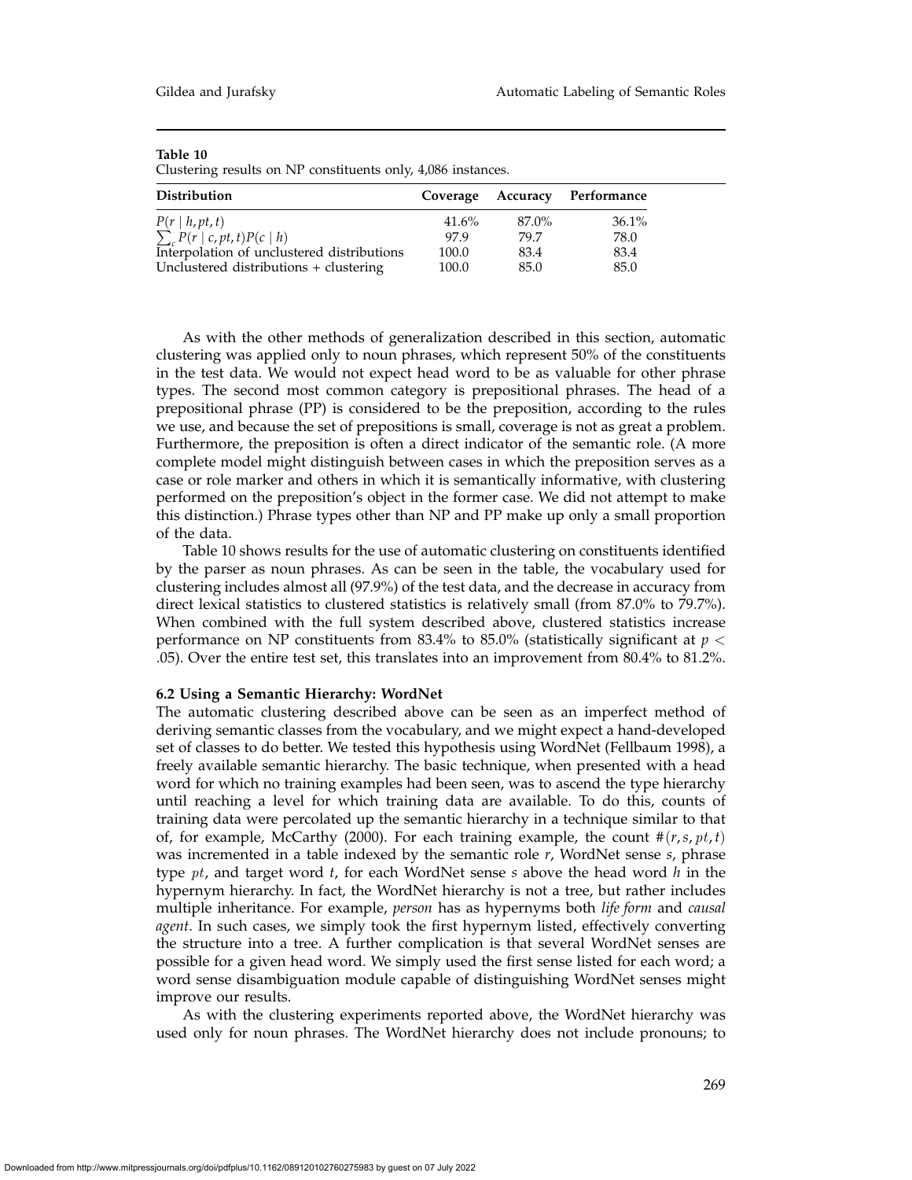**Table 10**
Clustering results on NP constituents only, 4,086 instances.

| Distribution | Coverage | Accuracy | Performance |
|---|---|---|---|
| $P(r \mid h, pt, t)$ | 41.6% | 87.0% | 36.1% |
| $\sum_c P(r \mid c, pt, t) P(c \mid h)$ | 97.9 | 79.7 | 78.0 |
| Interpolation of unclustered distributions | 100.0 | 83.4 | 83.4 |
| Unclustered distributions + clustering | 100.0 | 85.0 | 85.0 |

As with the other methods of generalization described in this section, automatic clustering was applied only to noun phrases, which represent 50% of the constituents in the test data. We would not expect head word to be as valuable for other phrase types. The second most common category is prepositional phrases. The head of a prepositional phrase (PP) is considered to be the preposition, according to the rules we use, and because the set of prepositions is small, coverage is not as great a problem. Furthermore, the preposition is often a direct indicator of the semantic role. (A more complete model might distinguish between cases in which the preposition serves as a case or role marker and others in which it is semantically informative, with clustering performed on the preposition's object in the former case. We did not attempt to make this distinction.) Phrase types other than NP and PP make up only a small proportion of the data.

Table 10 shows results for the use of automatic clustering on constituents identified by the parser as noun phrases. As can be seen in the table, the vocabulary used for clustering includes almost all (97.9%) of the test data, and the decrease in accuracy from direct lexical statistics to clustered statistics is relatively small (from 87.0% to 79.7%). When combined with the full system described above, clustered statistics increase performance on NP constituents from 83.4% to 85.0% (statistically significant at $p < .05$). Over the entire test set, this translates into an improvement from 80.4% to 81.2%.

### 6.2 Using a Semantic Hierarchy: WordNet

The automatic clustering described above can be seen as an imperfect method of deriving semantic classes from the vocabulary, and we might expect a hand-developed set of classes to do better. We tested this hypothesis using WordNet (Fellbaum 1998), a freely available semantic hierarchy. The basic technique, when presented with a head word for which no training examples had been seen, was to ascend the type hierarchy until reaching a level for which training data are available. To do this, counts of training data were percolated up the semantic hierarchy in a technique similar to that of, for example, McCarthy (2000). For each training example, the count $\#(r, s, pt, t)$ was incremented in a table indexed by the semantic role $r$, WordNet sense $s$, phrase type $pt$, and target word $t$, for each WordNet sense $s$ above the head word $h$ in the hypernym hierarchy. In fact, the WordNet hierarchy is not a tree, but rather includes multiple inheritance. For example, *person* has as hypernyms both *life form* and *causal agent*. In such cases, we simply took the first hypernym listed, effectively converting the structure into a tree. A further complication is that several WordNet senses are possible for a given head word. We simply used the first sense listed for each word; a word sense disambiguation module capable of distinguishing WordNet senses might improve our results.

As with the clustering experiments reported above, the WordNet hierarchy was used only for noun phrases. The WordNet hierarchy does not include pronouns; to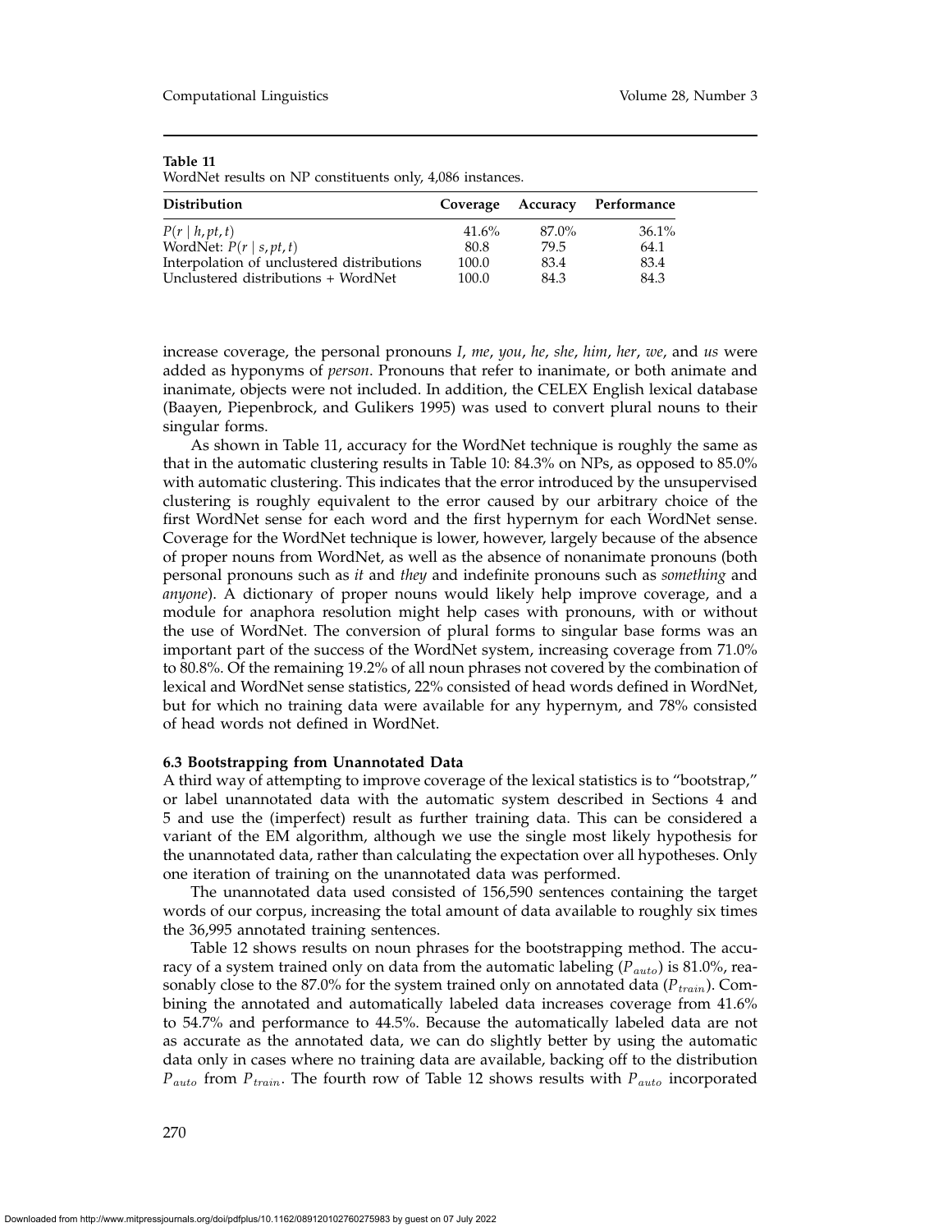**Table 11**
WordNet results on NP constituents only, 4,086 instances.

| Distribution | Coverage | Accuracy | Performance |
|---|---|---|---|
| $P(r \mid h, pt, t)$ | 41.6% | 87.0% | 36.1% |
| WordNet: $P(r \mid s, pt, t)$ | 80.8 | 79.5 | 64.1 |
| Interpolation of unclustered distributions | 100.0 | 83.4 | 83.4 |
| Unclustered distributions + WordNet | 100.0 | 84.3 | 84.3 |

increase coverage, the personal pronouns *I*, *me*, *you*, *he*, *she*, *him*, *her*, *we*, and *us* were added as hyponyms of *person*. Pronouns that refer to inanimate, or both animate and inanimate, objects were not included. In addition, the CELEX English lexical database (Baayen, Piepenbrock, and Gulikers 1995) was used to convert plural nouns to their singular forms.

As shown in Table 11, accuracy for the WordNet technique is roughly the same as that in the automatic clustering results in Table 10: 84.3% on NPs, as opposed to 85.0% with automatic clustering. This indicates that the error introduced by the unsupervised clustering is roughly equivalent to the error caused by our arbitrary choice of the first WordNet sense for each word and the first hypernym for each WordNet sense. Coverage for the WordNet technique is lower, however, largely because of the absence of proper nouns from WordNet, as well as the absence of nonanimate pronouns (both personal pronouns such as *it* and *they* and indefinite pronouns such as *something* and *anyone*). A dictionary of proper nouns would likely help improve coverage, and a module for anaphora resolution might help cases with pronouns, with or without the use of WordNet. The conversion of plural forms to singular base forms was an important part of the success of the WordNet system, increasing coverage from 71.0% to 80.8%. Of the remaining 19.2% of all noun phrases not covered by the combination of lexical and WordNet sense statistics, 22% consisted of head words defined in WordNet, but for which no training data were available for any hypernym, and 78% consisted of head words not defined in WordNet.

### 6.3 Bootstrapping from Unannotated Data

A third way of attempting to improve coverage of the lexical statistics is to "bootstrap," or label unannotated data with the automatic system described in Sections 4 and 5 and use the (imperfect) result as further training data. This can be considered a variant of the EM algorithm, although we use the single most likely hypothesis for the unannotated data, rather than calculating the expectation over all hypotheses. Only one iteration of training on the unannotated data was performed.

The unannotated data used consisted of 156,590 sentences containing the target words of our corpus, increasing the total amount of data available to roughly six times the 36,995 annotated training sentences.

Table 12 shows results on noun phrases for the bootstrapping method. The accuracy of a system trained only on data from the automatic labeling ($P_{auto}$) is 81.0%, reasonably close to the 87.0% for the system trained only on annotated data ($P_{train}$). Combining the annotated and automatically labeled data increases coverage from 41.6% to 54.7% and performance to 44.5%. Because the automatically labeled data are not as accurate as the annotated data, we can do slightly better by using the automatic data only in cases where no training data are available, backing off to the distribution $P_{auto}$ from $P_{train}$. The fourth row of Table 12 shows results with $P_{auto}$ incorporated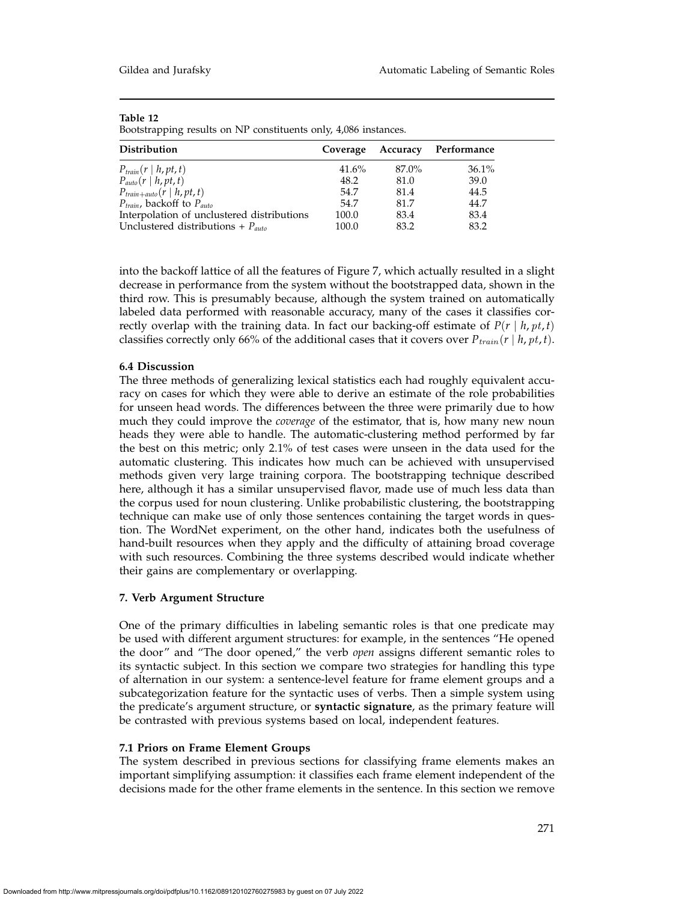**Table 12**
Bootstrapping results on NP constituents only, 4,086 instances.

| Distribution | Coverage | Accuracy | Performance |
|---|---|---|---|
| $P_{train}(r \mid h, pt, t)$ | 41.6% | 87.0% | 36.1% |
| $P_{auto}(r \mid h, pt, t)$ | 48.2 | 81.0 | 39.0 |
| $P_{train+auto}(r \mid h, pt, t)$ | 54.7 | 81.4 | 44.5 |
| $P_{train}$, backoff to $P_{auto}$ | 54.7 | 81.7 | 44.7 |
| Interpolation of unclustered distributions | 100.0 | 83.4 | 83.4 |
| Unclustered distributions + $P_{auto}$ | 100.0 | 83.2 | 83.2 |

into the backoff lattice of all the features of Figure 7, which actually resulted in a slight decrease in performance from the system without the bootstrapped data, shown in the third row. This is presumably because, although the system trained on automatically labeled data performed with reasonable accuracy, many of the cases it classifies correctly overlap with the training data. In fact our backing-off estimate of $P(r \mid h, pt, t)$ classifies correctly only 66% of the additional cases that it covers over $P_{train}(r \mid h, pt, t)$.

### 6.4 Discussion

The three methods of generalizing lexical statistics each had roughly equivalent accuracy on cases for which they were able to derive an estimate of the role probabilities for unseen head words. The differences between the three were primarily due to how much they could improve the *coverage* of the estimator, that is, how many new noun heads they were able to handle. The automatic-clustering method performed by far the best on this metric; only 2.1% of test cases were unseen in the data used for the automatic clustering. This indicates how much can be achieved with unsupervised methods given very large training corpora. The bootstrapping technique described here, although it has a similar unsupervised flavor, made use of much less data than the corpus used for noun clustering. Unlike probabilistic clustering, the bootstrapping technique can make use of only those sentences containing the target words in question. The WordNet experiment, on the other hand, indicates both the usefulness of hand-built resources when they apply and the difficulty of attaining broad coverage with such resources. Combining the three systems described would indicate whether their gains are complementary or overlapping.

## 7. Verb Argument Structure

One of the primary difficulties in labeling semantic roles is that one predicate may be used with different argument structures: for example, in the sentences "He opened the door" and "The door opened," the verb *open* assigns different semantic roles to its syntactic subject. In this section we compare two strategies for handling this type of alternation in our system: a sentence-level feature for frame element groups and a subcategorization feature for the syntactic uses of verbs. Then a simple system using the predicate's argument structure, or **syntactic signature**, as the primary feature will be contrasted with previous systems based on local, independent features.

### 7.1 Priors on Frame Element Groups

The system described in previous sections for classifying frame elements makes an important simplifying assumption: it classifies each frame element independent of the decisions made for the other frame elements in the sentence. In this section we remove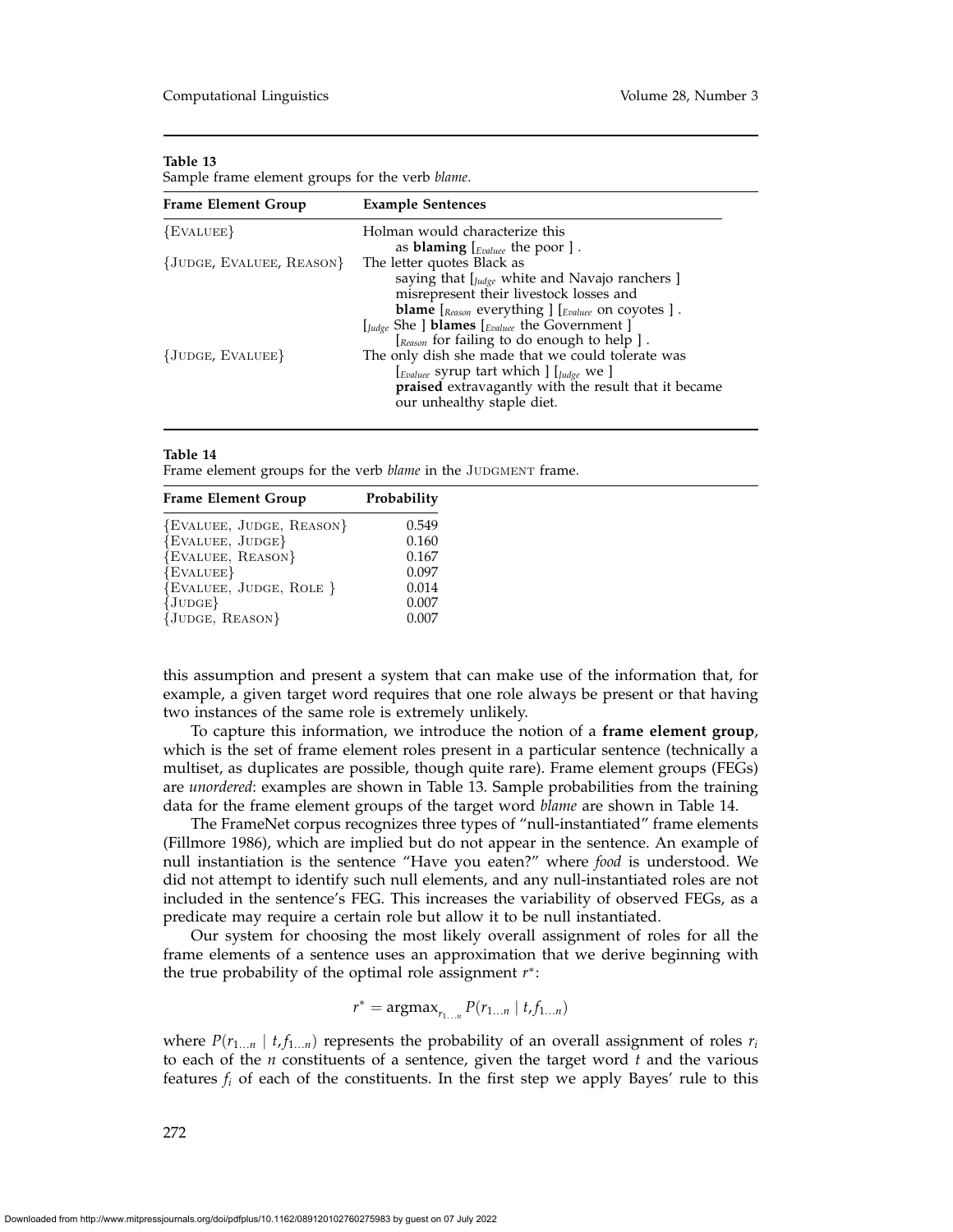**Table 13**
Sample frame element groups for the verb *blame*.

| Frame Element Group | Example Sentences |
|---|---|
| {EVALUEE} | Holman would characterize this as **blaming** [$_{Evaluee}$ the poor ] . |
| {JUDGE, EVALUEE, REASON} | The letter quotes Black as saying that [$_{Judge}$ white and Navajo ranchers ] misrepresent their livestock losses and **blame** [$_{Reason}$ everything ] [$_{Evaluee}$ on coyotes ] . |
| | [$_{Judge}$ She ] **blames** [$_{Evaluee}$ the Government ] [$_{Reason}$ for failing to do enough to help ] . |
| {JUDGE, EVALUEE} | The only dish she made that we could tolerate was [$_{Evaluee}$ syrup tart which ] [$_{Judge}$ we ] **praised** extravagantly with the result that it became our unhealthy staple diet. |

**Table 14**
Frame element groups for the verb *blame* in the JUDGMENT frame.

| Frame Element Group | Probability |
|---|---|
| {EVALUEE, JUDGE, REASON} | 0.549 |
| {EVALUEE, JUDGE} | 0.160 |
| {EVALUEE, REASON} | 0.167 |
| {EVALUEE} | 0.097 |
| {EVALUEE, JUDGE, ROLE } | 0.014 |
| {JUDGE} | 0.007 |
| {JUDGE, REASON} | 0.007 |

this assumption and present a system that can make use of the information that, for example, a given target word requires that one role always be present or that having two instances of the same role is extremely unlikely.

To capture this information, we introduce the notion of a **frame element group**, which is the set of frame element roles present in a particular sentence (technically a multiset, as duplicates are possible, though quite rare). Frame element groups (FEGs) are *unordered*: examples are shown in Table 13. Sample probabilities from the training data for the frame element groups of the target word *blame* are shown in Table 14.

The FrameNet corpus recognizes three types of "null-instantiated" frame elements (Fillmore 1986), which are implied but do not appear in the sentence. An example of null instantiation is the sentence "Have you eaten?" where *food* is understood. We did not attempt to identify such null elements, and any null-instantiated roles are not included in the sentence's FEG. This increases the variability of observed FEGs, as a predicate may require a certain role but allow it to be null instantiated.

Our system for choosing the most likely overall assignment of roles for all the frame elements of a sentence uses an approximation that we derive beginning with the true probability of the optimal role assignment $r^*$:

$$r^* = \text{argmax}_{r_{1\ldots n}} P(r_{1\ldots n} \mid t, f_{1\ldots n})$$

where $P(r_{1\ldots n} \mid t, f_{1\ldots n})$ represents the probability of an overall assignment of roles $r_i$ to each of the $n$ constituents of a sentence, given the target word $t$ and the various features $f_i$ of each of the constituents. In the first step we apply Bayes' rule to this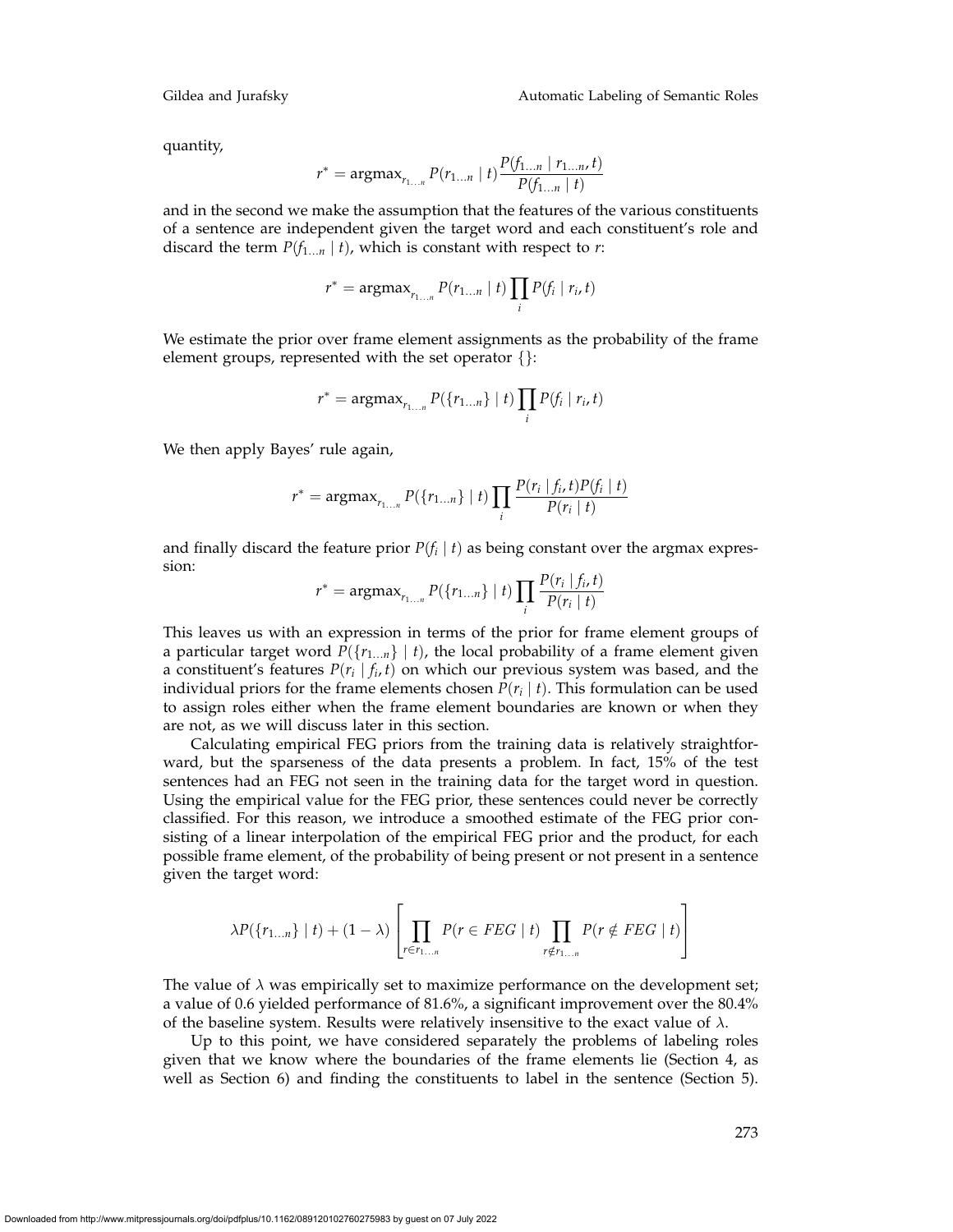quantity,

$$r^* = \text{argmax}_{r_{1\ldots n}} P(r_{1\ldots n} \mid t) \frac{P(f_{1\ldots n} \mid r_{1\ldots n}, t)}{P(f_{1\ldots n} \mid t)}$$

and in the second we make the assumption that the features of the various constituents of a sentence are independent given the target word and each constituent's role and discard the term $P(f_{1\ldots n} \mid t)$, which is constant with respect to $r$:

$$r^* = \text{argmax}_{r_{1\ldots n}} P(r_{1\ldots n} \mid t) \prod_i P(f_i \mid r_i, t)$$

We estimate the prior over frame element assignments as the probability of the frame element groups, represented with the set operator $\{\}$:

$$r^* = \text{argmax}_{r_{1\ldots n}} P(\{r_{1\ldots n}\} \mid t) \prod_i P(f_i \mid r_i, t)$$

We then apply Bayes' rule again,

$$r^* = \text{argmax}_{r_{1\ldots n}} P(\{r_{1\ldots n}\} \mid t) \prod_i \frac{P(r_i \mid f_i, t) P(f_i \mid t)}{P(r_i \mid t)}$$

and finally discard the feature prior $P(f_i \mid t)$ as being constant over the argmax expression:

$$r^* = \text{argmax}_{r_{1\ldots n}} P(\{r_{1\ldots n}\} \mid t) \prod_i \frac{P(r_i \mid f_i, t)}{P(r_i \mid t)}$$

This leaves us with an expression in terms of the prior for frame element groups of a particular target word $P(\{r_{1\ldots n}\} \mid t)$, the local probability of a frame element given a constituent's features $P(r_i \mid f_i, t)$ on which our previous system was based, and the individual priors for the frame elements chosen $P(r_i \mid t)$. This formulation can be used to assign roles either when the frame element boundaries are known or when they are not, as we will discuss later in this section.

Calculating empirical FEG priors from the training data is relatively straightforward, but the sparseness of the data presents a problem. In fact, 15% of the test sentences had an FEG not seen in the training data for the target word in question. Using the empirical value for the FEG prior, these sentences could never be correctly classified. For this reason, we introduce a smoothed estimate of the FEG prior consisting of a linear interpolation of the empirical FEG prior and the product, for each possible frame element, of the probability of being present or not present in a sentence given the target word:

$$\lambda P(\{r_{1\ldots n}\} \mid t) + (1 - \lambda) \left[ \prod_{r \in r_{1\ldots n}} P(r \in FEG \mid t) \prod_{r \notin r_{1\ldots n}} P(r \notin FEG \mid t) \right]$$

The value of $\lambda$ was empirically set to maximize performance on the development set; a value of 0.6 yielded performance of 81.6%, a significant improvement over the 80.4% of the baseline system. Results were relatively insensitive to the exact value of $\lambda$.

Up to this point, we have considered separately the problems of labeling roles given that we know where the boundaries of the frame elements lie (Section 4, as well as Section 6) and finding the constituents to label in the sentence (Section 5).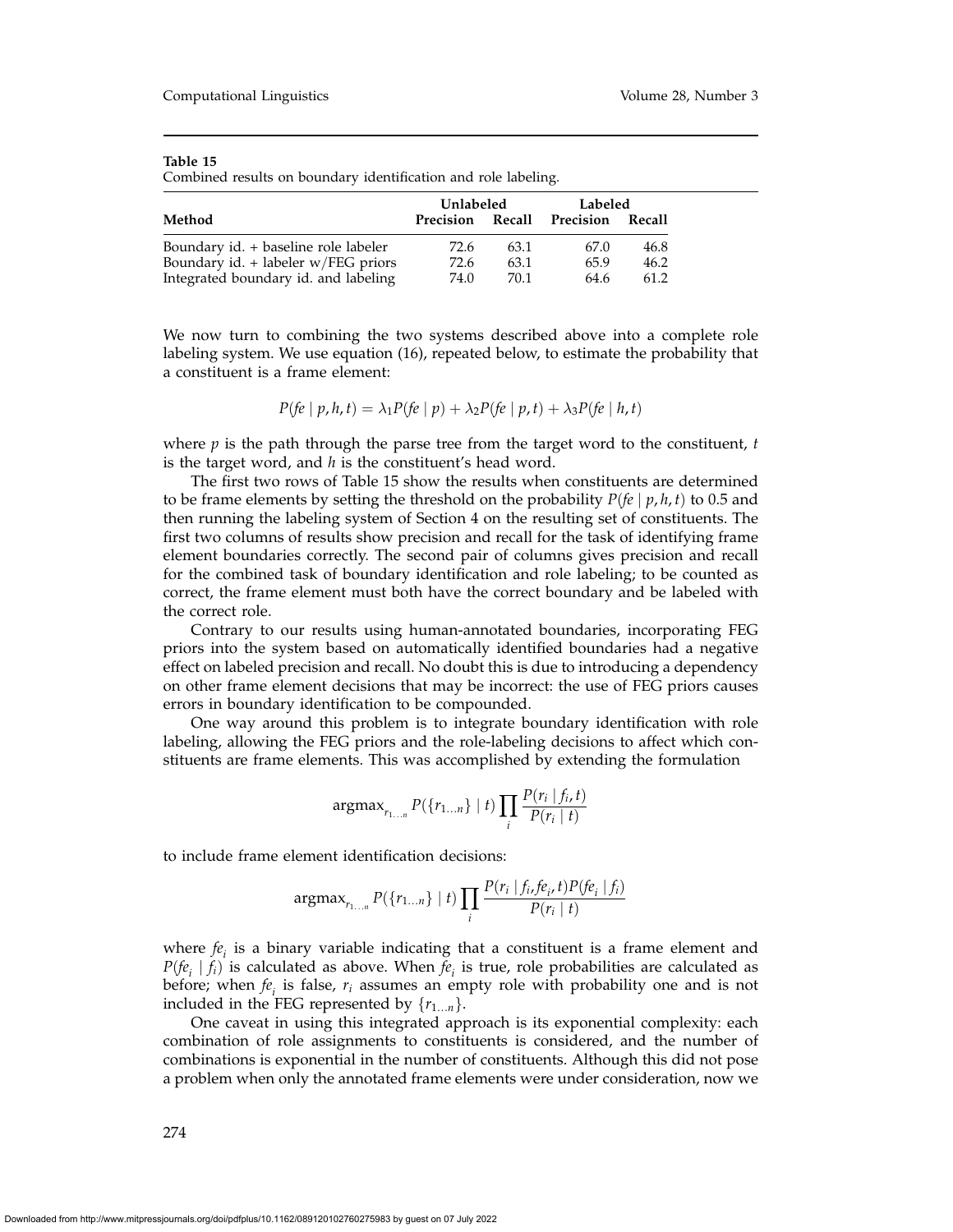**Table 15**
Combined results on boundary identification and role labeling.

| Method | Unlabeled | | Labeled | |
|---|---|---|---|---|
| | **Precision** | **Recall** | **Precision** | **Recall** |
| Boundary id. + baseline role labeler | 72.6 | 63.1 | 67.0 | 46.8 |
| Boundary id. + labeler w/FEG priors | 72.6 | 63.1 | 65.9 | 46.2 |
| Integrated boundary id. and labeling | 74.0 | 70.1 | 64.6 | 61.2 |

We now turn to combining the two systems described above into a complete role labeling system. We use equation (16), repeated below, to estimate the probability that a constituent is a frame element:

$$P(fe \mid p, h, t) = \lambda_1 P(fe \mid p) + \lambda_2 P(fe \mid p, t) + \lambda_3 P(fe \mid h, t)$$

where $p$ is the path through the parse tree from the target word to the constituent, $t$ is the target word, and $h$ is the constituent's head word.

The first two rows of Table 15 show the results when constituents are determined to be frame elements by setting the threshold on the probability $P(fe \mid p, h, t)$ to 0.5 and then running the labeling system of Section 4 on the resulting set of constituents. The first two columns of results show precision and recall for the task of identifying frame element boundaries correctly. The second pair of columns gives precision and recall for the combined task of boundary identification and role labeling; to be counted as correct, the frame element must both have the correct boundary and be labeled with the correct role.

Contrary to our results using human-annotated boundaries, incorporating FEG priors into the system based on automatically identified boundaries had a negative effect on labeled precision and recall. No doubt this is due to introducing a dependency on other frame element decisions that may be incorrect: the use of FEG priors causes errors in boundary identification to be compounded.

One way around this problem is to integrate boundary identification with role labeling, allowing the FEG priors and the role-labeling decisions to affect which constituents are frame elements. This was accomplished by extending the formulation

$$\text{argmax}_{r_{1\ldots n}} P(\{r_{1\ldots n}\} \mid t) \prod_i \frac{P(r_i \mid f_i, t)}{P(r_i \mid t)}$$

to include frame element identification decisions:

$$\text{argmax}_{r_{1\ldots n}} P(\{r_{1\ldots n}\} \mid t) \prod_i \frac{P(r_i \mid f_i, fe_i, t) P(fe_i \mid f_i)}{P(r_i \mid t)}$$

where $fe_i$ is a binary variable indicating that a constituent is a frame element and $P(fe_i \mid f_i)$ is calculated as above. When $fe_i$ is true, role probabilities are calculated as before; when $fe_i$ is false, $r_i$ assumes an empty role with probability one and is not included in the FEG represented by $\{r_{1\ldots n}\}$.

One caveat in using this integrated approach is its exponential complexity: each combination of role assignments to constituents is considered, and the number of combinations is exponential in the number of constituents. Although this did not pose a problem when only the annotated frame elements were under consideration, now we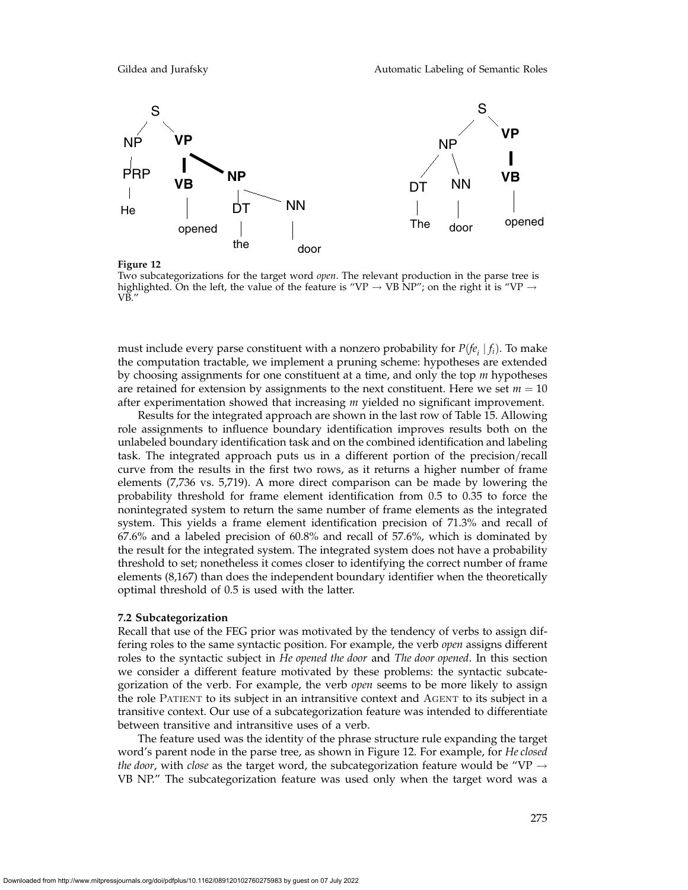**Figure 12**
Two subcategorizations for the target word *open*. The relevant production in the parse tree is highlighted. On the left, the value of the feature is "VP → VB NP"; on the right it is "VP → VB."

must include every parse constituent with a nonzero probability for $P(fe_i \mid f_i)$. To make the computation tractable, we implement a pruning scheme: hypotheses are extended by choosing assignments for one constituent at a time, and only the top $m$ hypotheses are retained for extension by assignments to the next constituent. Here we set $m = 10$ after experimentation showed that increasing $m$ yielded no significant improvement.

Results for the integrated approach are shown in the last row of Table 15. Allowing role assignments to influence boundary identification improves results both on the unlabeled boundary identification task and on the combined identification and labeling task. The integrated approach puts us in a different portion of the precision/recall curve from the results in the first two rows, as it returns a higher number of frame elements (7,736 vs. 5,719). A more direct comparison can be made by lowering the probability threshold for frame element identification from 0.5 to 0.35 to force the nonintegrated system to return the same number of frame elements as the integrated system. This yields a frame element identification precision of 71.3% and recall of 67.6% and a labeled precision of 60.8% and recall of 57.6%, which is dominated by the result for the integrated system. The integrated system does not have a probability threshold to set; nonetheless it comes closer to identifying the correct number of frame elements (8,167) than does the independent boundary identifier when the theoretically optimal threshold of 0.5 is used with the latter.

### 7.2 Subcategorization

Recall that use of the FEG prior was motivated by the tendency of verbs to assign differing roles to the same syntactic position. For example, the verb *open* assigns different roles to the syntactic subject in *He opened the door* and *The door opened*. In this section we consider a different feature motivated by these problems: the syntactic subcategorization of the verb. For example, the verb *open* seems to be more likely to assign the role PATIENT to its subject in an intransitive context and AGENT to its subject in a transitive context. Our use of a subcategorization feature was intended to differentiate between transitive and intransitive uses of a verb.

The feature used was the identity of the phrase structure rule expanding the target word's parent node in the parse tree, as shown in Figure 12. For example, for *He closed the door*, with *close* as the target word, the subcategorization feature would be "VP → VB NP." The subcategorization feature was used only when the target word was a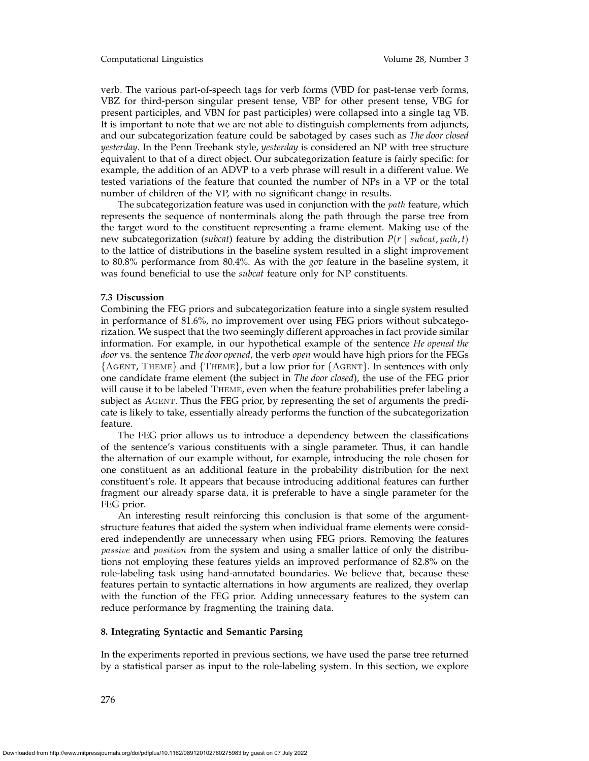verb. The various part-of-speech tags for verb forms (VBD for past-tense verb forms, VBZ for third-person singular present tense, VBP for other present tense, VBG for present participles, and VBN for past participles) were collapsed into a single tag VB. It is important to note that we are not able to distinguish complements from adjuncts, and our subcategorization feature could be sabotaged by cases such as *The door closed yesterday*. In the Penn Treebank style, *yesterday* is considered an NP with tree structure equivalent to that of a direct object. Our subcategorization feature is fairly specific: for example, the addition of an ADVP to a verb phrase will result in a different value. We tested variations of the feature that counted the number of NPs in a VP or the total number of children of the VP, with no significant change in results.

The subcategorization feature was used in conjunction with the *path* feature, which represents the sequence of nonterminals along the path through the parse tree from the target word to the constituent representing a frame element. Making use of the new subcategorization (*subcat*) feature by adding the distribution $P(r \mid subcat, path, t)$ to the lattice of distributions in the baseline system resulted in a slight improvement to 80.8% performance from 80.4%. As with the *gov* feature in the baseline system, it was found beneficial to use the *subcat* feature only for NP constituents.

### 7.3 Discussion

Combining the FEG priors and subcategorization feature into a single system resulted in performance of 81.6%, no improvement over using FEG priors without subcategorization. We suspect that the two seemingly different approaches in fact provide similar information. For example, in our hypothetical example of the sentence *He opened the door* vs. the sentence *The door opened*, the verb *open* would have high priors for the FEGs {AGENT, THEME} and {THEME}, but a low prior for {AGENT}. In sentences with only one candidate frame element (the subject in *The door closed*), the use of the FEG prior will cause it to be labeled THEME, even when the feature probabilities prefer labeling a subject as AGENT. Thus the FEG prior, by representing the set of arguments the predicate is likely to take, essentially already performs the function of the subcategorization feature.

The FEG prior allows us to introduce a dependency between the classifications of the sentence's various constituents with a single parameter. Thus, it can handle the alternation of our example without, for example, introducing the role chosen for one constituent as an additional feature in the probability distribution for the next constituent's role. It appears that because introducing additional features can further fragment our already sparse data, it is preferable to have a single parameter for the FEG prior.

An interesting result reinforcing this conclusion is that some of the argument-structure features that aided the system when individual frame elements were considered independently are unnecessary when using FEG priors. Removing the features *passive* and *position* from the system and using a smaller lattice of only the distributions not employing these features yields an improved performance of 82.8% on the role-labeling task using hand-annotated boundaries. We believe that, because these features pertain to syntactic alternations in how arguments are realized, they overlap with the function of the FEG prior. Adding unnecessary features to the system can reduce performance by fragmenting the training data.

## 8. Integrating Syntactic and Semantic Parsing

In the experiments reported in previous sections, we have used the parse tree returned by a statistical parser as input to the role-labeling system. In this section, we explore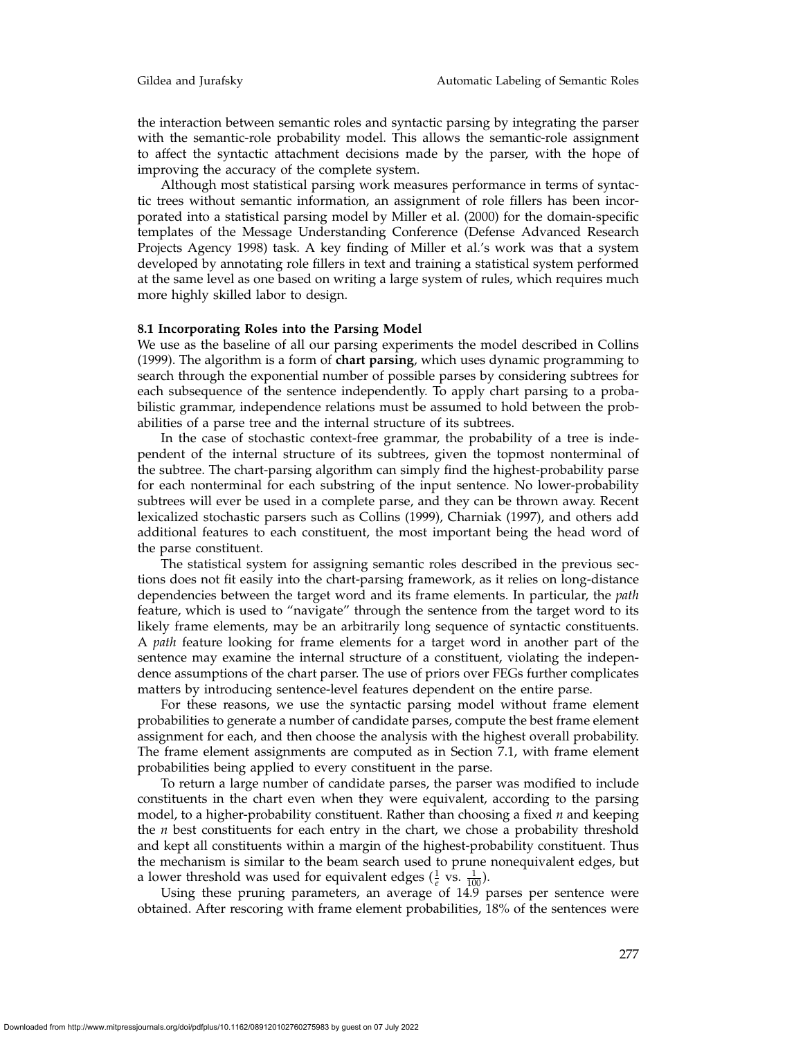the interaction between semantic roles and syntactic parsing by integrating the parser with the semantic-role probability model. This allows the semantic-role assignment to affect the syntactic attachment decisions made by the parser, with the hope of improving the accuracy of the complete system.

Although most statistical parsing work measures performance in terms of syntactic trees without semantic information, an assignment of role fillers has been incorporated into a statistical parsing model by Miller et al. (2000) for the domain-specific templates of the Message Understanding Conference (Defense Advanced Research Projects Agency 1998) task. A key finding of Miller et al.'s work was that a system developed by annotating role fillers in text and training a statistical system performed at the same level as one based on writing a large system of rules, which requires much more highly skilled labor to design.

### 8.1 Incorporating Roles into the Parsing Model

We use as the baseline of all our parsing experiments the model described in Collins (1999). The algorithm is a form of **chart parsing**, which uses dynamic programming to search through the exponential number of possible parses by considering subtrees for each subsequence of the sentence independently. To apply chart parsing to a probabilistic grammar, independence relations must be assumed to hold between the probabilities of a parse tree and the internal structure of its subtrees.

In the case of stochastic context-free grammar, the probability of a tree is independent of the internal structure of its subtrees, given the topmost nonterminal of the subtree. The chart-parsing algorithm can simply find the highest-probability parse for each nonterminal for each substring of the input sentence. No lower-probability subtrees will ever be used in a complete parse, and they can be thrown away. Recent lexicalized stochastic parsers such as Collins (1999), Charniak (1997), and others add additional features to each constituent, the most important being the head word of the parse constituent.

The statistical system for assigning semantic roles described in the previous sections does not fit easily into the chart-parsing framework, as it relies on long-distance dependencies between the target word and its frame elements. In particular, the *path* feature, which is used to "navigate" through the sentence from the target word to its likely frame elements, may be an arbitrarily long sequence of syntactic constituents. A *path* feature looking for frame elements for a target word in another part of the sentence may examine the internal structure of a constituent, violating the independence assumptions of the chart parser. The use of priors over FEGs further complicates matters by introducing sentence-level features dependent on the entire parse.

For these reasons, we use the syntactic parsing model without frame element probabilities to generate a number of candidate parses, compute the best frame element assignment for each, and then choose the analysis with the highest overall probability. The frame element assignments are computed as in Section 7.1, with frame element probabilities being applied to every constituent in the parse.

To return a large number of candidate parses, the parser was modified to include constituents in the chart even when they were equivalent, according to the parsing model, to a higher-probability constituent. Rather than choosing a fixed $n$ and keeping the $n$ best constituents for each entry in the chart, we chose a probability threshold and kept all constituents within a margin of the highest-probability constituent. Thus the mechanism is similar to the beam search used to prune nonequivalent edges, but a lower threshold was used for equivalent edges ($\frac{1}{e}$ vs. $\frac{1}{100}$).

Using these pruning parameters, an average of 14.9 parses per sentence were obtained. After rescoring with frame element probabilities, 18% of the sentences were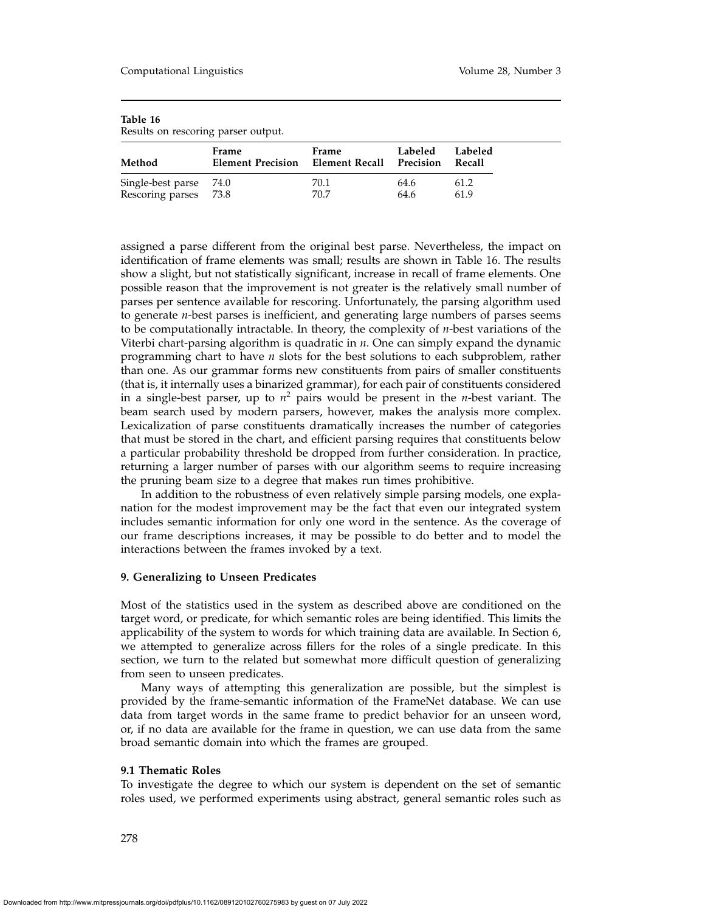**Table 16**
Results on rescoring parser output.

| Method | Frame Element Precision | Frame Element Recall | Labeled Precision | Labeled Recall |
|---|---|---|---|---|
| Single-best parse | 74.0 | 70.1 | 64.6 | 61.2 |
| Rescoring parses | 73.8 | 70.7 | 64.6 | 61.9 |

assigned a parse different from the original best parse. Nevertheless, the impact on identification of frame elements was small; results are shown in Table 16. The results show a slight, but not statistically significant, increase in recall of frame elements. One possible reason that the improvement is not greater is the relatively small number of parses per sentence available for rescoring. Unfortunately, the parsing algorithm used to generate $n$-best parses is inefficient, and generating large numbers of parses seems to be computationally intractable. In theory, the complexity of $n$-best variations of the Viterbi chart-parsing algorithm is quadratic in $n$. One can simply expand the dynamic programming chart to have $n$ slots for the best solutions to each subproblem, rather than one. As our grammar forms new constituents from pairs of smaller constituents (that is, it internally uses a binarized grammar), for each pair of constituents considered in a single-best parser, up to $n^2$ pairs would be present in the $n$-best variant. The beam search used by modern parsers, however, makes the analysis more complex. Lexicalization of parse constituents dramatically increases the number of categories that must be stored in the chart, and efficient parsing requires that constituents below a particular probability threshold be dropped from further consideration. In practice, returning a larger number of parses with our algorithm seems to require increasing the pruning beam size to a degree that makes run times prohibitive.

In addition to the robustness of even relatively simple parsing models, one explanation for the modest improvement may be the fact that even our integrated system includes semantic information for only one word in the sentence. As the coverage of our frame descriptions increases, it may be possible to do better and to model the interactions between the frames invoked by a text.

## 9. Generalizing to Unseen Predicates

Most of the statistics used in the system as described above are conditioned on the target word, or predicate, for which semantic roles are being identified. This limits the applicability of the system to words for which training data are available. In Section 6, we attempted to generalize across fillers for the roles of a single predicate. In this section, we turn to the related but somewhat more difficult question of generalizing from seen to unseen predicates.

Many ways of attempting this generalization are possible, but the simplest is provided by the frame-semantic information of the FrameNet database. We can use data from target words in the same frame to predict behavior for an unseen word, or, if no data are available for the frame in question, we can use data from the same broad semantic domain into which the frames are grouped.

### 9.1 Thematic Roles

To investigate the degree to which our system is dependent on the set of semantic roles used, we performed experiments using abstract, general semantic roles such as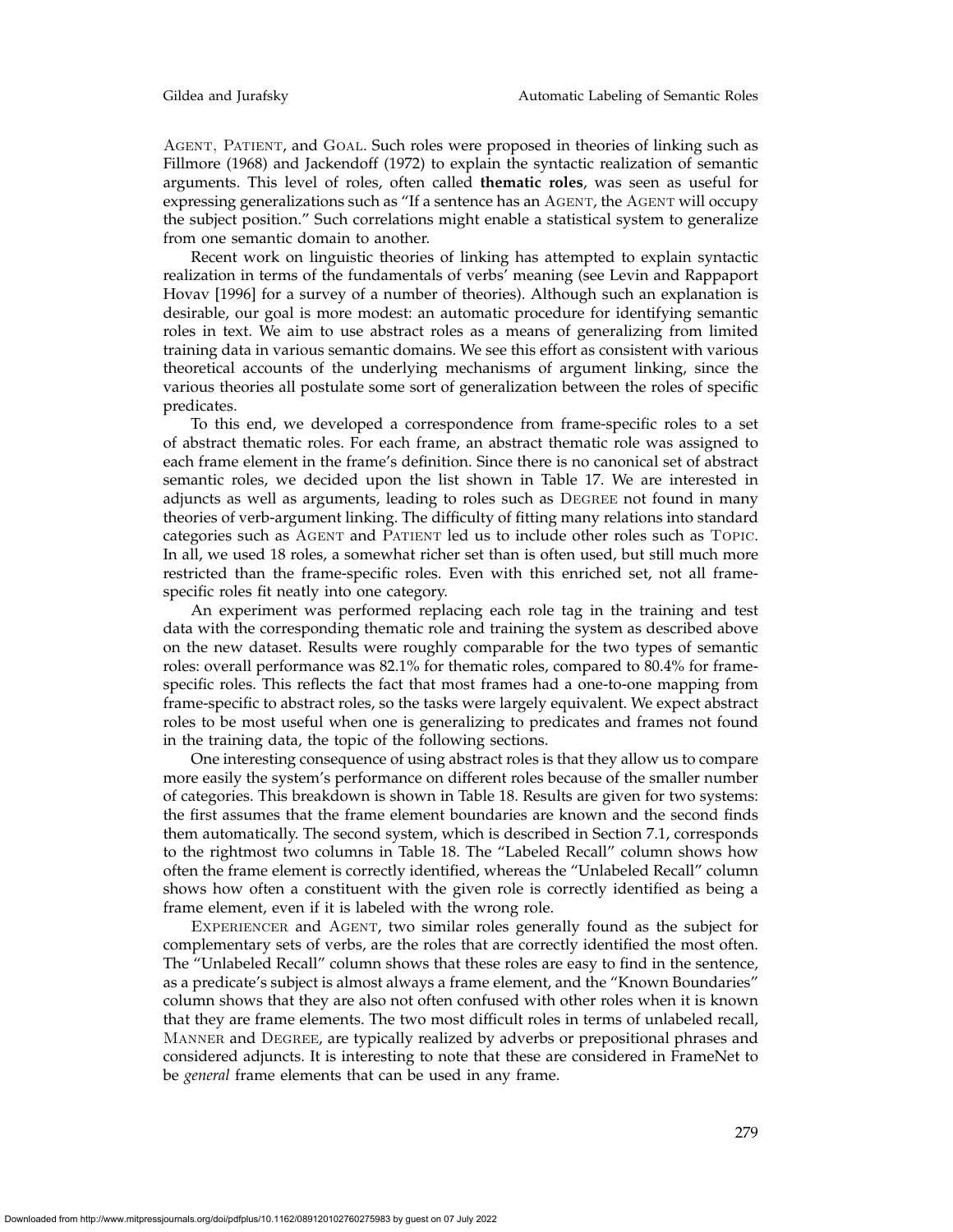AGENT, PATIENT, and GOAL. Such roles were proposed in theories of linking such as Fillmore (1968) and Jackendoff (1972) to explain the syntactic realization of semantic arguments. This level of roles, often called **thematic roles**, was seen as useful for expressing generalizations such as "If a sentence has an AGENT, the AGENT will occupy the subject position." Such correlations might enable a statistical system to generalize from one semantic domain to another.

Recent work on linguistic theories of linking has attempted to explain syntactic realization in terms of the fundamentals of verbs' meaning (see Levin and Rappaport Hovav [1996] for a survey of a number of theories). Although such an explanation is desirable, our goal is more modest: an automatic procedure for identifying semantic roles in text. We aim to use abstract roles as a means of generalizing from limited training data in various semantic domains. We see this effort as consistent with various theoretical accounts of the underlying mechanisms of argument linking, since the various theories all postulate some sort of generalization between the roles of specific predicates.

To this end, we developed a correspondence from frame-specific roles to a set of abstract thematic roles. For each frame, an abstract thematic role was assigned to each frame element in the frame's definition. Since there is no canonical set of abstract semantic roles, we decided upon the list shown in Table 17. We are interested in adjuncts as well as arguments, leading to roles such as DEGREE not found in many theories of verb-argument linking. The difficulty of fitting many relations into standard categories such as AGENT and PATIENT led us to include other roles such as TOPIC. In all, we used 18 roles, a somewhat richer set than is often used, but still much more restricted than the frame-specific roles. Even with this enriched set, not all frame-specific roles fit neatly into one category.

An experiment was performed replacing each role tag in the training and test data with the corresponding thematic role and training the system as described above on the new dataset. Results were roughly comparable for the two types of semantic roles: overall performance was 82.1% for thematic roles, compared to 80.4% for frame-specific roles. This reflects the fact that most frames had a one-to-one mapping from frame-specific to abstract roles, so the tasks were largely equivalent. We expect abstract roles to be most useful when one is generalizing to predicates and frames not found in the training data, the topic of the following sections.

One interesting consequence of using abstract roles is that they allow us to compare more easily the system's performance on different roles because of the smaller number of categories. This breakdown is shown in Table 18. Results are given for two systems: the first assumes that the frame element boundaries are known and the second finds them automatically. The second system, which is described in Section 7.1, corresponds to the rightmost two columns in Table 18. The "Labeled Recall" column shows how often the frame element is correctly identified, whereas the "Unlabeled Recall" column shows how often a constituent with the given role is correctly identified as being a frame element, even if it is labeled with the wrong role.

EXPERIENCER and AGENT, two similar roles generally found as the subject for complementary sets of verbs, are the roles that are correctly identified the most often. The "Unlabeled Recall" column shows that these roles are easy to find in the sentence, as a predicate's subject is almost always a frame element, and the "Known Boundaries" column shows that they are also not often confused with other roles when it is known that they are frame elements. The two most difficult roles in terms of unlabeled recall, MANNER and DEGREE, are typically realized by adverbs or prepositional phrases and considered adjuncts. It is interesting to note that these are considered in FrameNet to be *general* frame elements that can be used in any frame.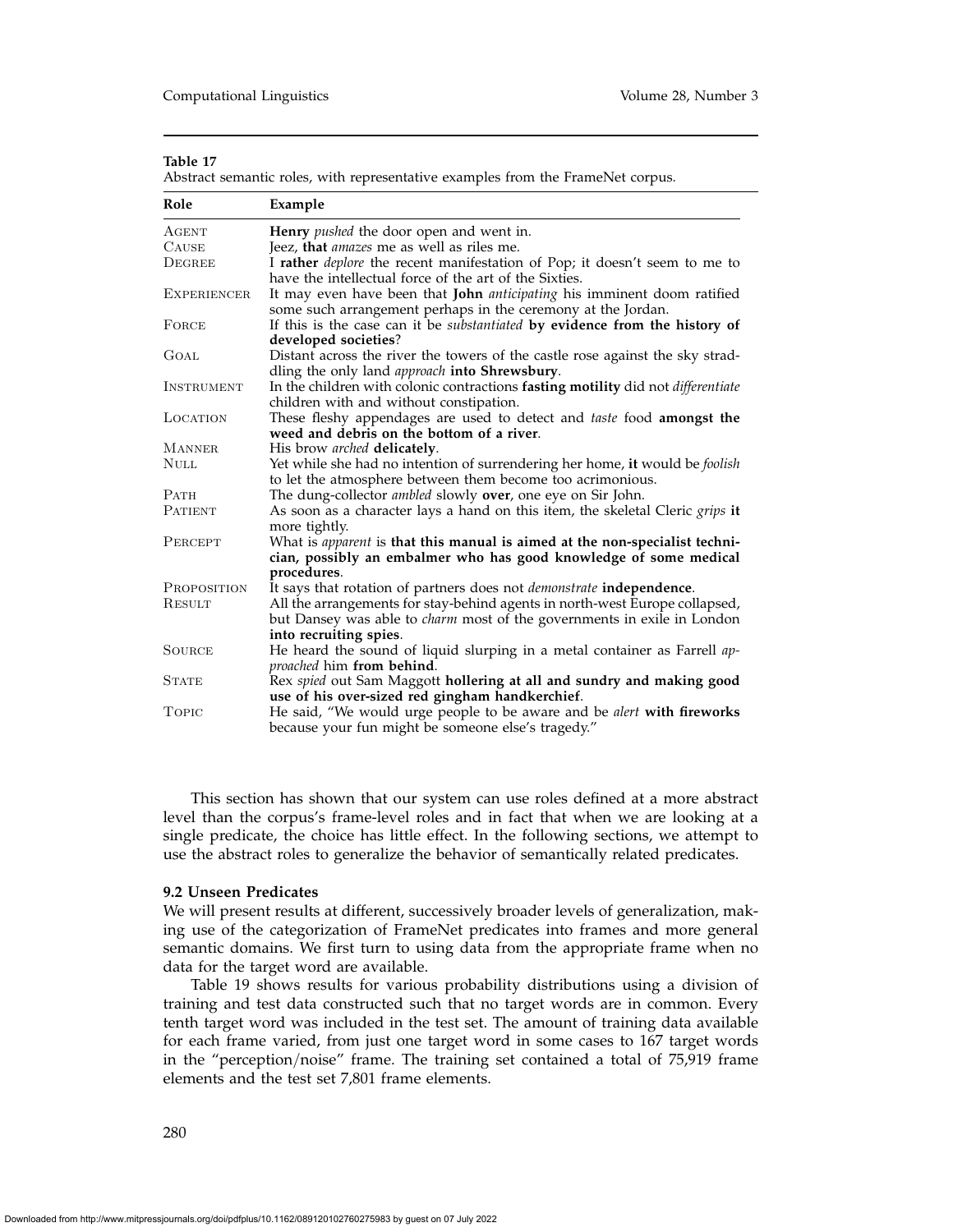**Table 17**
Abstract semantic roles, with representative examples from the FrameNet corpus.

| Role | Example |
|---|---|
| AGENT | **Henry** *pushed* the door open and went in. |
| CAUSE | Jeez, **that** *amazes* me as well as riles me. |
| DEGREE | I **rather** *deplore* the recent manifestation of Pop; it doesn't seem to me to have the intellectual force of the art of the Sixties. |
| EXPERIENCER | It may even have been that **John** *anticipating* his imminent doom ratified some such arrangement perhaps in the ceremony at the Jordan. |
| FORCE | If this is the case can it be *substantiated* **by evidence from the history of developed societies**? |
| GOAL | Distant across the river the towers of the castle rose against the sky straddling the only land *approach* **into Shrewsbury**. |
| INSTRUMENT | In the children with colonic contractions **fasting motility** did not *differentiate* children with and without constipation. |
| LOCATION | These fleshy appendages are used to detect and *taste* food **amongst the weed and debris on the bottom of a river**. |
| MANNER | His brow *arched* **delicately**. |
| NULL | Yet while she had no intention of surrendering her home, **it** would be *foolish* to let the atmosphere between them become too acrimonious. |
| PATH | The dung-collector *ambled* slowly **over**, one eye on Sir John. |
| PATIENT | As soon as a character lays a hand on this item, the skeletal Cleric *grips* **it** more tightly. |
| PERCEPT | What is *apparent* is **that this manual is aimed at the non-specialist technician, possibly an embalmer who has good knowledge of some medical procedures**. |
| PROPOSITION | It says that rotation of partners does not *demonstrate* **independence**. |
| RESULT | All the arrangements for stay-behind agents in north-west Europe collapsed, but Dansey was able to *charm* most of the governments in exile in London **into recruiting spies**. |
| SOURCE | He heard the sound of liquid slurping in a metal container as Farrell *approached* him **from behind**. |
| STATE | Rex *spied* out Sam Maggott **hollering at all and sundry and making good use of his over-sized red gingham handkerchief**. |
| TOPIC | He said, "We would urge people to be aware and be *alert* **with fireworks** because your fun might be someone else's tragedy." |

This section has shown that our system can use roles defined at a more abstract level than the corpus's frame-level roles and in fact that when we are looking at a single predicate, the choice has little effect. In the following sections, we attempt to use the abstract roles to generalize the behavior of semantically related predicates.

### 9.2 Unseen Predicates

We will present results at different, successively broader levels of generalization, making use of the categorization of FrameNet predicates into frames and more general semantic domains. We first turn to using data from the appropriate frame when no data for the target word are available.

Table 19 shows results for various probability distributions using a division of training and test data constructed such that no target words are in common. Every tenth target word was included in the test set. The amount of training data available for each frame varied, from just one target word in some cases to 167 target words in the "perception/noise" frame. The training set contained a total of 75,919 frame elements and the test set 7,801 frame elements.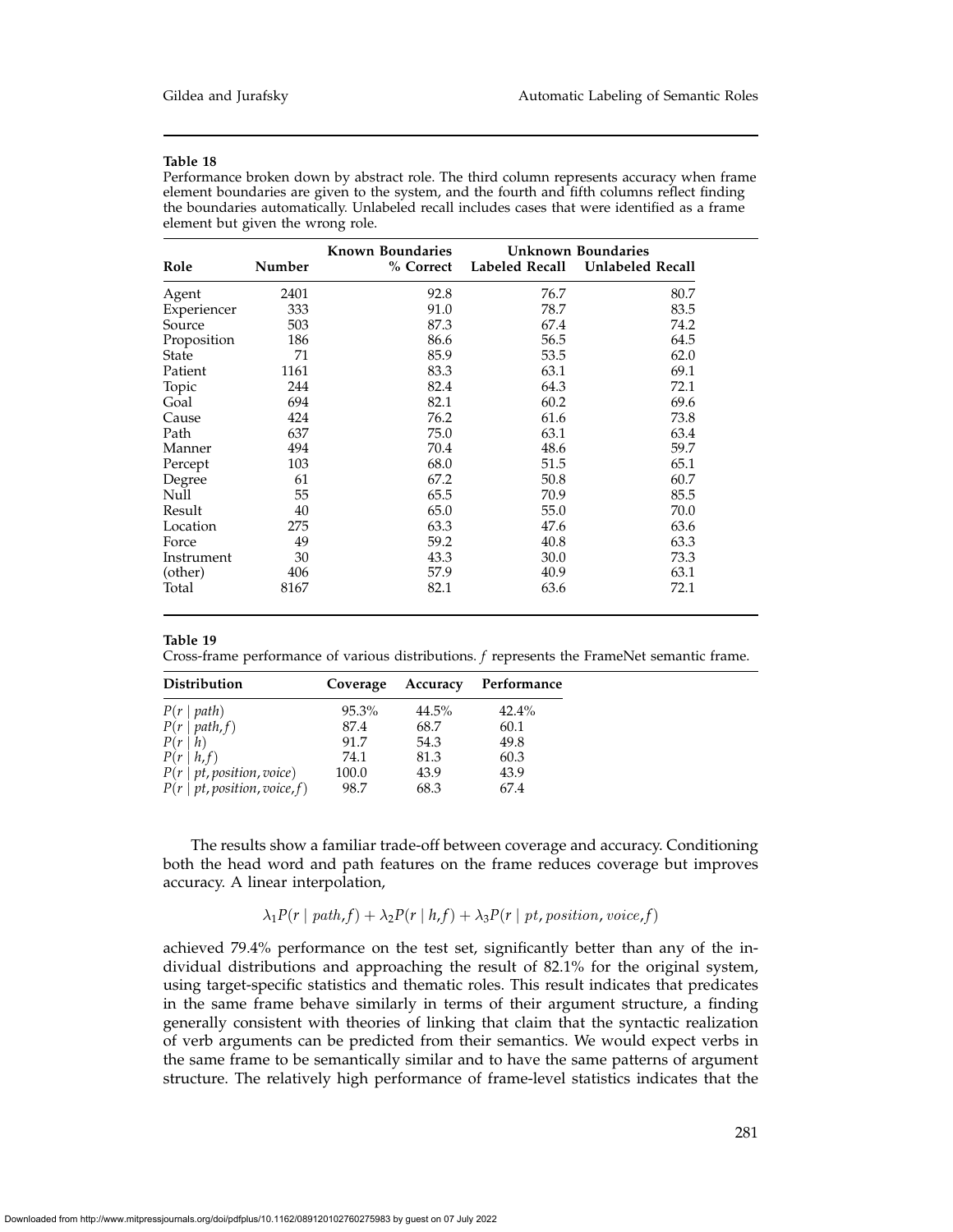**Table 18**

Performance broken down by abstract role. The third column represents accuracy when frame element boundaries are given to the system, and the fourth and fifth columns reflect finding the boundaries automatically. Unlabeled recall includes cases that were identified as a frame element but given the wrong role.

| Role | Number | Known Boundaries % Correct | Unknown Boundaries Labeled Recall | Unlabeled Recall |
|---|---|---|---|---|
| Agent | 2401 | 92.8 | 76.7 | 80.7 |
| Experiencer | 333 | 91.0 | 78.7 | 83.5 |
| Source | 503 | 87.3 | 67.4 | 74.2 |
| Proposition | 186 | 86.6 | 56.5 | 64.5 |
| State | 71 | 85.9 | 53.5 | 62.0 |
| Patient | 1161 | 83.3 | 63.1 | 69.1 |
| Topic | 244 | 82.4 | 64.3 | 72.1 |
| Goal | 694 | 82.1 | 60.2 | 69.6 |
| Cause | 424 | 76.2 | 61.6 | 73.8 |
| Path | 637 | 75.0 | 63.1 | 63.4 |
| Manner | 494 | 70.4 | 48.6 | 59.7 |
| Percept | 103 | 68.0 | 51.5 | 65.1 |
| Degree | 61 | 67.2 | 50.8 | 60.7 |
| Null | 55 | 65.5 | 70.9 | 85.5 |
| Result | 40 | 65.0 | 55.0 | 70.0 |
| Location | 275 | 63.3 | 47.6 | 63.6 |
| Force | 49 | 59.2 | 40.8 | 63.3 |
| Instrument | 30 | 43.3 | 30.0 | 73.3 |
| (other) | 406 | 57.9 | 40.9 | 63.1 |
| Total | 8167 | 82.1 | 63.6 | 72.1 |

**Table 19**

Cross-frame performance of various distributions. $f$ represents the FrameNet semantic frame.

| Distribution | Coverage | Accuracy | Performance |
|---|---|---|---|
| $P(r \mid path)$ | 95.3% | 44.5% | 42.4% |
| $P(r \mid path, f)$ | 87.4 | 68.7 | 60.1 |
| $P(r \mid h)$ | 91.7 | 54.3 | 49.8 |
| $P(r \mid h, f)$ | 74.1 | 81.3 | 60.3 |
| $P(r \mid pt, position, voice)$ | 100.0 | 43.9 | 43.9 |
| $P(r \mid pt, position, voice, f)$ | 98.7 | 68.3 | 67.4 |

The results show a familiar trade-off between coverage and accuracy. Conditioning both the head word and path features on the frame reduces coverage but improves accuracy. A linear interpolation,

$$\lambda_1 P(r \mid path, f) + \lambda_2 P(r \mid h, f) + \lambda_3 P(r \mid pt, position, voice, f)$$

achieved 79.4% performance on the test set, significantly better than any of the individual distributions and approaching the result of 82.1% for the original system, using target-specific statistics and thematic roles. This result indicates that predicates in the same frame behave similarly in terms of their argument structure, a finding generally consistent with theories of linking that claim that the syntactic realization of verb arguments can be predicted from their semantics. We would expect verbs in the same frame to be semantically similar and to have the same patterns of argument structure. The relatively high performance of frame-level statistics indicates that the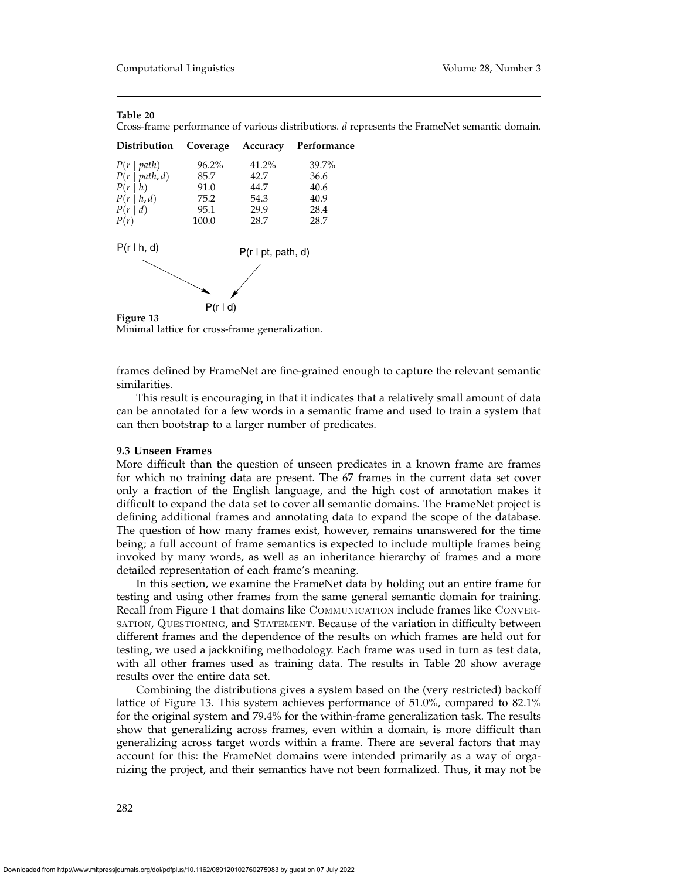**Table 20**
Cross-frame performance of various distributions. $d$ represents the FrameNet semantic domain.

| Distribution | Coverage | Accuracy | Performance |
|---|---|---|---|
| $P(r \mid path)$ | 96.2% | 41.2% | 39.7% |
| $P(r \mid path, d)$ | 85.7 | 42.7 | 36.6 |
| $P(r \mid h)$ | 91.0 | 44.7 | 40.6 |
| $P(r \mid h, d)$ | 75.2 | 54.3 | 40.9 |
| $P(r \mid d)$ | 95.1 | 29.9 | 28.4 |
| $P(r)$ | 100.0 | 28.7 | 28.7 |

P(r | h, d) → P(r | d) ← P(r | pt, path, d)

**Figure 13**
Minimal lattice for cross-frame generalization.

frames defined by FrameNet are fine-grained enough to capture the relevant semantic similarities.

This result is encouraging in that it indicates that a relatively small amount of data can be annotated for a few words in a semantic frame and used to train a system that can then bootstrap to a larger number of predicates.

### 9.3 Unseen Frames

More difficult than the question of unseen predicates in a known frame are frames for which no training data are present. The 67 frames in the current data set cover only a fraction of the English language, and the high cost of annotation makes it difficult to expand the data set to cover all semantic domains. The FrameNet project is defining additional frames and annotating data to expand the scope of the database. The question of how many frames exist, however, remains unanswered for the time being; a full account of frame semantics is expected to include multiple frames being invoked by many words, as well as an inheritance hierarchy of frames and a more detailed representation of each frame's meaning.

In this section, we examine the FrameNet data by holding out an entire frame for testing and using other frames from the same general semantic domain for training. Recall from Figure 1 that domains like COMMUNICATION include frames like CONVERSATION, QUESTIONING, and STATEMENT. Because of the variation in difficulty between different frames and the dependence of the results on which frames are held out for testing, we used a jackknifing methodology. Each frame was used in turn as test data, with all other frames used as training data. The results in Table 20 show average results over the entire data set.

Combining the distributions gives a system based on the (very restricted) backoff lattice of Figure 13. This system achieves performance of 51.0%, compared to 82.1% for the original system and 79.4% for the within-frame generalization task. The results show that generalizing across frames, even within a domain, is more difficult than generalizing across target words within a frame. There are several factors that may account for this: the FrameNet domains were intended primarily as a way of organizing the project, and their semantics have not been formalized. Thus, it may not be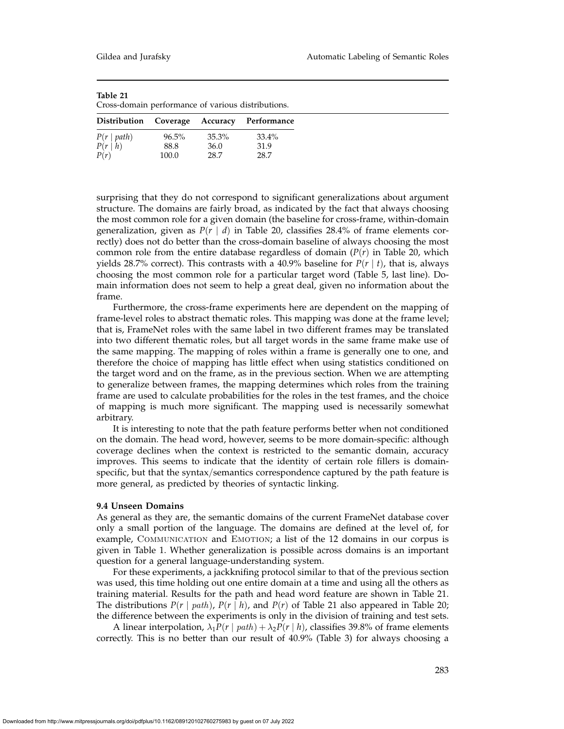**Table 21**
Cross-domain performance of various distributions.

| Distribution | Coverage | Accuracy | Performance |
|---|---|---|---|
| $P(r \mid path)$ | 96.5% | 35.3% | 33.4% |
| $P(r \mid h)$ | 88.8 | 36.0 | 31.9 |
| $P(r)$ | 100.0 | 28.7 | 28.7 |

surprising that they do not correspond to significant generalizations about argument structure. The domains are fairly broad, as indicated by the fact that always choosing the most common role for a given domain (the baseline for cross-frame, within-domain generalization, given as $P(r \mid d)$ in Table 20, classifies 28.4% of frame elements correctly) does not do better than the cross-domain baseline of always choosing the most common role from the entire database regardless of domain ($P(r)$ in Table 20, which yields 28.7% correct). This contrasts with a 40.9% baseline for $P(r \mid t)$, that is, always choosing the most common role for a particular target word (Table 5, last line). Domain information does not seem to help a great deal, given no information about the frame.

Furthermore, the cross-frame experiments here are dependent on the mapping of frame-level roles to abstract thematic roles. This mapping was done at the frame level; that is, FrameNet roles with the same label in two different frames may be translated into two different thematic roles, but all target words in the same frame make use of the same mapping. The mapping of roles within a frame is generally one to one, and therefore the choice of mapping has little effect when using statistics conditioned on the target word and on the frame, as in the previous section. When we are attempting to generalize between frames, the mapping determines which roles from the training frame are used to calculate probabilities for the roles in the test frames, and the choice of mapping is much more significant. The mapping used is necessarily somewhat arbitrary.

It is interesting to note that the path feature performs better when not conditioned on the domain. The head word, however, seems to be more domain-specific: although coverage declines when the context is restricted to the semantic domain, accuracy improves. This seems to indicate that the identity of certain role fillers is domain-specific, but that the syntax/semantics correspondence captured by the path feature is more general, as predicted by theories of syntactic linking.

### 9.4 Unseen Domains

As general as they are, the semantic domains of the current FrameNet database cover only a small portion of the language. The domains are defined at the level of, for example, COMMUNICATION and EMOTION; a list of the 12 domains in our corpus is given in Table 1. Whether generalization is possible across domains is an important question for a general language-understanding system.

For these experiments, a jackknifing protocol similar to that of the previous section was used, this time holding out one entire domain at a time and using all the others as training material. Results for the path and head word feature are shown in Table 21. The distributions $P(r \mid path)$, $P(r \mid h)$, and $P(r)$ of Table 21 also appeared in Table 20; the difference between the experiments is only in the division of training and test sets.

A linear interpolation, $\lambda_1 P(r \mid path) + \lambda_2 P(r \mid h)$, classifies 39.8% of frame elements correctly. This is no better than our result of 40.9% (Table 3) for always choosing a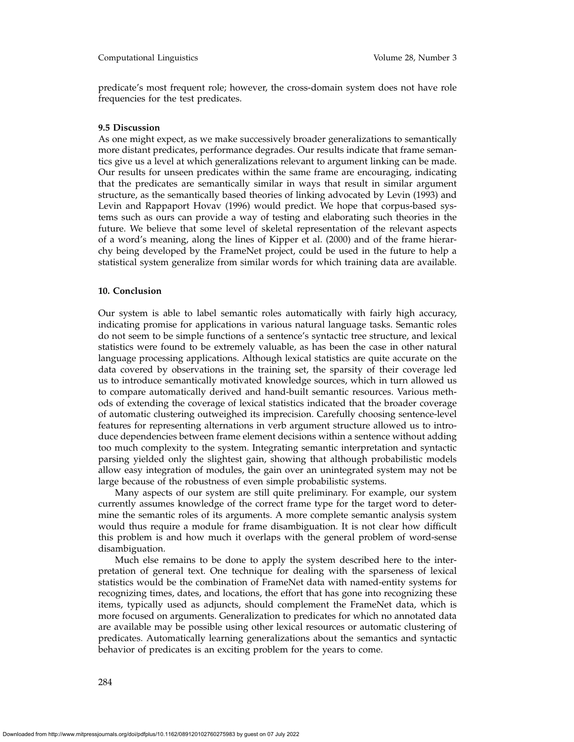predicate's most frequent role; however, the cross-domain system does not have role frequencies for the test predicates.

### 9.5 Discussion

As one might expect, as we make successively broader generalizations to semantically more distant predicates, performance degrades. Our results indicate that frame semantics give us a level at which generalizations relevant to argument linking can be made. Our results for unseen predicates within the same frame are encouraging, indicating that the predicates are semantically similar in ways that result in similar argument structure, as the semantically based theories of linking advocated by Levin (1993) and Levin and Rappaport Hovav (1996) would predict. We hope that corpus-based systems such as ours can provide a way of testing and elaborating such theories in the future. We believe that some level of skeletal representation of the relevant aspects of a word's meaning, along the lines of Kipper et al. (2000) and of the frame hierarchy being developed by the FrameNet project, could be used in the future to help a statistical system generalize from similar words for which training data are available.

## 10. Conclusion

Our system is able to label semantic roles automatically with fairly high accuracy, indicating promise for applications in various natural language tasks. Semantic roles do not seem to be simple functions of a sentence's syntactic tree structure, and lexical statistics were found to be extremely valuable, as has been the case in other natural language processing applications. Although lexical statistics are quite accurate on the data covered by observations in the training set, the sparsity of their coverage led us to introduce semantically motivated knowledge sources, which in turn allowed us to compare automatically derived and hand-built semantic resources. Various methods of extending the coverage of lexical statistics indicated that the broader coverage of automatic clustering outweighed its imprecision. Carefully choosing sentence-level features for representing alternations in verb argument structure allowed us to introduce dependencies between frame element decisions within a sentence without adding too much complexity to the system. Integrating semantic interpretation and syntactic parsing yielded only the slightest gain, showing that although probabilistic models allow easy integration of modules, the gain over an unintegrated system may not be large because of the robustness of even simple probabilistic systems.

Many aspects of our system are still quite preliminary. For example, our system currently assumes knowledge of the correct frame type for the target word to determine the semantic roles of its arguments. A more complete semantic analysis system would thus require a module for frame disambiguation. It is not clear how difficult this problem is and how much it overlaps with the general problem of word-sense disambiguation.

Much else remains to be done to apply the system described here to the interpretation of general text. One technique for dealing with the sparseness of lexical statistics would be the combination of FrameNet data with named-entity systems for recognizing times, dates, and locations, the effort that has gone into recognizing these items, typically used as adjuncts, should complement the FrameNet data, which is more focused on arguments. Generalization to predicates for which no annotated data are available may be possible using other lexical resources or automatic clustering of predicates. Automatically learning generalizations about the semantics and syntactic behavior of predicates is an exciting problem for the years to come.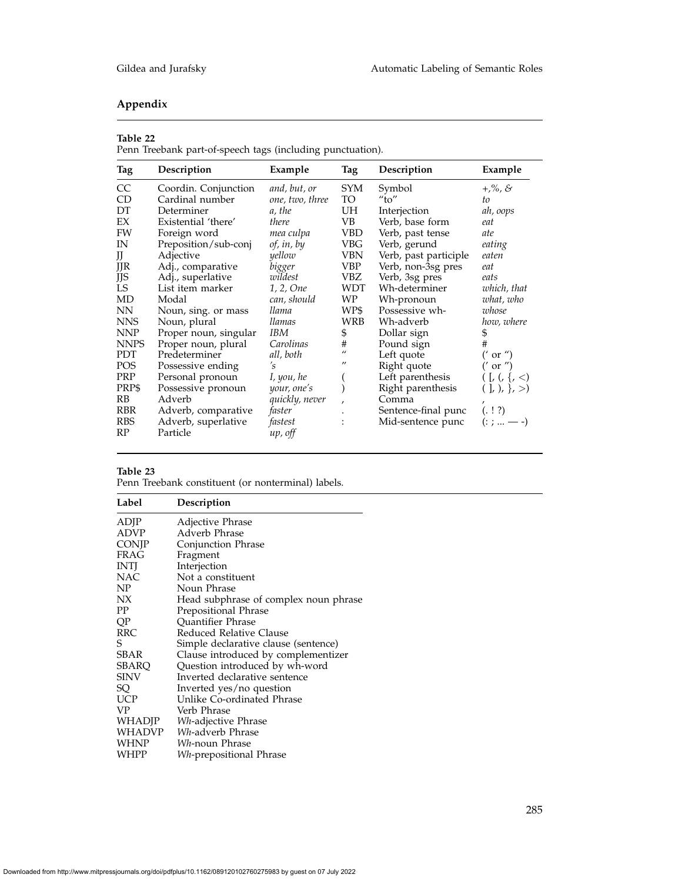## Appendix

**Table 22**
Penn Treebank part-of-speech tags (including punctuation).

| Tag | Description | Example | Tag | Description | Example |
|---|---|---|---|---|---|
| CC | Coordin. Conjunction | *and, but, or* | SYM | Symbol | *+,%, &* |
| CD | Cardinal number | *one, two, three* | TO | "to" | *to* |
| DT | Determiner | *a, the* | UH | Interjection | *ah, oops* |
| EX | Existential 'there' | *there* | VB | Verb, base form | *eat* |
| FW | Foreign word | *mea culpa* | VBD | Verb, past tense | *ate* |
| IN | Preposition/sub-conj | *of, in, by* | VBG | Verb, gerund | *eating* |
| JJ | Adjective | *yellow* | VBN | Verb, past participle | *eaten* |
| JJR | Adj., comparative | *bigger* | VBP | Verb, non-3sg pres | *eat* |
| JJS | Adj., superlative | *wildest* | VBZ | Verb, 3sg pres | *eats* |
| LS | List item marker | *1, 2, One* | WDT | Wh-determiner | *which, that* |
| MD | Modal | *can, should* | WP | Wh-pronoun | *what, who* |
| NN | Noun, sing. or mass | *llama* | WP$ | Possessive wh- | *whose* |
| NNS | Noun, plural | *llamas* | WRB | Wh-adverb | *how, where* |
| NNP | Proper noun, singular | *IBM* | $ | Dollar sign | $ |
| NNPS | Proper noun, plural | *Carolinas* | # | Pound sign | # |
| PDT | Predeterminer | *all, both* | " | Left quote | (' or ") |
| POS | Possessive ending | *'s* | " | Right quote | (' or ") |
| PRP | Personal pronoun | *I, you, he* | ( | Left parenthesis | ( [, (, {, < ) |
| PRP$ | Possessive pronoun | *your, one's* | ) | Right parenthesis | ( ], ), }, > ) |
| RB | Adverb | *quickly, never* | , | Comma | , |
| RBR | Adverb, comparative | *faster* | . | Sentence-final punc | (. ! ?) |
| RBS | Adverb, superlative | *fastest* | : | Mid-sentence punc | (: ; ... — -) |
| RP | Particle | *up, off* | | | |

**Table 23**
Penn Treebank constituent (or nonterminal) labels.

| Label | Description |
|---|---|
| ADJP | Adjective Phrase |
| ADVP | Adverb Phrase |
| CONJP | Conjunction Phrase |
| FRAG | Fragment |
| INTJ | Interjection |
| NAC | Not a constituent |
| NP | Noun Phrase |
| NX | Head subphrase of complex noun phrase |
| PP | Prepositional Phrase |
| QP | Quantifier Phrase |
| RRC | Reduced Relative Clause |
| S | Simple declarative clause (sentence) |
| SBAR | Clause introduced by complementizer |
| SBARQ | Question introduced by wh-word |
| SINV | Inverted declarative sentence |
| SQ | Inverted yes/no question |
| UCP | Unlike Co-ordinated Phrase |
| VP | Verb Phrase |
| WHADJP | *Wh*-adjective Phrase |
| WHADVP | *Wh*-adverb Phrase |
| WHNP | *Wh*-noun Phrase |
| WHPP | *Wh*-prepositional Phrase |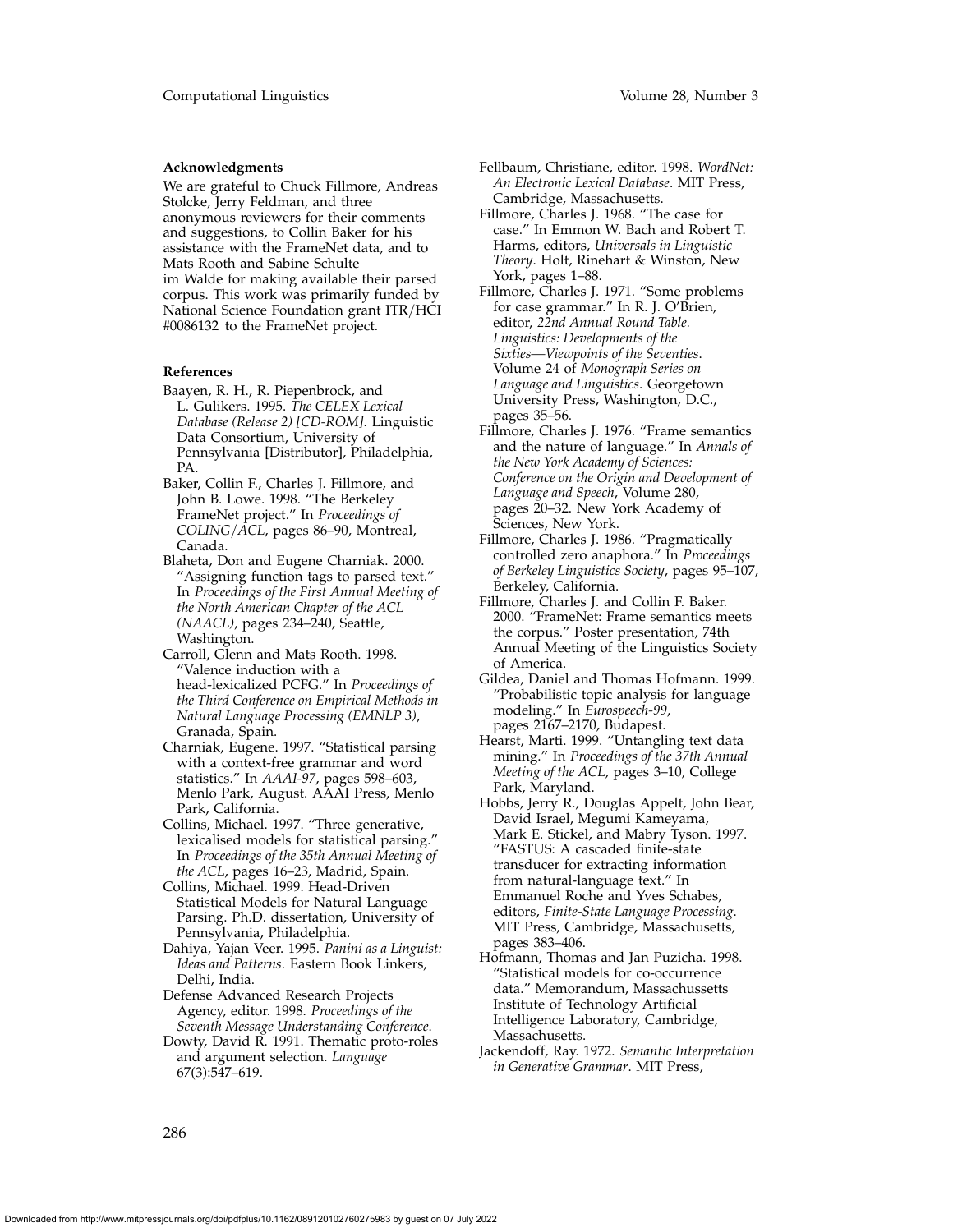### Acknowledgments

We are grateful to Chuck Fillmore, Andreas Stolcke, Jerry Feldman, and three anonymous reviewers for their comments and suggestions, to Collin Baker for his assistance with the FrameNet data, and to Mats Rooth and Sabine Schulte im Walde for making available their parsed corpus. This work was primarily funded by National Science Foundation grant ITR/HCI #0086132 to the FrameNet project.

### References

Baayen, R. H., R. Piepenbrock, and L. Gulikers. 1995. *The CELEX Lexical Database (Release 2) [CD-ROM]*. Linguistic Data Consortium, University of Pennsylvania [Distributor], Philadelphia, PA.

Baker, Collin F., Charles J. Fillmore, and John B. Lowe. 1998. "The Berkeley FrameNet project." In *Proceedings of COLING/ACL*, pages 86–90, Montreal, Canada.

Blaheta, Don and Eugene Charniak. 2000. "Assigning function tags to parsed text." In *Proceedings of the First Annual Meeting of the North American Chapter of the ACL (NAACL)*, pages 234–240, Seattle, Washington.

Carroll, Glenn and Mats Rooth. 1998. "Valence induction with a head-lexicalized PCFG." In *Proceedings of the Third Conference on Empirical Methods in Natural Language Processing (EMNLP 3)*, Granada, Spain.

Charniak, Eugene. 1997. "Statistical parsing with a context-free grammar and word statistics." In *AAAI-97*, pages 598–603, Menlo Park, August. AAAI Press, Menlo Park, California.

Collins, Michael. 1997. "Three generative, lexicalised models for statistical parsing." In *Proceedings of the 35th Annual Meeting of the ACL*, pages 16–23, Madrid, Spain.

Collins, Michael. 1999. Head-Driven Statistical Models for Natural Language Parsing. Ph.D. dissertation, University of Pennsylvania, Philadelphia.

Dahiya, Yajan Veer. 1995. *Panini as a Linguist: Ideas and Patterns*. Eastern Book Linkers, Delhi, India.

Defense Advanced Research Projects Agency, editor. 1998. *Proceedings of the Seventh Message Understanding Conference*.

Dowty, David R. 1991. Thematic proto-roles and argument selection. *Language* 67(3):547–619.

Fellbaum, Christiane, editor. 1998. *WordNet: An Electronic Lexical Database*. MIT Press, Cambridge, Massachusetts.

Fillmore, Charles J. 1968. "The case for case." In Emmon W. Bach and Robert T. Harms, editors, *Universals in Linguistic Theory*. Holt, Rinehart & Winston, New York, pages 1–88.

Fillmore, Charles J. 1971. "Some problems for case grammar." In R. J. O'Brien, editor, *22nd Annual Round Table. Linguistics: Developments of the Sixties—Viewpoints of the Seventies*. Volume 24 of *Monograph Series on Language and Linguistics*. Georgetown University Press, Washington, D.C., pages 35–56.

Fillmore, Charles J. 1976. "Frame semantics and the nature of language." In *Annals of the New York Academy of Sciences: Conference on the Origin and Development of Language and Speech*, Volume 280, pages 20–32. New York Academy of Sciences, New York.

Fillmore, Charles J. 1986. "Pragmatically controlled zero anaphora." In *Proceedings of Berkeley Linguistics Society*, pages 95–107, Berkeley, California.

Fillmore, Charles J. and Collin F. Baker. 2000. "FrameNet: Frame semantics meets the corpus." Poster presentation, 74th Annual Meeting of the Linguistics Society of America.

Gildea, Daniel and Thomas Hofmann. 1999. "Probabilistic topic analysis for language modeling." In *Eurospeech-99*, pages 2167–2170, Budapest.

Hearst, Marti. 1999. "Untangling text data mining." In *Proceedings of the 37th Annual Meeting of the ACL*, pages 3–10, College Park, Maryland.

Hobbs, Jerry R., Douglas Appelt, John Bear, David Israel, Megumi Kameyama, Mark E. Stickel, and Mabry Tyson. 1997. "FASTUS: A cascaded finite-state transducer for extracting information from natural-language text." In Emmanuel Roche and Yves Schabes, editors, *Finite-State Language Processing*. MIT Press, Cambridge, Massachusetts, pages 383–406.

Hofmann, Thomas and Jan Puzicha. 1998. "Statistical models for co-occurrence data." Memorandum, Massachussetts Institute of Technology Artificial Intelligence Laboratory, Cambridge, Massachusetts.

Jackendoff, Ray. 1972. *Semantic Interpretation in Generative Grammar*. MIT Press,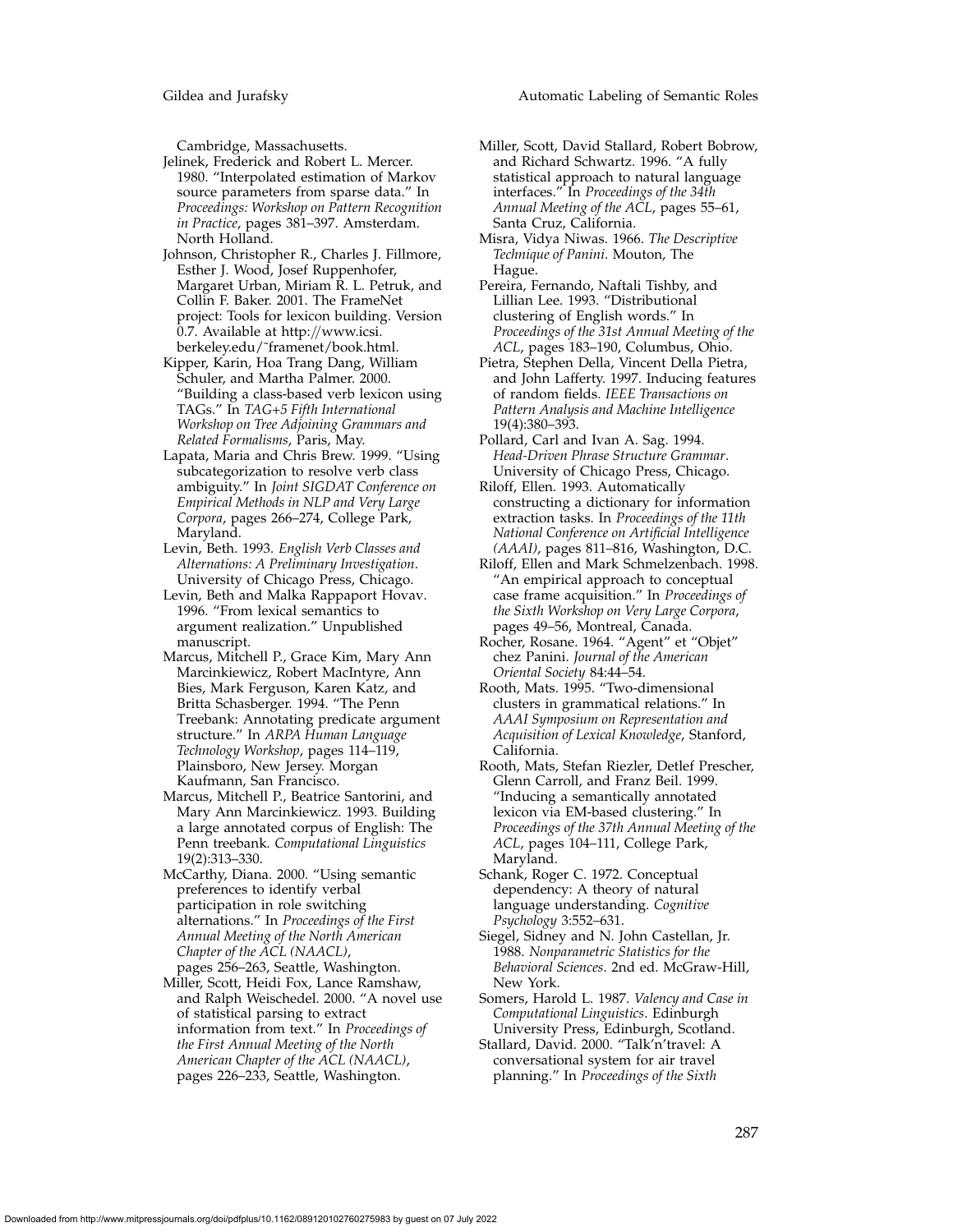Cambridge, Massachusetts.

Jelinek, Frederick and Robert L. Mercer. 1980. "Interpolated estimation of Markov source parameters from sparse data." In *Proceedings: Workshop on Pattern Recognition in Practice*, pages 381–397. Amsterdam. North Holland.

Johnson, Christopher R., Charles J. Fillmore, Esther J. Wood, Josef Ruppenhofer, Margaret Urban, Miriam R. L. Petruk, and Collin F. Baker. 2001. The FrameNet project: Tools for lexicon building. Version 0.7. Available at http://www.icsi.berkeley.edu/˜framenet/book.html.

Kipper, Karin, Hoa Trang Dang, William Schuler, and Martha Palmer. 2000. "Building a class-based verb lexicon using TAGs." In *TAG+5 Fifth International Workshop on Tree Adjoining Grammars and Related Formalisms*, Paris, May.

Lapata, Maria and Chris Brew. 1999. "Using subcategorization to resolve verb class ambiguity." In *Joint SIGDAT Conference on Empirical Methods in NLP and Very Large Corpora*, pages 266–274, College Park, Maryland.

Levin, Beth. 1993. *English Verb Classes and Alternations: A Preliminary Investigation*. University of Chicago Press, Chicago.

Levin, Beth and Malka Rappaport Hovav. 1996. "From lexical semantics to argument realization." Unpublished manuscript.

Marcus, Mitchell P., Grace Kim, Mary Ann Marcinkiewicz, Robert MacIntyre, Ann Bies, Mark Ferguson, Karen Katz, and Britta Schasberger. 1994. "The Penn Treebank: Annotating predicate argument structure." In *ARPA Human Language Technology Workshop*, pages 114–119, Plainsboro, New Jersey. Morgan Kaufmann, San Francisco.

Marcus, Mitchell P., Beatrice Santorini, and Mary Ann Marcinkiewicz. 1993. Building a large annotated corpus of English: The Penn treebank. *Computational Linguistics* 19(2):313–330.

McCarthy, Diana. 2000. "Using semantic preferences to identify verbal participation in role switching alternations." In *Proceedings of the First Annual Meeting of the North American Chapter of the ACL (NAACL)*, pages 256–263, Seattle, Washington.

Miller, Scott, Heidi Fox, Lance Ramshaw, and Ralph Weischedel. 2000. "A novel use of statistical parsing to extract information from text." In *Proceedings of the First Annual Meeting of the North American Chapter of the ACL (NAACL)*, pages 226–233, Seattle, Washington.

Miller, Scott, David Stallard, Robert Bobrow, and Richard Schwartz. 1996. "A fully statistical approach to natural language interfaces." In *Proceedings of the 34th Annual Meeting of the ACL*, pages 55–61, Santa Cruz, California.

Misra, Vidya Niwas. 1966. *The Descriptive Technique of Panini*. Mouton, The Hague.

Pereira, Fernando, Naftali Tishby, and Lillian Lee. 1993. "Distributional clustering of English words." In *Proceedings of the 31st Annual Meeting of the ACL*, pages 183–190, Columbus, Ohio.

Pietra, Stephen Della, Vincent Della Pietra, and John Lafferty. 1997. Inducing features of random fields. *IEEE Transactions on Pattern Analysis and Machine Intelligence* 19(4):380–393.

Pollard, Carl and Ivan A. Sag. 1994. *Head-Driven Phrase Structure Grammar*. University of Chicago Press, Chicago.

Riloff, Ellen. 1993. Automatically constructing a dictionary for information extraction tasks. In *Proceedings of the 11th National Conference on Artificial Intelligence (AAAI)*, pages 811–816, Washington, D.C.

Riloff, Ellen and Mark Schmelzenbach. 1998. "An empirical approach to conceptual case frame acquisition." In *Proceedings of the Sixth Workshop on Very Large Corpora*, pages 49–56, Montreal, Canada.

Rocher, Rosane. 1964. "Agent" et "Objet" chez Panini. *Journal of the American Oriental Society* 84:44–54.

Rooth, Mats. 1995. "Two-dimensional clusters in grammatical relations." In *AAAI Symposium on Representation and Acquisition of Lexical Knowledge*, Stanford, California.

Rooth, Mats, Stefan Riezler, Detlef Prescher, Glenn Carroll, and Franz Beil. 1999. "Inducing a semantically annotated lexicon via EM-based clustering." In *Proceedings of the 37th Annual Meeting of the ACL*, pages 104–111, College Park, Maryland.

Schank, Roger C. 1972. Conceptual dependency: A theory of natural language understanding. *Cognitive Psychology* 3:552–631.

Siegel, Sidney and N. John Castellan, Jr. 1988. *Nonparametric Statistics for the Behavioral Sciences*. 2nd ed. McGraw-Hill, New York.

Somers, Harold L. 1987. *Valency and Case in Computational Linguistics*. Edinburgh University Press, Edinburgh, Scotland.

Stallard, David. 2000. "Talk'n'travel: A conversational system for air travel planning." In *Proceedings of the Sixth*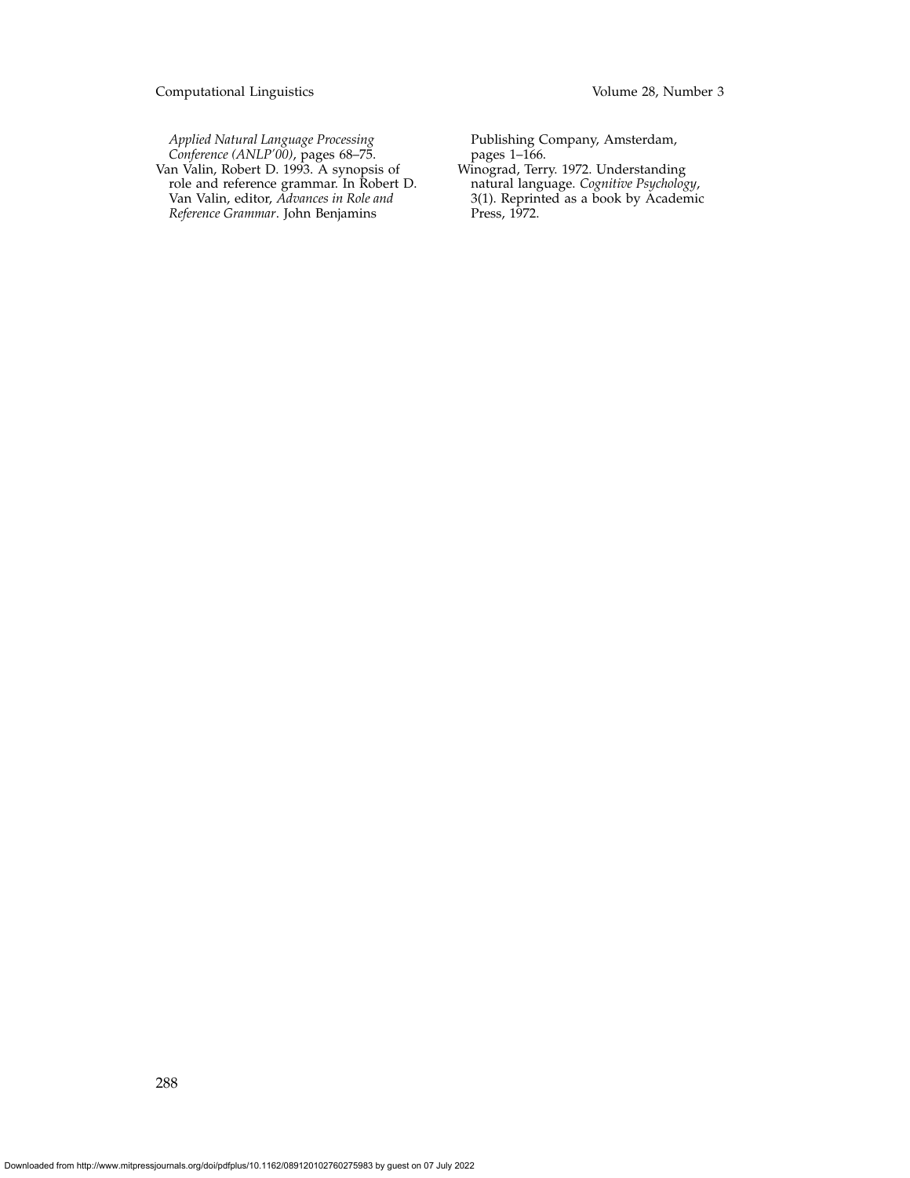*Applied Natural Language Processing Conference (ANLP'00)*, pages 68–75.

Van Valin, Robert D. 1993. A synopsis of role and reference grammar. In Robert D. Van Valin, editor, *Advances in Role and Reference Grammar*. John Benjamins Publishing Company, Amsterdam, pages 1–166.

Winograd, Terry. 1972. Understanding natural language. *Cognitive Psychology*, 3(1). Reprinted as a book by Academic Press, 1972.